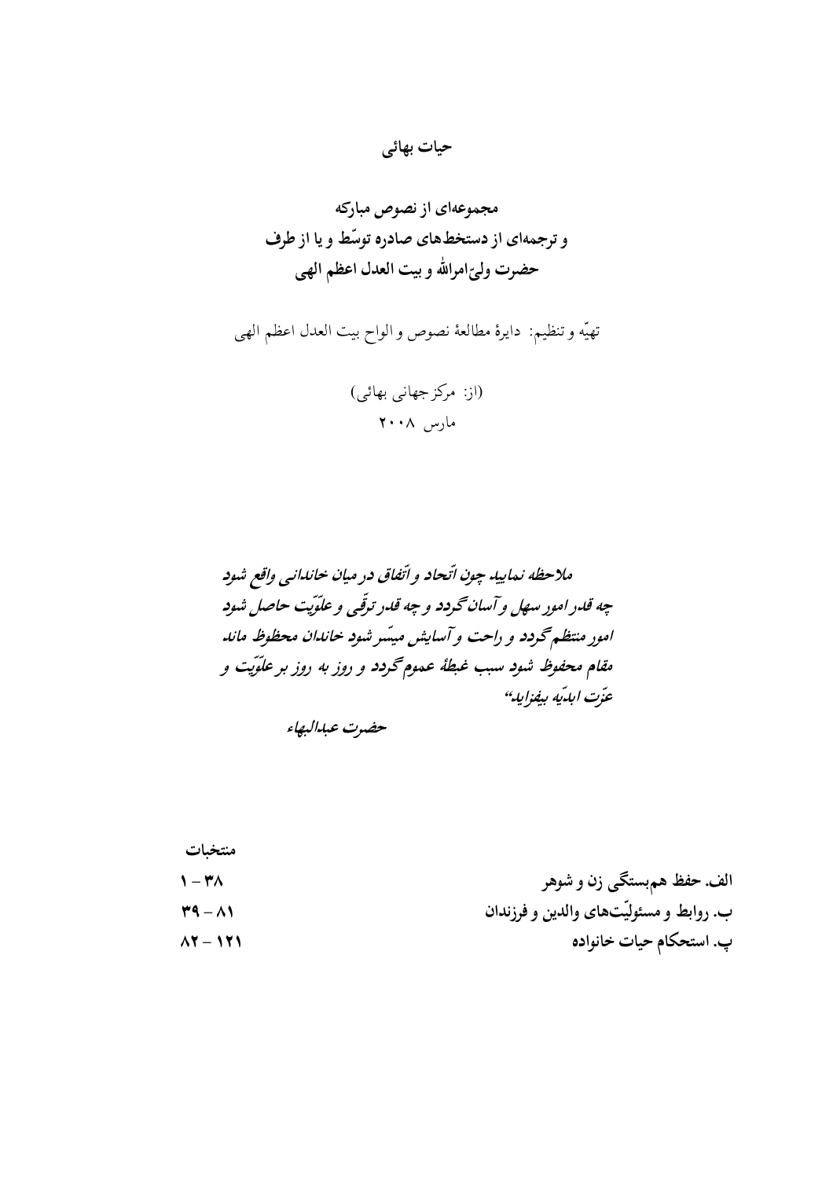# حیات بهائی

## مجموعه‌ای از نصوص مبارکه
## و ترجمه‌ای از دستخط‌های صادره توسّط و یا از طرف
## حضرت ولیّ‌امرالله و بیت العدل اعظم الهی

تهیّه و تنظیم: دایرهٔ مطالعهٔ نصوص و الواح بیت العدل اعظم الهی

(از: مرکز جهانی بهائی)

مارس ۲۰۰۸

*ملاحظه نمایید چون اتّحاد و اتّفاق در میان خاندانی واقع شود چه قدر امور سهل و آسان گردد و چه قدر ترقّی و علوّیت حاصل شود امور منتظم گردد و راحت و آسایش میسّر شود خاندان محفوظ ماند مقام محفوظ شود سبب غبطهٔ عموم گردد و روز به روز بر علوّیت و عزّت ابدیّه بیفزاید"*

*حضرت عبدالبهاء*

**منتخبات**

| | |
|---|---|
| **الف. حفظ هم‌بستگی زن و شوهر** | **۱ – ۳۸** |
| **ب. روابط و مسئولیّت‌های والدین و فرزندان** | **۳۹ – ۸۱** |
| **پ. استحکام حیات خانواده** | **۸۲ – ۱۲۱** |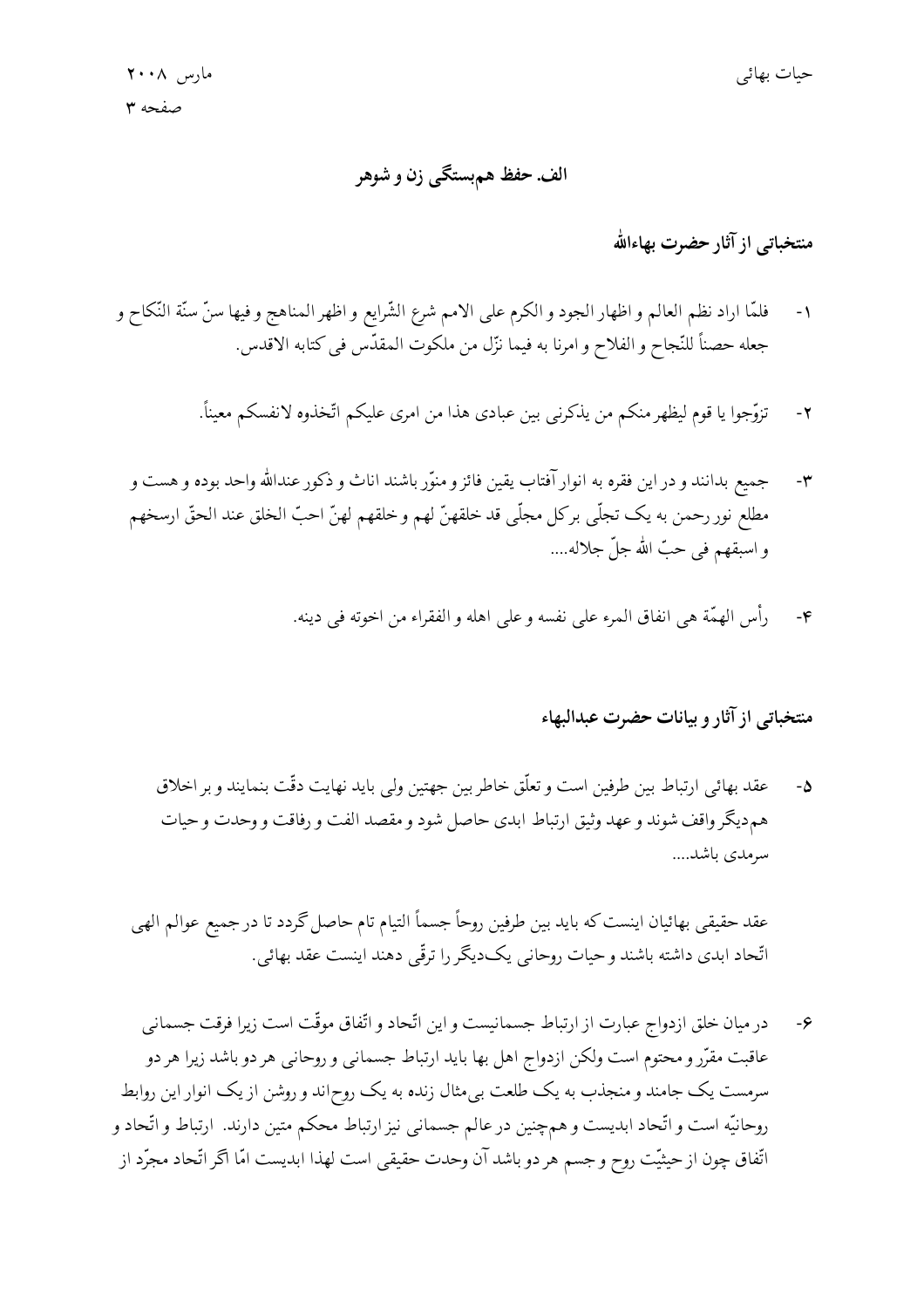## الف. حفظ هم‌بستگی زن و شوهر

### منتخباتی از آثار حضرت بهاءالله

۱- فلمّا اراد نظم العالم و اظهار الجود و الکرم علی الامم شرع الشّرایع و اظهر المناهج و فیها سنّ سنّة النّکاح و جعله حصناً للنّجاح و الفلاح و امرنا به فیما نزّل من ملکوت المقدّس فی کتابه الاقدس.

۲- تزوّجوا یا قوم لیظهر منکم من یذکرنی بین عبادی هذا من امری علیکم اتّخذوه لانفسکم معیناً.

۳- جمیع بدانند و در این فقره به انوار آفتاب یقین فائز و منوّر باشند اناث و ذکور عندالله واحد بوده و هست و مطلع نور رحمن به یک تجلّی بر کل مجلّی قد خلقهنّ لهم و خلقهم لهنّ احبّ الخلق عند الحقّ ارسخهم و اسبقهم فی حبّ الله جلّ جلاله....

۴- رأس الهمّة هی انفاق المرء علی نفسه و علی اهله و الفقراء من اخوته فی دینه.

### منتخباتی از آثار و بیانات حضرت عبدالبهاء

۵- عقد بهائی ارتباط بین طرفین است و تعلّق خاطر بین جهتین ولی باید نهایت دقّت بنمایند و بر اخلاق هم‌دیگر واقف شوند و عهد وثیق ارتباط ابدی حاصل شود و مقصد الفت و رفاقت و وحدت و حیات سرمدی باشد....

عقد حقیقی بهائیان اینست که باید بین طرفین روحاً جسماً التیام تام حاصل گردد تا در جمیع عوالم الهی اتّحاد ابدی داشته باشند و حیات روحانی یک‌دیگر را ترقّی دهند اینست عقد بهائی.

۶- در میان خلق ازدواج عبارت از ارتباط جسمانیست و این اتّحاد و اتّفاق موقّت است زیرا فرقت جسمانی عاقبت مقرّر و محتوم است ولکن ازدواج اهل بها باید ارتباط جسمانی و روحانی هر دو باشد زیرا هر دو سرمست یک جامند و منجذب به یک طلعت بی‌مثال زنده به یک روح‌اند و روشن از یک انوار این روابط روحانیّه است و اتّحاد ابدیست و هم‌چنین در عالم جسمانی نیز ارتباط محکم متین دارند. ارتباط و اتّحاد و اتّفاق چون از حیثیّت روح و جسم هر دو باشد آن وحدت حقیقی است لهذا ابدیست امّا اگر اتّحاد مجرّد از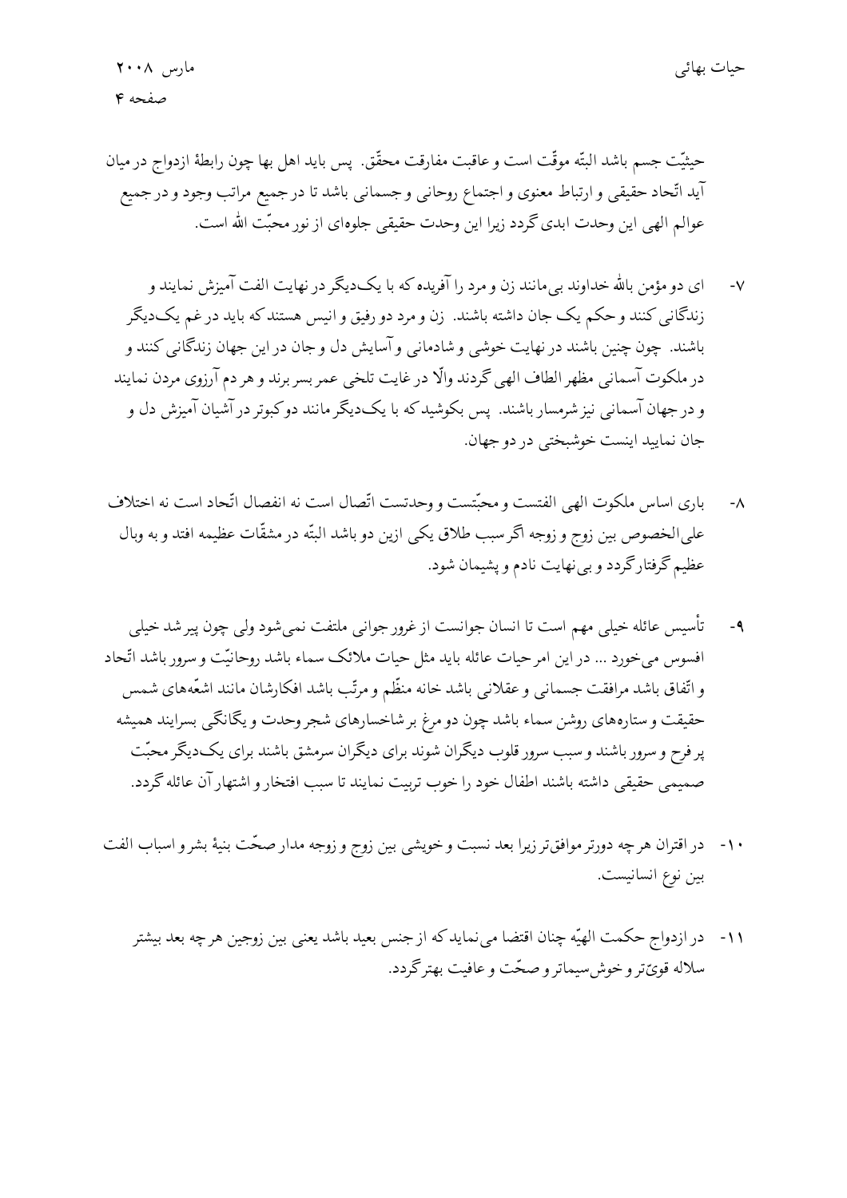حیثیّت جسم باشد البتّه موقّت است و عاقبت مفارقت محقّق. پس باید اهل بها چون رابطۀ ازدواج در میان آید اتّحاد حقیقی و ارتباط معنوی و اجتماع روحانی و جسمانی باشد تا در جمیع مراتب وجود و در جمیع عوالم الهی این وحدت ابدی گردد زیرا این وحدت حقیقی جلوه‌ای از نور محبّت الله است.

۷- ای دو مؤمن بالله خداوند بی‌مانند زن و مرد را آفریده که با یک‌دیگر در نهایت الفت آمیزش نمایند و زندگانی کنند و حکم یک جان داشته باشند. زن و مرد دو رفیق و انیس هستند که باید در غم یک‌دیگر باشند. چون چنین باشند در نهایت خوشی و شادمانی و آسایش دل و جان در این جهان زندگانی کنند و در ملکوت آسمانی مظهر الطاف الهی گردند والّا در غایت تلخی عمر بسر برند و هر دم آرزوی مردن نمایند و در جهان آسمانی نیز شرمسار باشند. پس بکوشید که با یک‌دیگر مانند دو کبوتر در آشیان آمیزش دل و جان نمایید اینست خوشبختی در دو جهان.

۸- باری اساس ملکوت الهی الفتست و محبّتست و وحدتست اتّصال است نه انفصال اتّحاد است نه اختلاف علی‌الخصوص بین زوج و زوجه اگر سبب طلاق یکی ازین دو باشد البتّه در مشقّات عظیمه افتد و به وبال عظیم گرفتار گردد و بی نهایت نادم و پشیمان شود.

۹- تأسیس عائله خیلی مهم است تا انسان جوانست از غرور جوانی ملتفت نمی‌شود ولی چون پیر شد خیلی افسوس می‌خورد ... در این امر حیات عائله باید مثل حیات ملائک سماء باشد روحانیّت و سرور باشد اتّحاد و اتّفاق باشد مرافقت جسمانی و عقلانی باشد خانه منظّم و مرتّب باشد افکارشان مانند اشعّه‌های شمس حقیقت و ستاره‌های روشن سماء باشد چون دو مرغ بر شاخسارهای شجر وحدت و یگانگی بسرایند همیشه پر فرح و سرور باشند و سبب سرور قلوب دیگران شوند برای دیگران سرمشق باشند برای یک‌دیگر محبّت صمیمی حقیقی داشته باشند اطفال خود را خوب تربیت نمایند تا سبب افتخار و اشتهار آن عائله گردد.

۱۰- در اقتران هر چه دورتر موافق‌تر زیرا بعد نسبت و خویشی بین زوج و زوجه مدار صحّت بنیۀ بشر و اسباب الفت بین نوع انسانیست.

۱۱- در ازدواج حکمت الهیّه چنان اقتضا می‌نماید که از جنس بعید باشد یعنی بین زوجین هر چه بعد بیشتر سلاله قویّ‌تر و خوش‌سیماتر و صحّت و عافیت بهتر گردد.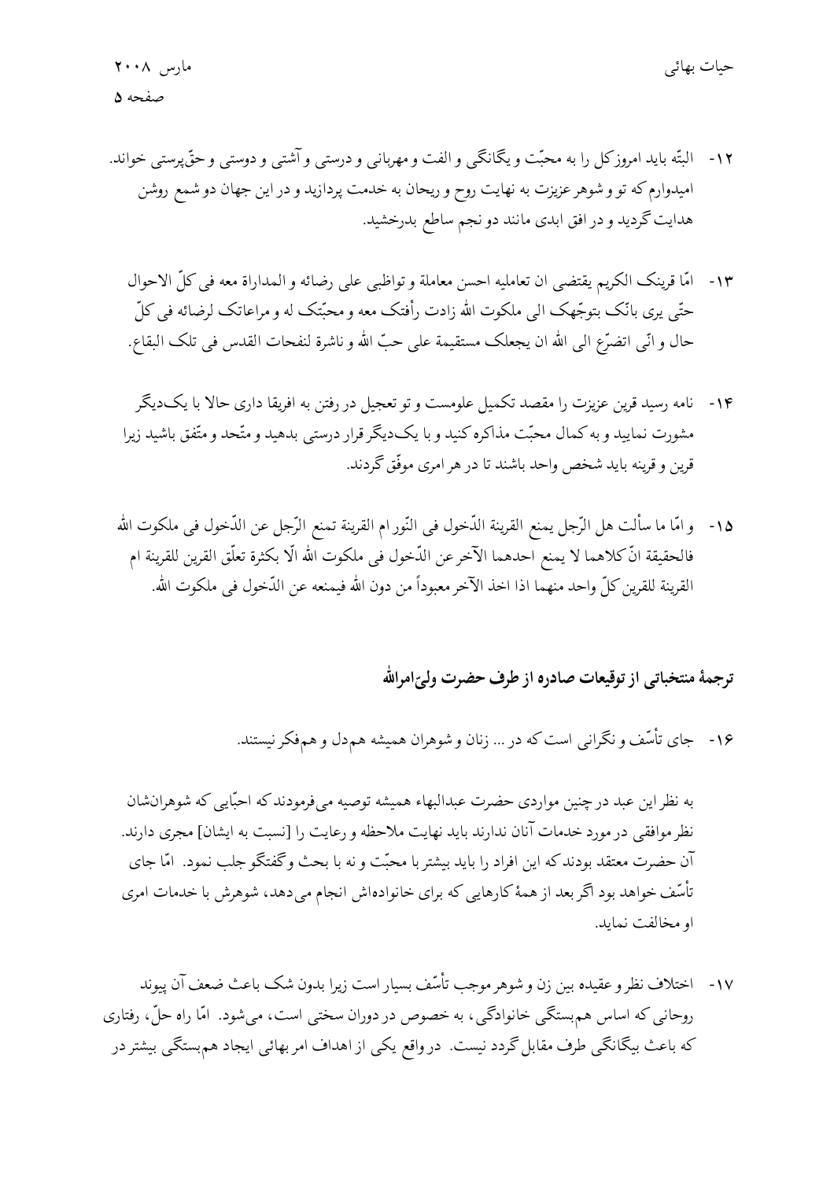۱۲- البتّه باید امروز کل را به محبّت و یگانگی و الفت و مهربانی و درستی و آشتی و دوستی و حقّ‌پرستی خواند. امیدوارم که تو و شوهر عزیزت به نهایت روح و ریحان به خدمت پردازید و در این جهان دو شمع روشن هدایت گردید و در افق ابدی مانند دو نجم ساطع بدرخشید.

۱۳- امّا قرینک الکریم یقتضی ان تعاملیه احسن معاملة و تواظبی علی رضائه و المداراة معه فی کلّ الاحوال حتّی یری بانّک بتوجّهک الی ملکوت الله زادت رأفتک معه و محبّتک له و مراعاتک لرضائه فی کلّ حال و انّی اتضرّع الی الله ان یجعلک مستقیمة علی حبّ الله و ناشرة لنفحات القدس فی تلک البقاع.

۱۴- نامه رسید قرین عزیزت را مقصد تکمیل علومست و تو تعجیل در رفتن به افریقا داری حالا با یک‌دیگر مشورت نمایید و به کمال محبّت مذاکره کنید و با یک‌دیگر قرار درستی بدهید و متّحد و متّفق باشید زیرا قرین و قرینه باید شخص واحد باشند تا در هر امری موفّق گردند.

۱۵- و امّا ما سألت هل الرّجل یمنع القرینة الدّخول فی النّور ام القرینة تمنع الرّجل عن الدّخول فی ملکوت الله فالحقیقة انّ کلاهما لا یمنع احدهما الآخر عن الدّخول فی ملکوت الله الّا بکثرة تعلّق القرین للقرینة ام القرینة للقرین کلّ واحد منهما اذا اخذ الآخر معبوداً من دون الله فیمنعه عن الدّخول فی ملکوت الله.

## ترجمهٔ منتخباتی از توقیعات صادره از طرف حضرت ولیّ‌امرالله

۱۶- جای تأسّف و نگرانی است که در ... زنان و شوهران همیشه هم‌دل و هم‌فکر نیستند.

به نظر این عبد در چنین مواردی حضرت عبدالبهاء همیشه توصیه می‌فرمودند که احبّایی که شوهران‌شان نظر موافقی در مورد خدمات آنان ندارند باید نهایت ملاحظه و رعایت را [نسبت به ایشان] مجری دارند. آن حضرت معتقد بودند که این افراد را باید بیشتر با محبّت و نه با بحث وگفتگو جلب نمود. امّا جای تأسّف خواهد بود اگر بعد از همهٔ کارهایی که برای خانواده‌اش انجام می‌دهد، شوهرش با خدمات امری او مخالفت نماید.

۱۷- اختلاف نظر و عقیده بین زن و شوهر موجب تأسّف بسیار است زیرا بدون شک باعث ضعف آن پیوند روحانی که اساس هم‌بستگی خانوادگی، به خصوص در دوران سختی است، می‌شود. امّا راه حلّ، رفتاری که باعث بیگانگی طرف مقابل گردد نیست. در واقع یکی از اهداف امر بهائی ایجاد هم‌بستگی بیشتر در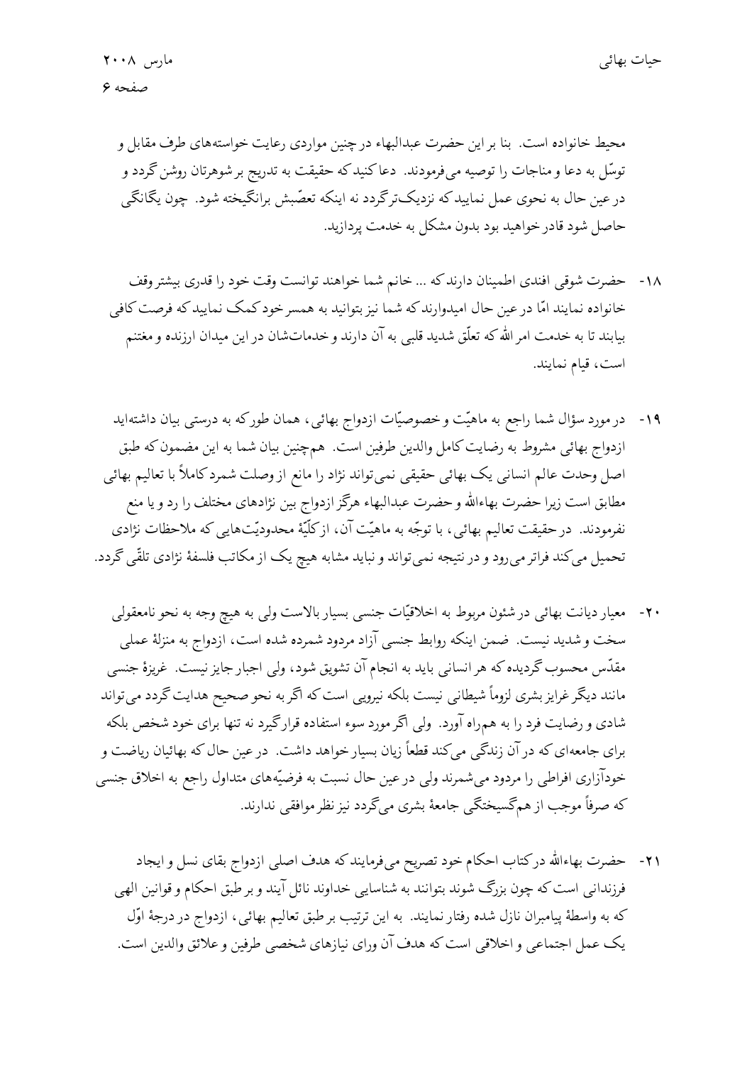محیط خانواده است. بنا بر این حضرت عبدالبهاء در چنین مواردی رعایت خواسته‌های طرف مقابل و توسّل به دعا و مناجات را توصیه می‌فرمودند. دعا کنید که حقیقت به تدریج بر شوهرتان روشن گردد و در عین حال به نحوی عمل نمایید که نزدیک‌تر گردد نه اینکه تعصّبش برانگیخته شود. چون یگانگی حاصل شود قادر خواهید بود بدون مشکل به خدمت پردازید.

۱۸- حضرت شوقی افندی اطمینان دارند که ... خانم شما خواهند توانست وقت خود را قدری بیشتر وقف خانواده نمایند امّا در عین حال امیدوارند که شما نیز بتوانید به همسر خود کمک نمایید که فرصت کافی بیابند تا به خدمت امر الله که تعلّق شدید قلبی به آن دارند و خدمات‌شان در این میدان ارزنده و مغتنم است، قیام نمایند.

۱۹- در مورد سؤال شما راجع به ماهیّت و خصوصیّات ازدواج بهائی، همان طور که به درستی بیان داشته‌اید ازدواج بهائی مشروط به رضایت کامل والدین طرفین است. همچنین بیان شما به این مضمون که طبق اصل وحدت عالم انسانی یک بهائی حقیقی نمی‌تواند نژاد را مانع از وصلت شمرد کاملاً با تعالیم بهائی مطابق است زیرا حضرت بهاءالله و حضرت عبدالبهاء هرگز ازدواج بین نژادهای مختلف را رد و یا منع نفرمودند. در حقیقت تعالیم بهائی، با توجّه به ماهیّت آن، از کلّیّهٔ محدودیّت‌هایی که ملاحظات نژادی تحمیل می‌کند فراتر می‌رود و در نتیجه نمی‌تواند و نباید مشابه هیچ یک از مکاتب فلسفهٔ نژادی تلقّی گردد.

۲۰- معیار دیانت بهائی در شئون مربوط به اخلاقیّات جنسی بسیار بالاست ولی به هیچ وجه به نحو نامعقولی سخت و شدید نیست. ضمن اینکه روابط جنسی آزاد مردود شمرده شده است، ازدواج به منزلهٔ عملی مقدّس محسوب گردیده که هر انسانی باید به انجام آن تشویق شود، ولی اجبار جایز نیست. غریزهٔ جنسی مانند دیگر غرایز بشری لزوماً شیطانی نیست بلکه نیرویی است که اگر به نحو صحیح هدایت گردد می‌تواند شادی و رضایت فرد را به همراه آورد. ولی اگر مورد سوء استفاده قرار گیرد نه تنها برای خود شخص بلکه برای جامعه‌ای که در آن زندگی می‌کند قطعاً زیان بسیار خواهد داشت. در عین حال که بهائیان ریاضت و خودآزاری افراطی را مردود می‌شمرند ولی در عین حال نسبت به فرضیّه‌های متداول راجع به اخلاق جنسی که صرفاً موجب از هم‌گسیختگی جامعهٔ بشری می‌گردد نیز نظر موافقی ندارند.

۲۱- حضرت بهاءالله در کتاب احکام خود تصریح می‌فرمایند که هدف اصلی ازدواج بقای نسل و ایجاد فرزندانی است که چون بزرگ شوند بتوانند به شناسایی خداوند نائل آیند و بر طبق احکام و قوانین الهی که به واسطهٔ پیامبران نازل شده رفتار نمایند. به این ترتیب بر طبق تعالیم بهائی، ازدواج در درجهٔ اوّل یک عمل اجتماعی و اخلاقی است که هدف آن ورای نیازهای شخصی طرفین و علائق والدین است.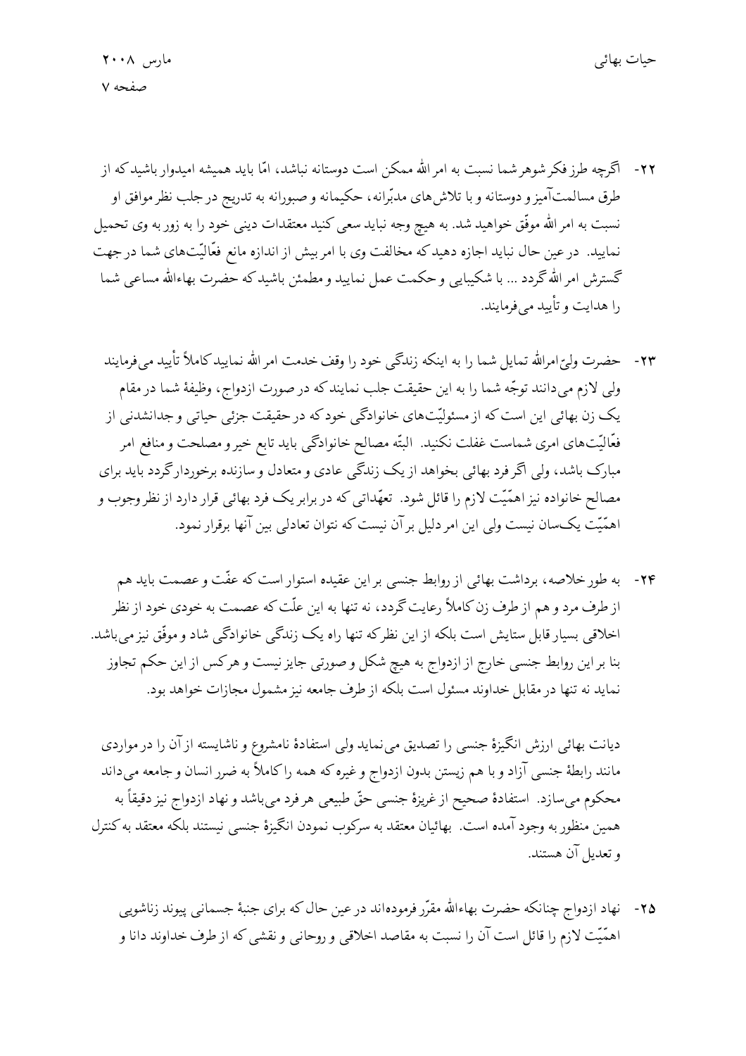۲۲- اگرچه طرز فکر شوهر شما نسبت به امر الله ممکن است دوستانه نباشد، امّا باید همیشه امیدوار باشید که از طرق مسالمت‌آمیز و دوستانه و با تلاش‌های مدبّرانه، حکیمانه و صبورانه به تدریج در جلب نظر موافق او نسبت به امر الله موفّق خواهید شد. به هیچ وجه نباید سعی کنید معتقدات دینی خود را به زور به وی تحمیل نمایید. در عین حال نباید اجازه دهید که مخالفت وی با امر بیش از اندازه مانع فعّالیّت‌های شما در جهت گسترش امر الله گردد ... با شکیبایی و حکمت عمل نمایید و مطمئن باشید که حضرت بهاءالله مساعی شما را هدایت و تأیید می‌فرمایند.

۲۳- حضرت ولیّ امرالله تمایل شما را به اینکه زندگی خود را وقف خدمت امر الله نمایید کاملاً تأیید می‌فرمایند ولی لازم می‌دانند توجّه شما را به این حقیقت جلب نمایند که در صورت ازدواج، وظیفهٔ شما در مقام یک زن بهائی این است که از مسئولیّت‌های خانوادگی خود که در حقیقت جزئی حیاتی و جدانشدنی از فعّالیّت‌های امری شماست غفلت نکنید. البتّه مصالح خانوادگی باید تابع خیر و مصلحت و منافع امر مبارک باشد، ولی اگر فرد بهائی بخواهد از یک زندگی عادی و متعادل و سازنده برخوردار گردد باید برای مصالح خانواده نیز اهمّیّت لازم را قائل شود. تعهّداتی که در برابر یک فرد بهائی قرار دارد از نظر وجوب و اهمّیّت یک‌سان نیست ولی این امر دلیل بر آن نیست که نتوان تعادلی بین آنها برقرار نمود.

۲۴- به طور خلاصه، برداشت بهائی از روابط جنسی بر این عقیده استوار است که عفّت و عصمت باید هم از طرف مرد و هم از طرف زن کاملاً رعایت گردد، نه تنها به این علّت که عصمت به خودی خود از نظر اخلاقی بسیار قابل ستایش است بلکه از این نظر که تنها راه یک زندگی خانوادگی شاد و موفّق نیز می‌باشد. بنا بر این روابط جنسی خارج از ازدواج به هیچ شکل و صورتی جایز نیست و هر کس از این حکم تجاوز نماید نه تنها در مقابل خداوند مسئول است بلکه از طرف جامعه نیز مشمول مجازات خواهد بود.

دیانت بهائی ارزش انگیزهٔ جنسی را تصدیق می‌نماید ولی استفادهٔ نامشروع و ناشایسته از آن را در مواردی مانند رابطهٔ جنسی آزاد و با هم زیستن بدون ازدواج و غیره که همه را کاملاً به ضرر انسان و جامعه می‌داند محکوم می‌سازد. استفادهٔ صحیح از غریزهٔ جنسی حقّ طبیعی هر فرد می‌باشد و نهاد ازدواج نیز دقیقاً به همین منظور به وجود آمده است. بهائیان معتقد به سرکوب نمودن انگیزهٔ جنسی نیستند بلکه معتقد به کنترل و تعدیل آن هستند.

۲۵- نهاد ازدواج چنانکه حضرت بهاءالله مقرّر فرموده‌اند در عین حال که برای جنبهٔ جسمانی پیوند زناشویی اهمّیّت لازم را قائل است آن را نسبت به مقاصد اخلاقی و روحانی و نقشی که از طرف خداوند دانا و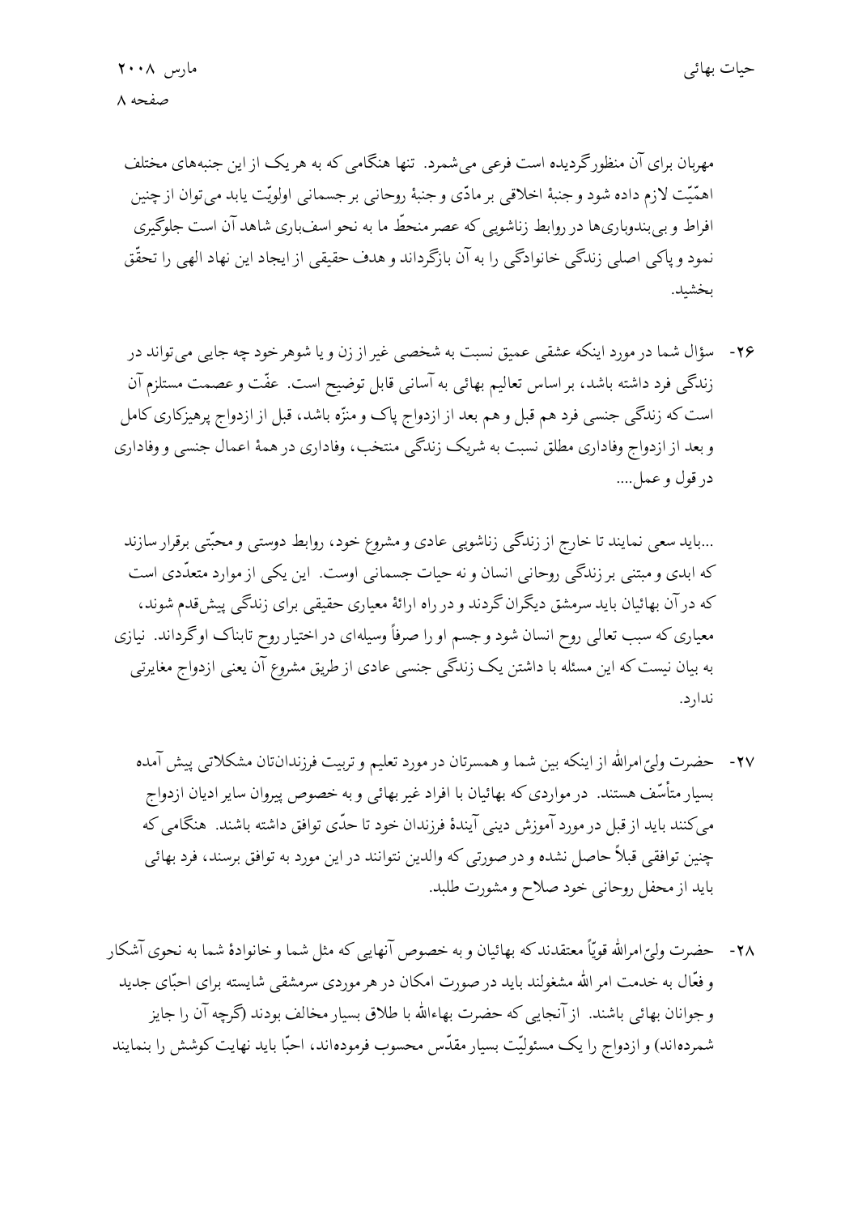مهربان برای آن منظور گردیده است فرعی می‌شمرد. تنها هنگامی که به هر یک از این جنبه‌های مختلف اهمّیّت لازم داده شود و جنبهٔ اخلاقی بر مادّی و جنبهٔ روحانی بر جسمانی اولویّت یابد می‌توان از چنین افراط و بی‌بندوباری‌ها در روابط زناشویی که عصر منحطّ ما به نحو اسف‌باری شاهد آن است جلوگیری نمود و پاکی اصلی زندگی خانوادگی را به آن بازگرداند و هدف حقیقی از ایجاد این نهاد الهی را تحقّق بخشید.

۲۶- سؤال شما در مورد اینکه عشقی عمیق نسبت به شخصی غیر از زن و یا شوهر خود چه جایی می‌تواند در زندگی فرد داشته باشد، بر اساس تعالیم بهائی به آسانی قابل توضیح است. عفّت و عصمت مستلزم آن است که زندگی جنسی فرد هم قبل و هم بعد از ازدواج پاک و منزّه باشد، قبل از ازدواج پرهیزکاری کامل و بعد از ازدواج وفاداری مطلق نسبت به شریک زندگی منتخب، وفاداری در همهٔ اعمال جنسی و وفاداری در قول و عمل....

...باید سعی نمایند تا خارج از زندگی زناشویی عادی و مشروع خود، روابط دوستی و محبّتی برقرار سازند که ابدی و مبتنی بر زندگی روحانی انسان و نه حیات جسمانی اوست. این یکی از موارد متعدّدی است که در آن بهائیان باید سرمشق دیگران گردند و در راه ارائهٔ معیاری حقیقی برای زندگی پیش‌قدم شوند، معیاری که سبب تعالی روح انسان شود و جسم او را صرفاً وسیله‌ای در اختیار روح تابناک او گرداند. نیازی به بیان نیست که این مسئله با داشتن یک زندگی جنسی عادی از طریق مشروع آن یعنی ازدواج مغایرتی ندارد.

۲۷- حضرت ولیّ‌امرالله از اینکه بین شما و همسرتان در مورد تعلیم و تربیت فرزندان‌تان مشکلاتی پیش آمده بسیار متأسّف هستند. در مواردی که بهائیان با افراد غیر بهائی و به خصوص پیروان سایر ادیان ازدواج می‌کنند باید از قبل در مورد آموزش دینی آیندهٔ فرزندان خود تا حدّی توافق داشته باشند. هنگامی که چنین توافقی قبلاً حاصل نشده و در صورتی که والدین نتوانند در این مورد به توافق برسند، فرد بهائی باید از محفل روحانی خود صلاح و مشورت طلبد.

۲۸- حضرت ولیّ‌امرالله قویّاً معتقدند که بهائیان و به خصوص آنهایی که مثل شما و خانوادهٔ شما به نحوی آشکار و فعّال به خدمت امر الله مشغولند باید در صورت امکان در هر موردی سرمشقی شایسته برای احبّای جدید و جوانان بهائی باشند. از آنجایی که حضرت بهاءالله با طلاق بسیار مخالف بودند (گرچه آن را جایز شمرده‌اند) و ازدواج را یک مسئولیّت بسیار مقدّس محسوب فرموده‌اند، احبّا باید نهایت کوشش را بنمایند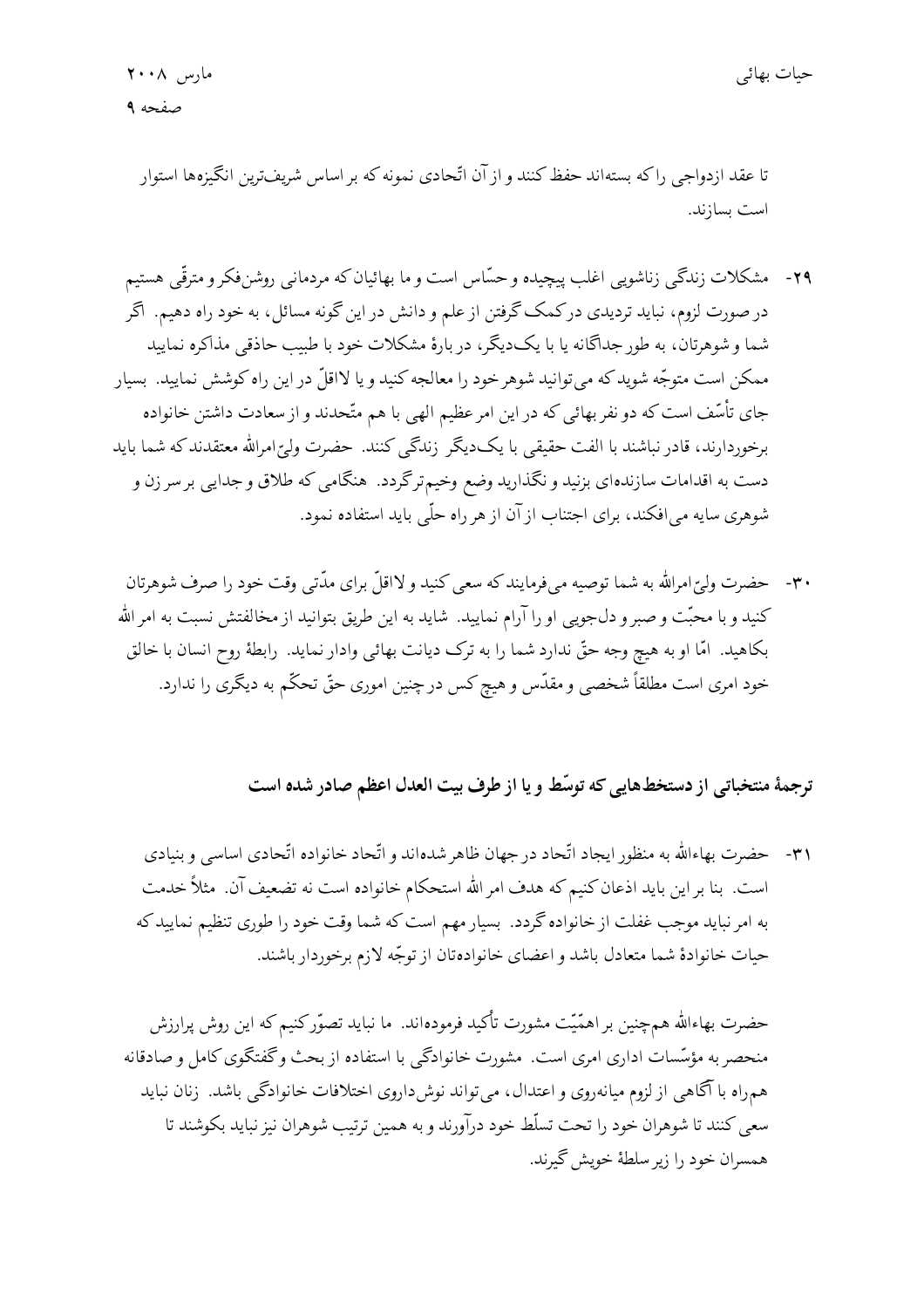تا عقد ازدواجی را که بسته‌اند حفظ کنند و از آن اتّحادی نمونه که بر اساس شریف‌ترین انگیزه‌ها استوار است بسازند.

۲۹- مشکلات زندگی زناشویی اغلب پیچیده و حسّاس است و ما بهائیان که مردمانی روشن‌فکر و مترقّی هستیم در صورت لزوم، نباید تردیدی در کمک گرفتن از علم و دانش در این گونه مسائل، به خود راه دهیم. اگر شما و شوهرتان، به طور جداگانه یا با یک‌دیگر، در بارهٔ مشکلات خود با طبیب حاذقی مذاکره نمایید ممکن است متوجّه شوید که می‌توانید شوهر خود را معالجه کنید و یا لااقلّ در این راه کوشش نمایید. بسیار جای تأسّف است که دو نفر بهائی که در این امر عظیم الهی با هم متّحدند و از سعادت داشتن خانواده برخوردارند، قادر نباشند با الفت حقیقی با یک‌دیگر زندگی کنند. حضرت ولیّ‌امرالله معتقدند که شما باید دست به اقدامات سازنده‌ای بزنید و نگذارید وضع وخیم‌تر گردد. هنگامی که طلاق و جدایی بر سر زن و شوهری سایه می‌افکند، برای اجتناب از آن از هر راه حلّی باید استفاده نمود.

۳۰- حضرت ولیّ‌امرالله به شما توصیه می‌فرمایند که سعی کنید و لااقلّ برای مدّتی وقت خود را صرف شوهرتان کنید و با محبّت و صبر و دل‌جویی او را آرام نمایید. شاید به این طریق بتوانید از مخالفتش نسبت به امر الله بکاهید. امّا او به هیچ وجه حقّ ندارد شما را به ترک دیانت بهائی وادار نماید. رابطهٔ روح انسان با خالق خود امری است مطلقاً شخصی و مقدّس و هیچ کس در چنین اموری حقّ تحکّم به دیگری را ندارد.

### ترجمهٔ منتخباتی از دستخط‌هایی که توسّط و یا از طرف بیت العدل اعظم صادر شده است

۳۱- حضرت بهاءالله به منظور ایجاد اتّحاد در جهان ظاهر شده‌اند و اتّحاد خانواده اتّحادی اساسی و بنیادی است. بنا بر این باید اذعان کنیم که هدف امر الله استحکام خانواده است نه تضعیف آن. مثلاً خدمت به امر نباید موجب غفلت از خانواده گردد. بسیار مهم است که شما وقت خود را طوری تنظیم نمایید که حیات خانوادهٔ شما متعادل باشد و اعضای خانواده‌تان از توجّه لازم برخوردار باشند.

حضرت بهاءالله هم‌چنین بر اهمّیّت مشورت تأکید فرموده‌اند. ما نباید تصوّر کنیم که این روش پرارزش منحصر به مؤسّسات اداری امری است. مشورت خانوادگی با استفاده از بحث و گفتگوی کامل و صادقانه هم‌راه با آگاهی از لزوم میانه‌روی و اعتدال، می‌تواند نوش‌داروی اختلافات خانوادگی باشد. زنان نباید سعی کنند تا شوهران خود را تحت تسلّط خود درآورند و به همین ترتیب شوهران نیز نباید بکوشند تا همسران خود را زیر سلطهٔ خویش گیرند.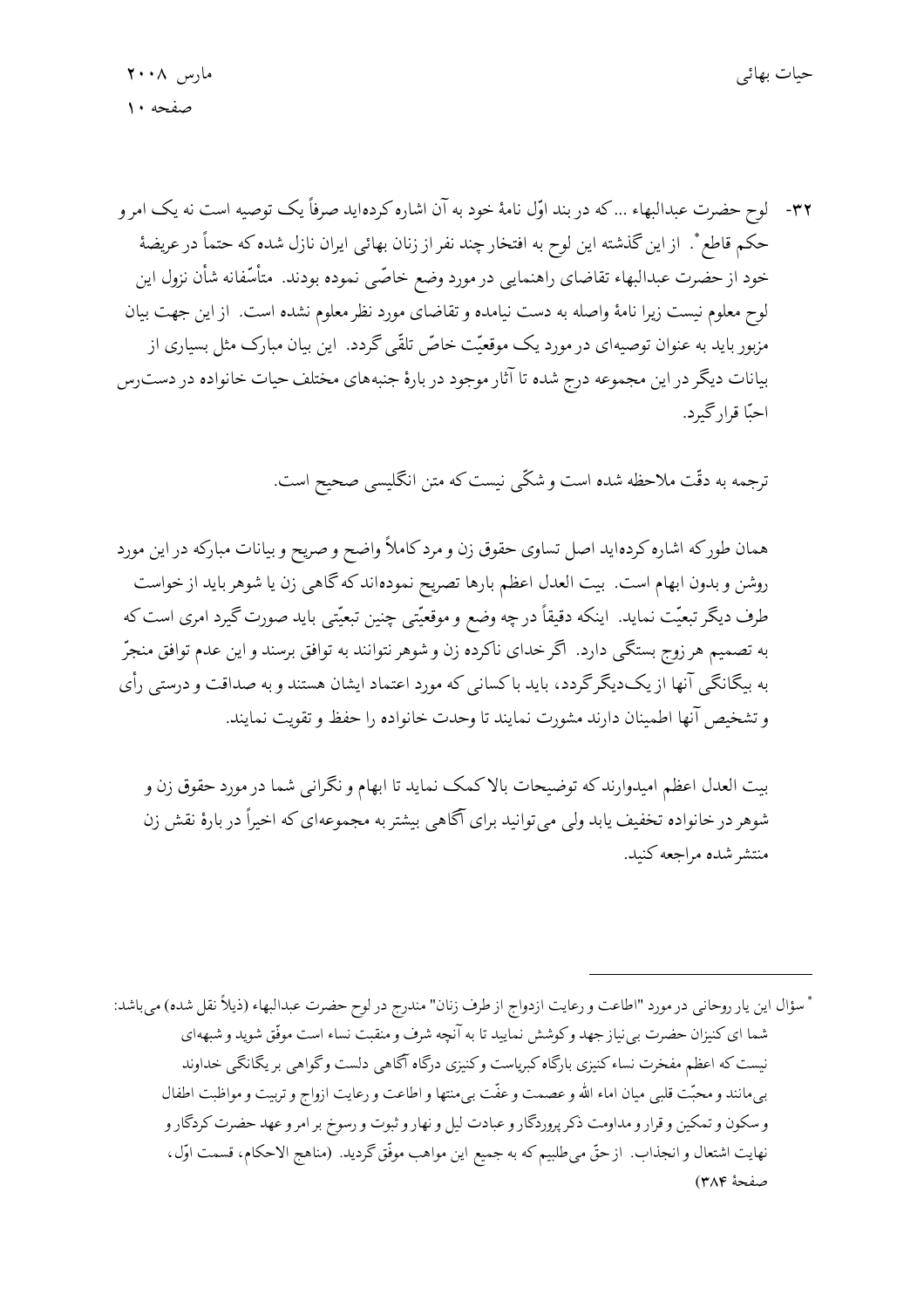۳۲- لوح حضرت عبدالبهاء ... که در بند اوّل نامهٔ خود به آن اشاره کرده‌اید صرفاً یک توصیه است نه یک امر و حکم قاطع*. از این گذشته این لوح به افتخار چند نفر از زنان بهائی ایران نازل شده که حتماً در عریضهٔ خود از حضرت عبدالبهاء تقاضای راهنمایی در مورد وضع خاصّی نموده بودند. متأسّفانه شأن نزول این لوح معلوم نیست زیرا نامهٔ واصله به دست نیامده و تقاضای مورد نظر معلوم نشده است. از این جهت بیان مزبور باید به عنوان توصیه‌ای در مورد یک موقعیّت خاصّ تلقّی گردد. این بیان مبارک مثل بسیاری از بیانات دیگر در این مجموعه درج شده تا آثار موجود در بارهٔ جنبه‌های مختلف حیات خانواده در دست‌رس احبّا قرار گیرد.

ترجمه به دقّت ملاحظه شده است و شکّی نیست که متن انگلیسی صحیح است.

همان طور که اشاره کرده‌اید اصل تساوی حقوق زن و مرد کاملاً واضح و صریح و بیانات مبارکه در این مورد روشن و بدون ابهام است. بیت العدل اعظم بارها تصریح نموده‌اند که گاهی زن یا شوهر باید از خواست طرف دیگر تبعیّت نماید. اینکه دقیقاً در چه وضع و موقعیّتی چنین تبعیّتی باید صورت گیرد امری است که به تصمیم هر زوج بستگی دارد. اگر خدای ناکرده زن و شوهر نتوانند به توافق برسند و این عدم توافق منجرّ به بیگانگی آنها از یک‌دیگر گردد، باید با کسانی که مورد اعتماد ایشان هستند و به صداقت و درستی رأی و تشخیص آنها اطمینان دارند مشورت نمایند تا وحدت خانواده را حفظ و تقویت نمایند.

بیت العدل اعظم امیدوارند که توضیحات بالا کمک نماید تا ابهام و نگرانی شما در مورد حقوق زن و شوهر در خانواده تخفیف یابد ولی می‌توانید برای آگاهی بیشتر به مجموعه‌ای که اخیراً در بارهٔ نقش زن منتشر شده مراجعه کنید.

---

* سؤال این یار روحانی در مورد "اطاعت و رعایت ازدواج از طرف زنان" مندرج در لوح حضرت عبدالبهاء (ذیلاً نقل شده) می‌باشد:
شما ای کنیزان حضرت بی‌نیاز جهد و کوشش نمایید تا به آنچه شرف و منقبت نساء است موفّق شوید و شبهه‌ای نیست که اعظم مفخرت نساء کنیزی بارگاه کبریاست و کنیزی درگاه آگاهی دلست و گواهی بر یگانگی خداوند بی‌مانند و محبّت قلبی میان اماء الله و عصمت و عفّت بی‌منتها و اطاعت و رعایت ازواج و تربیت و مواظبت اطفال و سکون و تمکین و قرار و مداومت ذکر پروردگار و عبادت لیل و نهار و ثبوت و رسوخ بر امر و عهد حضرت کردگار و نهایت اشتعال و انجذاب. از حقّ می‌طلبیم که به جمیع این مواهب موفّق گردید. (مناهج الاحکام، قسمت اوّل، صفحهٔ ۳۸۴)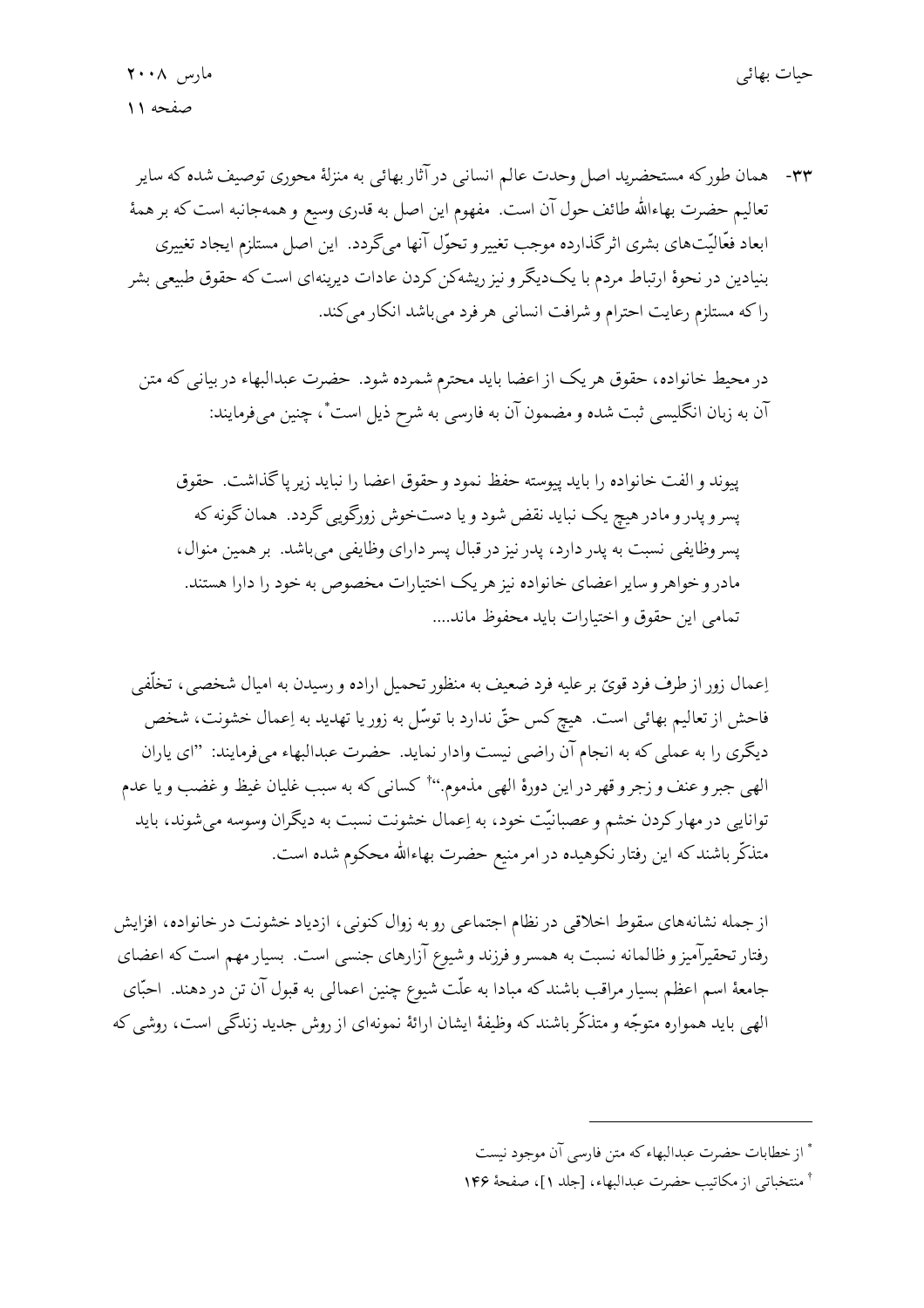۳۳- همان طور که مستحضرید اصل وحدت عالم انسانی در آثار بهائی به منزلهٔ محوری توصیف شده که سایر تعالیم حضرت بهاءالله طائف حول آن است. مفهوم این اصل به قدری وسیع و همه‌جانبه است که بر همهٔ ابعاد فعّالیّت‌های بشری اثرگذارده موجب تغییر و تحوّل آنها می‌گردد. این اصل مستلزم ایجاد تغییری بنیادین در نحوهٔ ارتباط مردم با یک‌دیگر و نیز ریشه‌کن کردن عادات دیرینه‌ای است که حقوق طبیعی بشر را که مستلزم رعایت احترام و شرافت انسانی هر فرد می‌باشد انکار می‌کند.

در محیط خانواده، حقوق هر یک از اعضا باید محترم شمرده شود. حضرت عبدالبهاء در بیانی که متن آن به زبان انگلیسی ثبت شده و مضمون آن به فارسی به شرح ذیل است*، چنین می‌فرمایند:

> پیوند و الفت خانواده را باید پیوسته حفظ نمود و حقوق اعضا را نباید زیر پا گذاشت. حقوق پسر و پدر و مادر هیچ یک نباید نقض شود و یا دست‌خوش زورگویی گردد. همان گونه که پسر وظایفی نسبت به پدر دارد، پدر نیز در قبال پسر دارای وظایفی می‌باشد. بر همین منوال، مادر و خواهر و سایر اعضای خانواده نیز هر یک اختیارات مخصوص به خود را دارا هستند. تمامی این حقوق و اختیارات باید محفوظ ماند....

اِعمال زور از طرف فرد قویّ بر علیه فرد ضعیف به منظور تحمیل اراده و رسیدن به امیال شخصی، تخلّفی فاحش از تعالیم بهائی است. هیچ کس حقّ ندارد با توسّل به زور یا تهدید به اِعمال خشونت، شخص دیگری را به عملی که به انجام آن راضی نیست وادار نماید. حضرت عبدالبهاء می‌فرمایند: "ای یاران الهی جبر و عنف و زجر و قهر در این دورهٔ الهی مذموم."† کسانی که به سبب غلیان غیظ و غضب و یا عدم توانایی در مهارکردن خشم و عصبانیّت خود، به اِعمال خشونت نسبت به دیگران وسوسه می‌شوند، باید متذکّر باشند که این رفتار نکوهیده در امر منیع حضرت بهاءالله محکوم شده است.

از جمله نشانه‌های سقوط اخلاقی در نظام اجتماعی رو به زوال کنونی، ازدیاد خشونت در خانواده، افزایش رفتار تحقیرآمیز و ظالمانه نسبت به همسر و فرزند و شیوع آزارهای جنسی است. بسیار مهم است که اعضای جامعهٔ اسم اعظم بسیار مراقب باشند که مبادا به علّت شیوع چنین اعمالی به قبول آن تن در دهند. احبّای الهی باید همواره متوجّه و متذکّر باشند که وظیفهٔ ایشان ارائهٔ نمونه‌ای از روش جدید زندگی است، روشی که

---

* از خطابات حضرت عبدالبهاء که متن فارسی آن موجود نیست

† منتخباتی از مکاتیب حضرت عبدالبهاء، [جلد ۱]، صفحهٔ ۱۴۶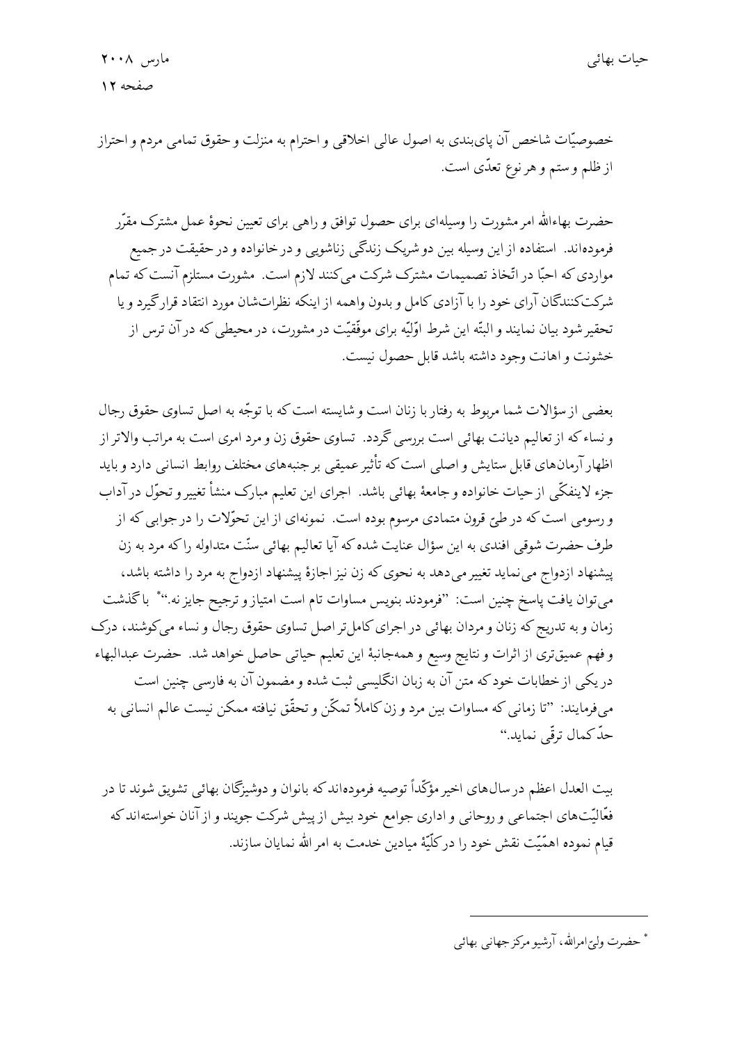خصوصیّات شاخص آن پای‌بندی به اصول عالی اخلاقی و احترام به منزلت و حقوق تمامی مردم و احتراز از ظلم و ستم و هر نوع تعدّی است.

حضرت بهاءالله امر مشورت را وسیله‌ای برای حصول توافق و راهی برای تعیین نحوهٔ عمل مشترک مقرّر فرموده‌اند. استفاده از این وسیله بین دو شریک زندگی زناشویی و در خانواده و در حقیقت در جمیع مواردی که احبّا در اتّخاذ تصمیمات مشترک شرکت می‌کنند لازم است. مشورت مستلزم آنست که تمام شرکت‌کنندگان آرای خود را با آزادی کامل و بدون واهمه از اینکه نظرات‌شان مورد انتقاد قرار گیرد و یا تحقیر شود بیان نمایند و البتّه این شرط اوّلیّه برای موفّقیّت در مشورت، در محیطی که در آن ترس از خشونت و اهانت وجود داشته باشد قابل حصول نیست.

بعضی از سؤالات شما مربوط به رفتار با زنان است و شایسته است که با توجّه به اصل تساوی حقوق رجال و نساء که از تعالیم دیانت بهائی است بررسی گردد. تساوی حقوق زن و مرد امری است به مراتب والاتر از اظهار آرمان‌های قابل ستایش و اصلی است که تأثیر عمیقی بر جنبه‌های مختلف روابط انسانی دارد و باید جزء لاینفکّی از حیات خانواده و جامعهٔ بهائی باشد. اجرای این تعلیم مبارک منشأ تغییر و تحوّل در آداب و رسومی است که در طیّ قرون متمادی مرسوم بوده است. نمونه‌ای از این تحوّلات را در جوابی که از طرف حضرت شوقی افندی به این سؤال عنایت شده که آیا تعالیم بهائی سنّت متداوله را که مرد به زن پیشنهاد ازدواج می‌نماید تغییر می‌دهد به نحوی که زن نیز اجازهٔ پیشنهاد ازدواج به مرد را داشته باشد، می‌توان یافت پاسخ چنین است: "فرمودند بنویس مساوات تام است امتیاز و ترجیح جایز نه."* باگذشت زمان و به تدریج که زنان و مردان بهائی در اجرای کامل‌تر اصل تساوی حقوق رجال و نساء می‌کوشند، درک و فهم عمیق‌تری از اثرات و نتایج وسیع و همه‌جانبهٔ این تعلیم حیاتی حاصل خواهد شد. حضرت عبدالبهاء در یکی از خطابات خود که متن آن به زبان انگلیسی ثبت شده و مضمون آن به فارسی چنین است می‌فرمایند: "تا زمانی که مساوات بین مرد و زن کاملاً تمکّن و تحقّق نیافته ممکن نیست عالم انسانی به حدّ کمال ترقّی نماید."

بیت العدل اعظم در سال‌های اخیر مؤکّداً توصیه فرموده‌اند که بانوان و دوشیزگان بهائی تشویق شوند تا در فعّالیّت‌های اجتماعی و روحانی و اداری جوامع خود بیش از پیش شرکت جویند و از آنان خواسته‌اند که قیام نموده اهمّیّت نقش خود را در کلّیّهٔ میادین خدمت به امر الله نمایان سازند.

---

* حضرت ولیّ‌امرالله، آرشیو مرکز جهانی بهائی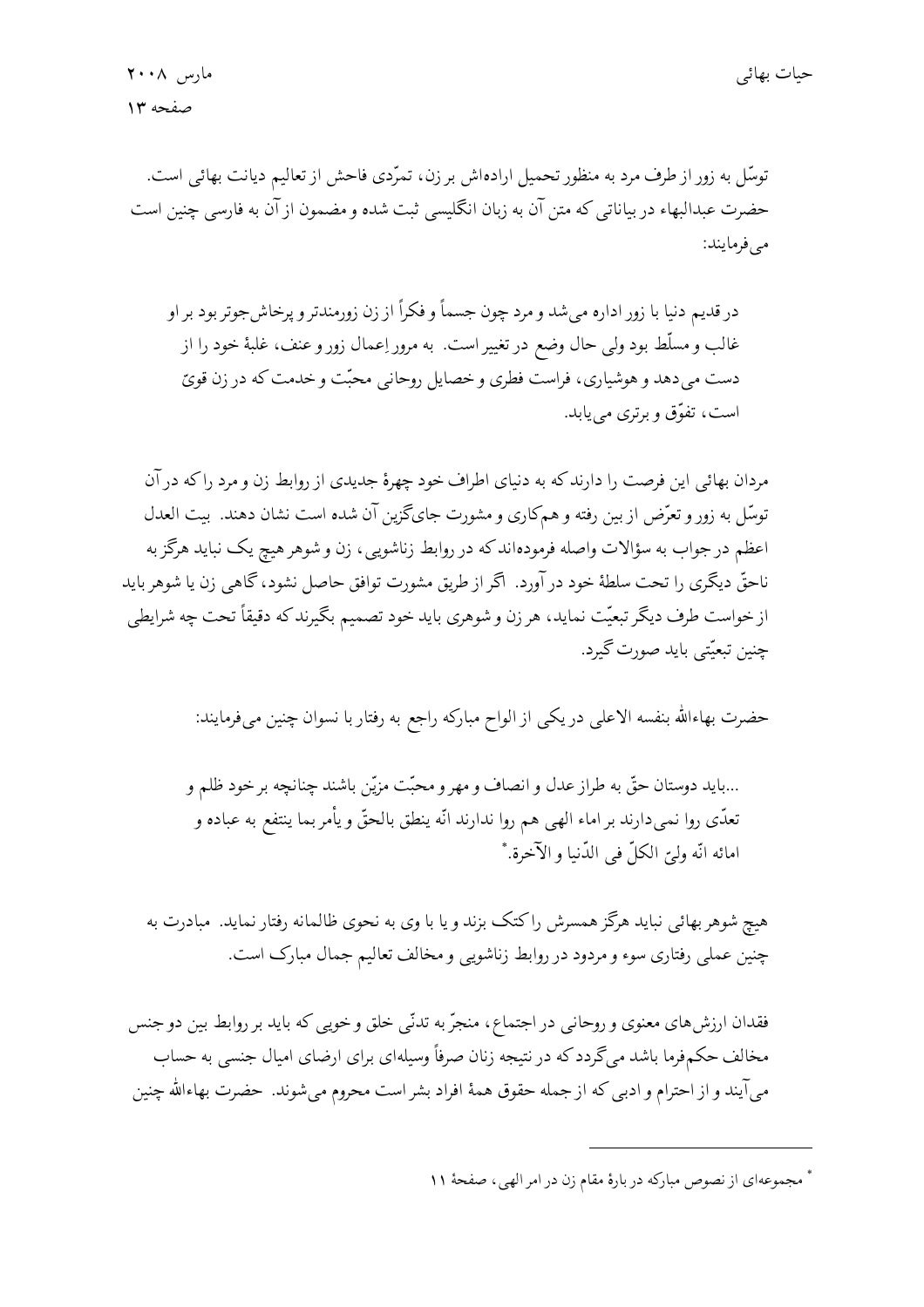توسّل به زور از طرف مرد به منظور تحمیل اراده‌اش بر زن، تمرّدی فاحش از تعالیم دیانت بهائی است. حضرت عبدالبهاء در بیاناتی که متن آن به زبان انگلیسی ثبت شده و مضمون از آن به فارسی چنین است می‌فرمایند:

> در قدیم دنیا با زور اداره می‌شد و مرد چون جسماً و فکراً از زن زورمندتر و پرخاش‌جوتر بود بر او غالب و مسلّط بود ولی حال وضع در تغییر است. به مرور اِعمال زور و عنف، غلبهٔ خود را از دست می‌دهد و هوشیاری، فراست فطری و خصایل روحانی محبّت و خدمت که در زن قویّ است، تفوّق و برتری می‌یابد.

مردان بهائی این فرصت را دارند که به دنیای اطراف خود چهرهٔ جدیدی از روابط زن و مرد را که در آن توسّل به زور و تعرّض از بین رفته و هم‌کاری و مشورت جای‌گزین آن شده است نشان دهند. بیت العدل اعظم در جواب به سؤالات واصله فرموده‌اند که در روابط زناشویی، زن و شوهر هیچ یک نباید هرگز به ناحقّ دیگری را تحت سلطهٔ خود درآورد. اگر از طریق مشورت توافق حاصل نشود، گاهی زن یا شوهر باید از خواست طرف دیگر تبعیّت نماید، هر زن و شوهری باید خود تصمیم بگیرند که دقیقاً تحت چه شرایطی چنین تبعیّتی باید صورت گیرد.

حضرت بهاءالله بنفسه الاعلی در یکی از الواح مبارکه راجع به رفتار با نسوان چنین می‌فرمایند:

> ...باید دوستان حقّ به طراز عدل و انصاف و مهر و محبّت مزیّن باشند چنانچه بر خود ظلم و تعدّی روا نمی‌دارند بر اماء الهی هم روا ندارند انّه ینطق بالحقّ و یأمر بما ینتفع به عباده و امائه انّه ولیّ الکلّ فی الدّنیا و الآخرة.*

هیچ شوهر بهائی نباید هرگز همسرش را کتک بزند و یا با وی به نحوی ظالمانه رفتار نماید. مبادرت به چنین عملی رفتاری سوء و مردود در روابط زناشویی و مخالف تعالیم جمال مبارک است.

فقدان ارزش‌های معنوی و روحانی در اجتماع، منجرّ به تدنّی خلق و خویی که باید بر روابط بین دو جنس مخالف حکم‌فرما باشد می‌گردد که در نتیجه زنان صرفاً وسیله‌ای برای ارضای امیال جنسی به حساب می‌آیند و از احترام و ادبی که از جمله حقوق همهٔ افراد بشر است محروم می‌شوند. حضرت بهاءالله چنین

---

* مجموعه‌ای از نصوص مبارکه در بارهٔ مقام زن در امر الهی، صفحهٔ ۱۱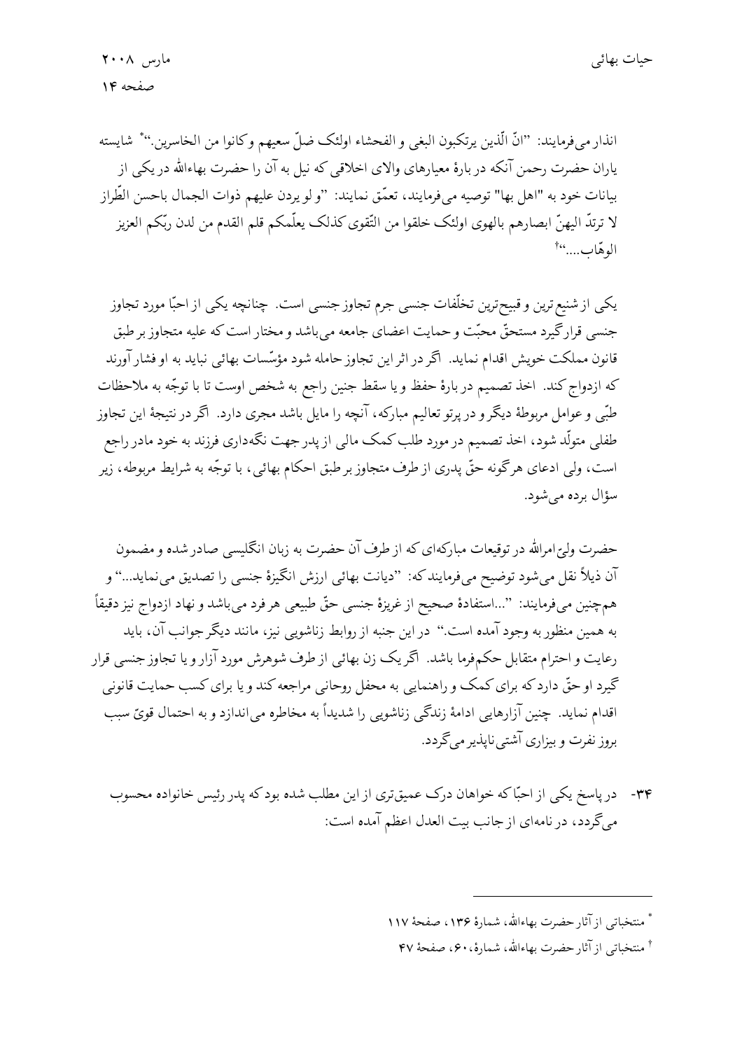انذار می‌فرمایند: "انّ الّذین یرتکبون البغی و الفحشاء اولئک ضلّ سعیهم و کانوا من الخاسرین."* شایسته یاران حضرت رحمن آنکه در بارهٔ معیارهای والای اخلاقی که نیل به آن را حضرت بهاءالله در یکی از بیانات خود به "اهل بها" توصیه می‌فرمایند، تعمّق نمایند: "و لو یردن علیهم ذوات الجمال باحسن الطّراز لا ترتدّ الیهنّ ابصارهم بالهوی اولئک خلقوا من التّقوی کذلک یعلّمکم قلم القدم من لدن ربّکم العزیز الوهّاب...."†

یکی از شنیع‌ترین و قبیح‌ترین تخلّفات جنسی جرم تجاوز جنسی است. چنانچه یکی از احبّا مورد تجاوز جنسی قرار گیرد مستحقّ محبّت و حمایت اعضای جامعه می‌باشد و مختار است که علیه متجاوز بر طبق قانون مملکت خویش اقدام نماید. اگر در اثر این تجاوز حامله شود مؤسّسات بهائی نباید به او فشار آورند که ازدواج کند. اخذ تصمیم در بارهٔ حفظ و یا سقط جنین راجع به شخص اوست تا با توجّه به ملاحظات طبّی و عوامل مربوطهٔ دیگر و در پرتو تعالیم مبارکه، آنچه را مایل باشد مجری دارد. اگر در نتیجهٔ این تجاوز طفلی متولّد شود، اخذ تصمیم در مورد طلب کمک مالی از پدر جهت نگه‌داری فرزند به خود مادر راجع است، ولی ادعای هرگونه حقّ پدری از طرف متجاوز بر طبق احکام بهائی، با توجّه به شرایط مربوطه، زیر سؤال برده می‌شود.

حضرت ولیّ‌امرالله در توقیعات مبارکه‌ای که از طرف آن حضرت به زبان انگلیسی صادر شده و مضمون آن ذیلاً نقل می‌شود توضیح می‌فرمایند که: "دیانت بهائی ارزش انگیزهٔ جنسی را تصدیق می‌نماید..." و همچنین می‌فرمایند: "...استفادهٔ صحیح از غریزهٔ جنسی حقّ طبیعی هر فرد می‌باشد و نهاد ازدواج نیز دقیقاً به همین منظور به وجود آمده است." در این جنبه از روابط زناشویی نیز، مانند دیگر جوانب آن، باید رعایت و احترام متقابل حکم‌فرما باشد. اگر یک زن بهائی از طرف شوهرش مورد آزار و یا تجاوز جنسی قرار گیرد او حقّ دارد که برای کمک و راهنمایی به محفل روحانی مراجعه کند و یا برای کسب حمایت قانونی اقدام نماید. چنین آزارهایی ادامهٔ زندگی زناشویی را شدیداً به مخاطره می‌اندازد و به احتمال قویّ سبب بروز نفرت و بیزاری آشتی‌ناپذیر می‌گردد.

۳۴- در پاسخ یکی از احبّا که خواهان درک عمیق‌تری از این مطلب شده بود که پدر رئیس خانواده محسوب می‌گردد، در نامه‌ای از جانب بیت العدل اعظم آمده است:

---

* منتخباتی از آثار حضرت بهاءالله، شمارهٔ ۱۳۶، صفحهٔ ۱۱۷

† منتخباتی از آثار حضرت بهاءالله، شمارهٔ ۶۰، صفحهٔ ۴۷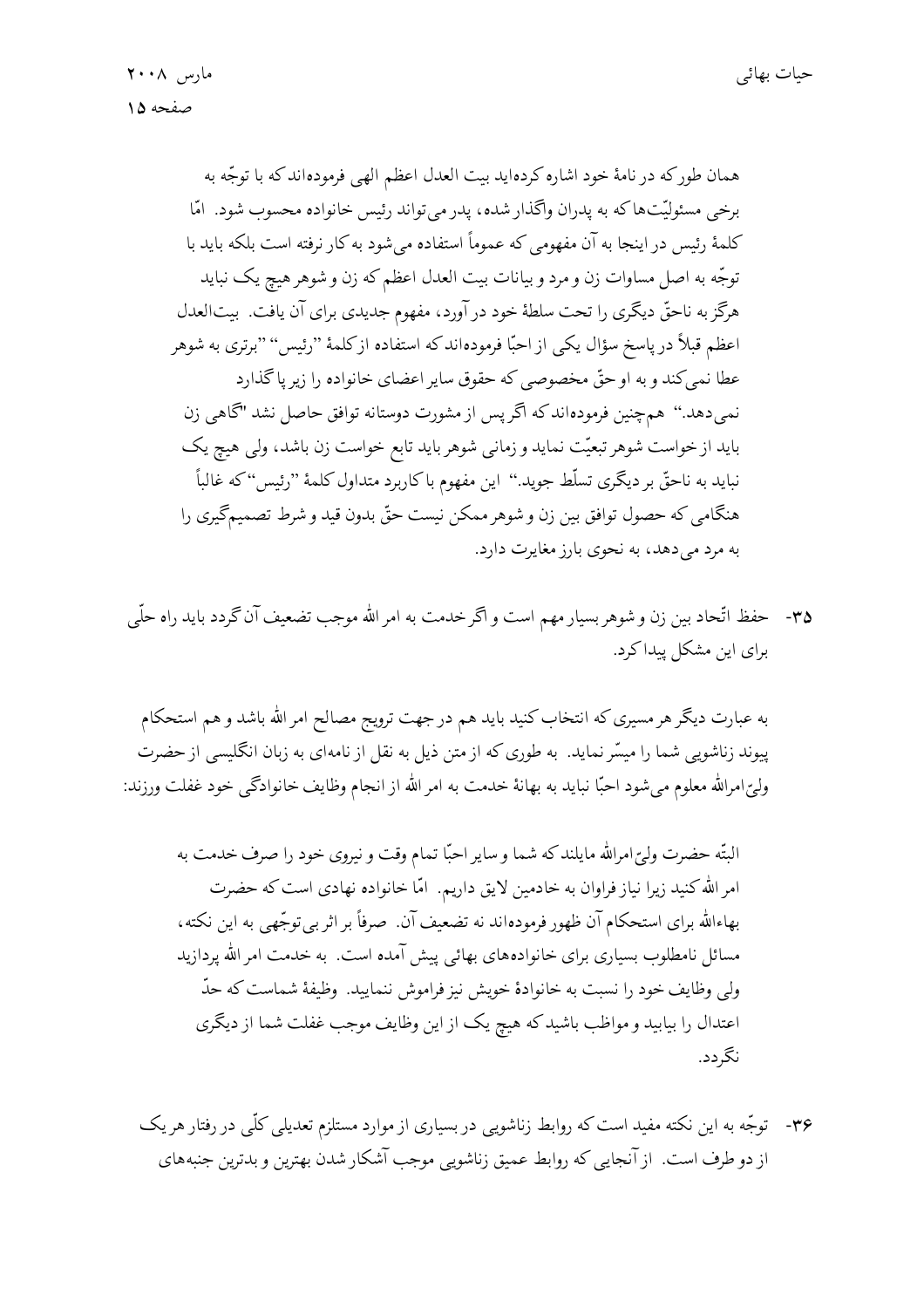همان طور که در نامهٔ خود اشاره کرده‌اید بیت العدل اعظم الهی فرموده‌اند که با توجّه به برخی مسئولیّت‌ها که به پدران واگذار شده، پدر می‌تواند رئیس خانواده محسوب شود. امّا کلمهٔ رئیس در اینجا به آن مفهومی که عموماً استفاده می‌شود به کار نرفته است بلکه باید با توجّه به اصل مساوات زن و مرد و بیانات بیت العدل اعظم که زن و شوهر هیچ یک نباید هرگز به ناحقّ دیگری را تحت سلطهٔ خود در آورد، مفهوم جدیدی برای آن یافت. بیت‌العدل اعظم قبلاً در پاسخ سؤال یکی از احبّا فرموده‌اند که استفاده از کلمهٔ "رئیس" "برتری به شوهر عطا نمی‌کند و به او حقّ مخصوصی که حقوق سایر اعضای خانواده را زیر پا گذارد نمی‌دهد." همچنین فرموده‌اند که اگر پس از مشورت دوستانه توافق حاصل نشد "گاهی زن باید از خواست شوهر تبعیّت نماید و زمانی شوهر باید تابع خواست زن باشد، ولی هیچ یک نباید به ناحقّ بر دیگری تسلّط جوید." این مفهوم با کاربرد متداول کلمهٔ "رئیس" که غالباً هنگامی که حصول توافق بین زن و شوهر ممکن نیست حقّ بدون قید و شرط تصمیم‌گیری را به مرد می‌دهد، به نحوی بارز مغایرت دارد.

۳۵- حفظ اتّحاد بین زن و شوهر بسیار مهم است و اگر خدمت به امر الله موجب تضعیف آن گردد باید راه حلّی برای این مشکل پیدا کرد.

به عبارت دیگر هر مسیری که انتخاب کنید باید هم در جهت ترویج مصالح امر الله باشد و هم استحکام پیوند زناشویی شما را میسّر نماید. به طوری که از متن ذیل به نقل از نامه‌ای به زبان انگلیسی از حضرت ولیّ‌امرالله معلوم می‌شود احبّا نباید به بهانهٔ خدمت به امر الله از انجام وظایف خانوادگی خود غفلت ورزند:

البتّه حضرت ولیّ‌امرالله مایلند که شما و سایر احبّا تمام وقت و نیروی خود را صرف خدمت به امر الله کنید زیرا نیاز فراوان به خادمین لایق داریم. امّا خانواده نهادی است که حضرت بهاءالله برای استحکام آن ظهور فرموده‌اند نه تضعیف آن. صرفاً بر اثر بی‌توجّهی به این نکته، مسائل نامطلوب بسیاری برای خانواده‌های بهائی پیش آمده است. به خدمت امر الله پردازید ولی وظایف خود را نسبت به خانوادهٔ خویش نیز فراموش ننمایید. وظیفهٔ شماست که حدّ اعتدال را بیابید و مواظب باشید که هیچ یک از این وظایف موجب غفلت شما از دیگری نگردد.

۳۶- توجّه به این نکته مفید است که روابط زناشویی در بسیاری از موارد مستلزم تعدیلی کلّی در رفتار هر یک از دو طرف است. از آنجایی که روابط عمیق زناشویی موجب آشکار شدن بهترین و بدترین جنبه‌های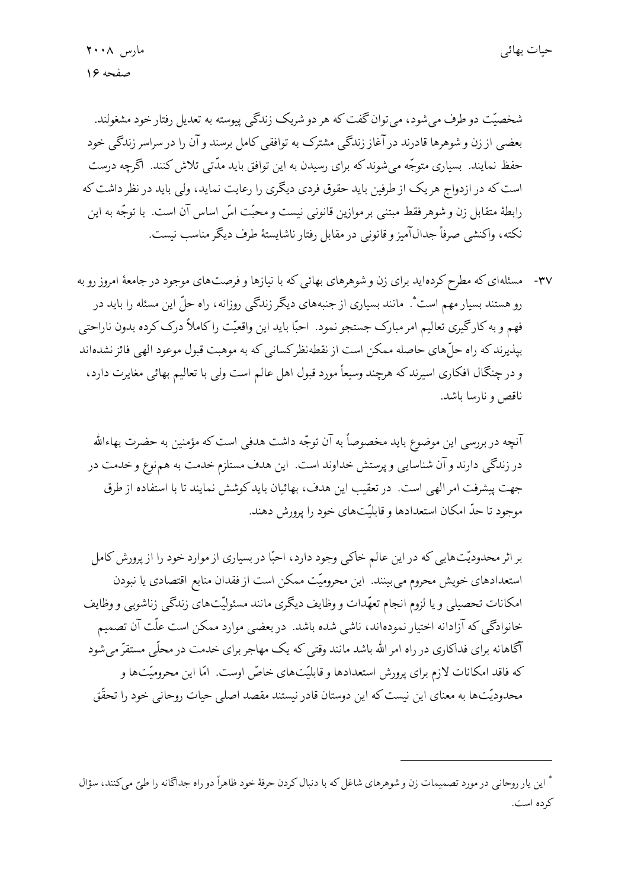شخصیّت دو طرف می‌شود، می‌توان گفت که هر دو شریک زندگی پیوسته به تعدیل رفتار خود مشغولند. بعضی از زن و شوهرها قادرند در آغاز زندگی مشترک به توافقی کامل برسند و آن را در سراسر زندگی خود حفظ نمایند. بسیاری متوجّه می‌شوند که برای رسیدن به این توافق باید مدّتی تلاش کنند. اگرچه درست است که در ازدواج هر یک از طرفین باید حقوق فردی دیگری را رعایت نماید، ولی باید در نظر داشت که رابطهٔ متقابل زن و شوهر فقط مبتنی بر موازین قانونی نیست و محبّت اسّ اساس آن است. با توجّه به این نکته، واکنشی صرفاً جدال‌آمیز و قانونی در مقابل رفتار ناشایستهٔ طرف دیگر مناسب نیست.

۳۷- مسئله‌ای که مطرح کرده‌اید برای زن و شوهرهای بهائی که با نیازها و فرصت‌های موجود در جامعهٔ امروز رو به رو هستند بسیار مهم است*. مانند بسیاری از جنبه‌های دیگر زندگی روزانه، راه حلّ این مسئله را باید در فهم و به کارگیری تعالیم امر مبارک جستجو نمود. احبّا باید این واقعیّت را کاملاً درک کرده بدون ناراحتی بپذیرند که راه حلّ‌های حاصله ممکن است از نقطه‌نظر کسانی که به موهبت قبول موعود الهی فائز نشده‌اند و در چنگال افکاری اسیرند که هرچند وسیعاً مورد قبول اهل عالم است ولی با تعالیم بهائی مغایرت دارد، ناقص و نارسا باشد.

آنچه در بررسی این موضوع باید مخصوصاً به آن توجّه داشت هدفی است که مؤمنین به حضرت بهاءالله در زندگی دارند و آن شناسایی و پرستش خداوند است. این هدف مستلزم خدمت به هم‌نوع و خدمت در جهت پیشرفت امر الهی است. در تعقیب این هدف، بهائیان باید کوشش نمایند تا با استفاده از طرق موجود تا حدّ امکان استعدادها و قابلیّت‌های خود را پرورش دهند.

بر اثر محدودیّت‌هایی که در این عالم خاکی وجود دارد، احبّا در بسیاری از موارد خود را از پرورش کامل استعدادهای خویش محروم می‌بینند. این محرومیّت ممکن است از فقدان منابع اقتصادی یا نبودن امکانات تحصیلی و یا لزوم انجام تعهّدات و وظایف دیگری مانند مسئولیّت‌های زندگی زناشویی و وظایف خانوادگی که آزادانه اختیار نموده‌اند، ناشی شده باشد. در بعضی موارد ممکن است علّت آن تصمیم آگاهانه برای فداکاری در راه امر الله باشد مانند وقتی که یک مهاجر برای خدمت در محلّی مستقرّ می‌شود که فاقد امکانات لازم برای پرورش استعدادها و قابلیّت‌های خاصّ اوست. امّا این محرومیّت‌ها و محدودیّت‌ها به معنای این نیست که این دوستان قادر نیستند مقصد اصلی حیات روحانی خود را تحقّق

---

* این یار روحانی در مورد تصمیمات زن و شوهرهای شاغل که با دنبال کردن حرفهٔ خود ظاهراً دو راه جداگانه را طیّ می‌کنند، سؤال کرده است.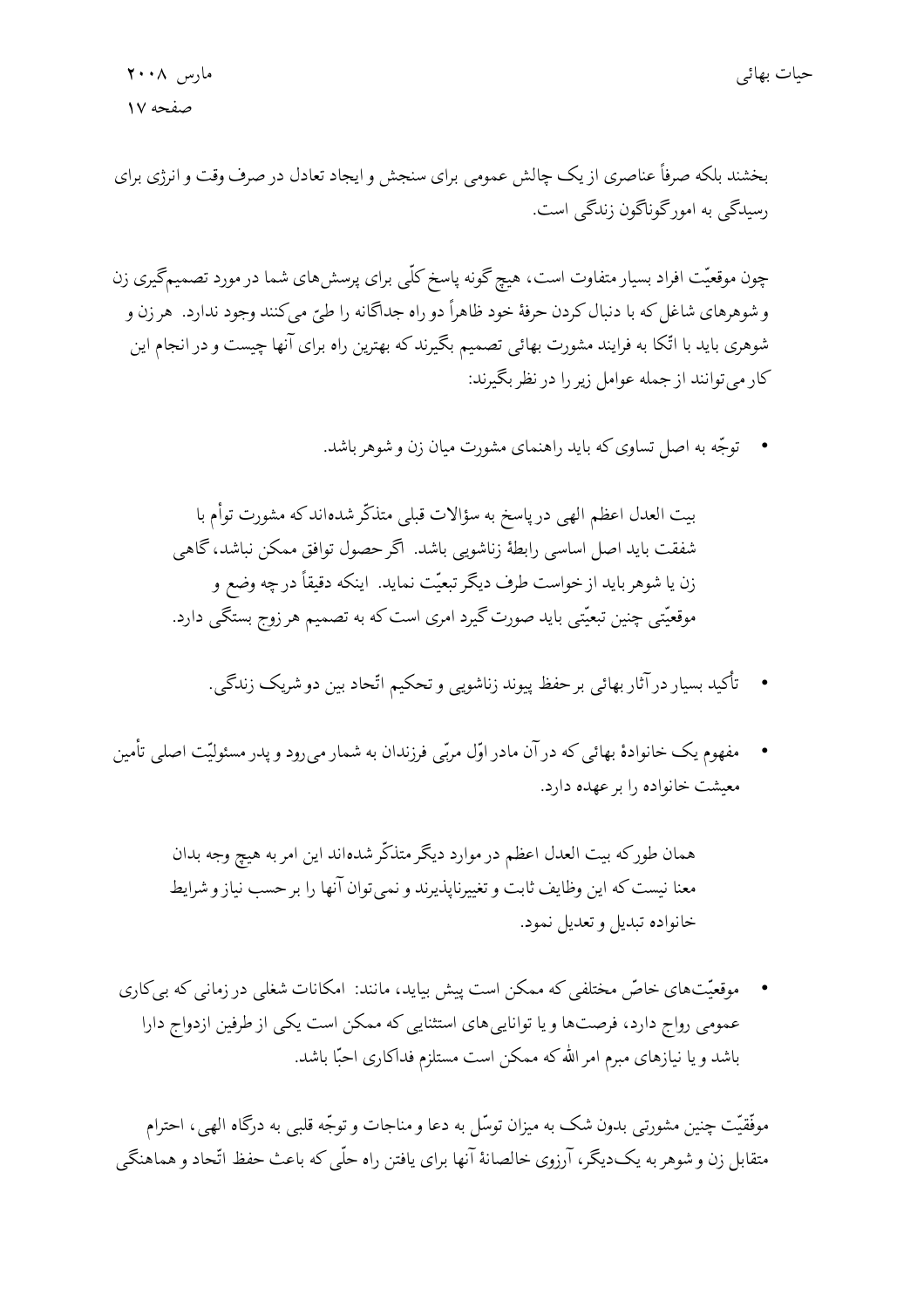بخشند بلکه صرفاً عناصری از یک چالش عمومی برای سنجش و ایجاد تعادل در صرف وقت و انرژی برای رسیدگی به امور گوناگون زندگی است.

چون موقعیّت افراد بسیار متفاوت است، هیچ گونه پاسخ کلّی برای پرسش‌های شما در مورد تصمیم‌گیری زن و شوهرهای شاغل که با دنبال کردن حرفهٔ خود ظاهراً دو راه جداگانه را طیّ می‌کنند وجود ندارد. هر زن و شوهری باید با اتّکا به فرایند مشورت بهائی تصمیم بگیرند که بهترین راه برای آنها چیست و در انجام این کار می‌توانند از جمله عوامل زیر را در نظر بگیرند:

- توجّه به اصل تساوی که باید راهنمای مشورت میان زن و شوهر باشد.

  بیت العدل اعظم الهی در پاسخ به سؤالات قبلی متذکّر شده‌اند که مشورت توأم با شفقت باید اصل اساسی رابطهٔ زناشویی باشد. اگر حصول توافق ممکن نباشد، گاهی زن یا شوهر باید از خواست طرف دیگر تبعیّت نماید. اینکه دقیقاً در چه وضع و موقعیّتی چنین تبعیّتی باید صورت گیرد امری است که به تصمیم هر زوج بستگی دارد.

- تأکید بسیار در آثار بهائی بر حفظ پیوند زناشویی و تحکیم اتّحاد بین دو شریک زندگی.

- مفهوم یک خانوادهٔ بهائی که در آن مادر اوّل مربّی فرزندان به شمار می‌رود و پدر مسئولیّت اصلی تأمین معیشت خانواده را بر عهده دارد.

  همان طور که بیت العدل اعظم در موارد دیگر متذکّر شده‌اند این امر به هیچ وجه بدان معنا نیست که این وظایف ثابت و تغییرناپذیرند و نمی‌توان آنها را بر حسب نیاز و شرایط خانواده تبدیل و تعدیل نمود.

- موقعیّت‌های خاصّ مختلفی که ممکن است پیش بیاید، مانند: امکانات شغلی در زمانی که بی‌کاری عمومی رواج دارد، فرصت‌ها و یا توانایی‌های استثنایی که ممکن است یکی از طرفین ازدواج دارا باشد و یا نیازهای مبرم امر الله که ممکن است مستلزم فداکاری احبّا باشد.

موفّقیّت چنین مشورتی بدون شک به میزان توسّل به دعا و مناجات و توجّه قلبی به درگاه الهی، احترام متقابل زن و شوهر به یک‌دیگر، آرزوی خالصانهٔ آنها برای یافتن راه حلّی که باعث حفظ اتّحاد و هماهنگی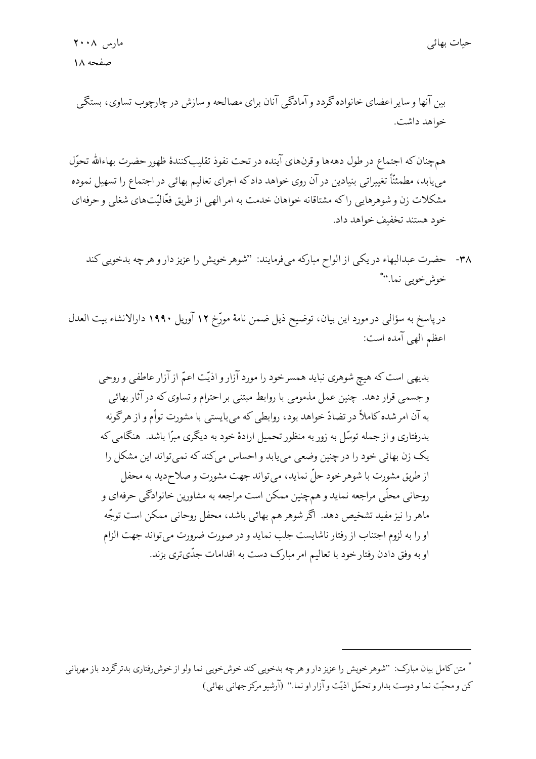بین آنها و سایر اعضای خانواده گردد و آمادگی آنان برای مصالحه و سازش در چارچوب تساوی، بستگی خواهد داشت.

همچنان که اجتماع در طول دهه‌ها و قرن‌های آینده در تحت نفوذ تقلیب‌کنندهٔ ظهور حضرت بهاءالله تحوّل می‌یابد، مطمئناً تغییراتی بنیادین در آن روی خواهد داد که اجرای تعالیم بهائی در اجتماع را تسهیل نموده مشکلات زن و شوهرهایی را که مشتاقانه خواهان خدمت به امر الهی از طریق فعّالیّت‌های شغلی و حرفه‌ای خود هستند تخفیف خواهد داد.

۳۸- حضرت عبدالبهاء در یکی از الواح مبارکه می‌فرمایند: "شوهر خویش را عزیز دار و هر چه بدخویی کند خوش‌خویی نما."*

در پاسخ به سؤالی در مورد این بیان، توضیح ذیل ضمن نامهٔ مورّخ ۱۲ آوریل ۱۹۹۰ دارالانشاء بیت العدل اعظم الهی آمده است:

> بدیهی است که هیچ شوهری نباید همسر خود را مورد آزار و اذیّت اعمّ از آزار عاطفی و روحی و جسمی قرار دهد. چنین عمل مذمومی با روابط مبتنی بر احترام و تساوی که در آثار بهائی به آن امر شده کاملاً در تضادّ خواهد بود، روابطی که می‌بایستی با مشورت توأم و از هر گونه بدرفتاری و از جمله توسّل به زور به منظور تحمیل ارادهٔ خود به دیگری مبرّا باشد. هنگامی که یک زن بهائی خود را در چنین وضعی می‌یابد و احساس می‌کند که نمی‌تواند این مشکل را از طریق مشورت با شوهر خود حلّ نماید، می‌تواند جهت مشورت و صلاح‌دید به محفل روحانی محلّی مراجعه نماید و همچنین ممکن است مراجعه به مشاورین خانوادگی حرفه‌ای و ماهر را نیز مفید تشخیص دهد. اگر شوهر هم بهائی باشد، محفل روحانی ممکن است توجّه او را به لزوم اجتناب از رفتار ناشایست جلب نماید و در صورت ضرورت می‌تواند جهت الزام او به وفق دادن رفتار خود با تعالیم امر مبارک دست به اقدامات جدّی‌تری بزند.

---

* متن کامل بیان مبارک: "شوهر خویش را عزیز دار و هر چه بدخویی کند خوش‌خویی نما ولو از خوش‌رفتاری بدتر گردد باز مهربانی کن و محبّت نما و دوست بدار و تحمّل اذیّت و آزار او نما." (آرشیو مرکز جهانی بهائی)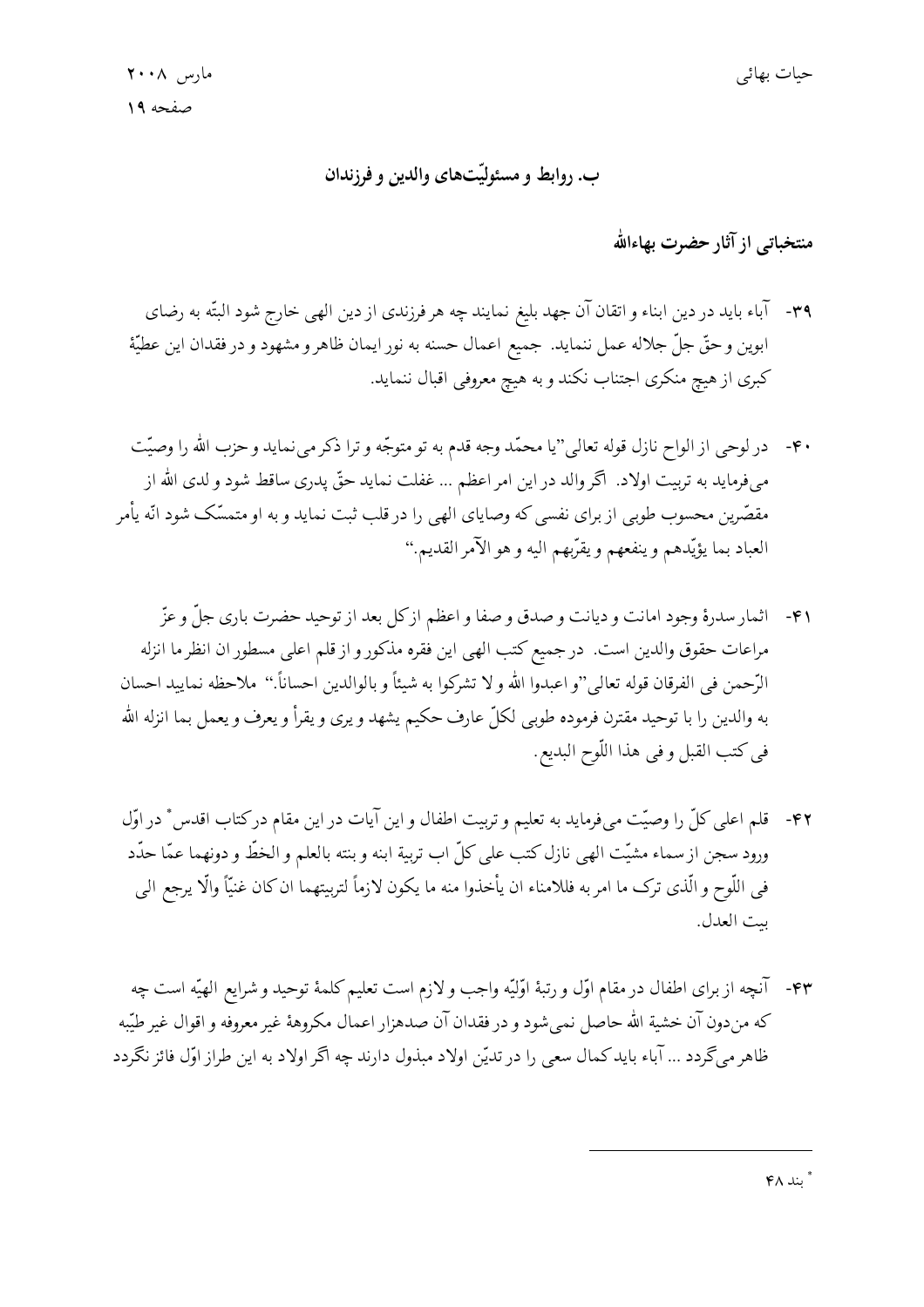## ب. روابط و مسئولیّت‌های والدین و فرزندان

### منتخباتی از آثار حضرت بهاءالله

۳۹- آباء باید در دین ابناء و اتقان آن جهد بلیغ نمایند چه هر فرزندی از دین الهی خارج شود البتّه به رضای ابوین و حقّ جلّ جلاله عمل ننماید. جمیع اعمال حسنه به نور ایمان ظاهر و مشهود و در فقدان این عطیّهٔ کبری از هیچ منکری اجتناب نکند و به هیچ معروفی اقبال ننماید.

۴۰- در لوحی از الواح نازل قوله تعالی "یا محمّد وجه قدم به تو متوجّه و ترا ذکر می‌نماید و حزب الله را وصیّت می‌فرماید به تربیت اولاد. اگر والد در این امر اعظم ... غفلت نماید حقّ پدری ساقط شود و لدی الله از مقصّرین محسوب طوبی از برای نفسی که وصایای الهی را در قلب ثبت نماید و به او متمسّک شود انّه یأمر العباد بما یؤیّدهم و ینفعهم و یقرّبهم الیه و هو الآمر القدیم."

۴۱- اثمار سدرهٔ وجود امانت و دیانت و صدق و صفا و اعظم از کل بعد از توحید حضرت باری جلّ و عزّ مراعات حقوق والدین است. در جمیع کتب الهی این فقره مذکور و از قلم اعلی مسطور ان انظر ما انزله الرّحمن فی الفرقان قوله تعالی "و اعبدوا الله و لا تشرکوا به شیئاً و بالوالدین احساناً." ملاحظه نمایید احسان به والدین را با توحید مقترن فرموده طوبی لکلّ عارف حکیم یشهد و یری و یقرأ و یعرف و یعمل بما انزله الله فی کتب القبل و فی هذا اللّوح البدیع.

۴۲- قلم اعلی کلّ را وصیّت می‌فرماید به تعلیم و تربیت اطفال و این آیات در این مقام در کتاب اقدس* در اوّل ورود سجن از سماء مشیّت الهی نازل کتب علی کلّ اب تربیة ابنه و بنته بالعلم و الخطّ و دونهما عمّا حدّد فی اللّوح و الّذی ترک ما امر به فللامناء ان یأخذوا منه ما یکون لازماً لتربیتهما ان کان غنیّاً والّا یرجع الی بیت العدل.

۴۳- آنچه از برای اطفال در مقام اوّل و رتبهٔ اوّلیّه واجب و لازم است تعلیم کلمهٔ توحید و شرایع الهیّه است چه که من‌دون آن خشیة الله حاصل نمی‌شود و در فقدان آن صدهزار اعمال مکروههٔ غیر معروفه و اقوال غیر طیّبه ظاهر می‌گردد ... آباء باید کمال سعی را در تدیّن اولاد مبذول دارند چه اگر اولاد به این طراز اوّل فائز نگردد

* بند ۴۸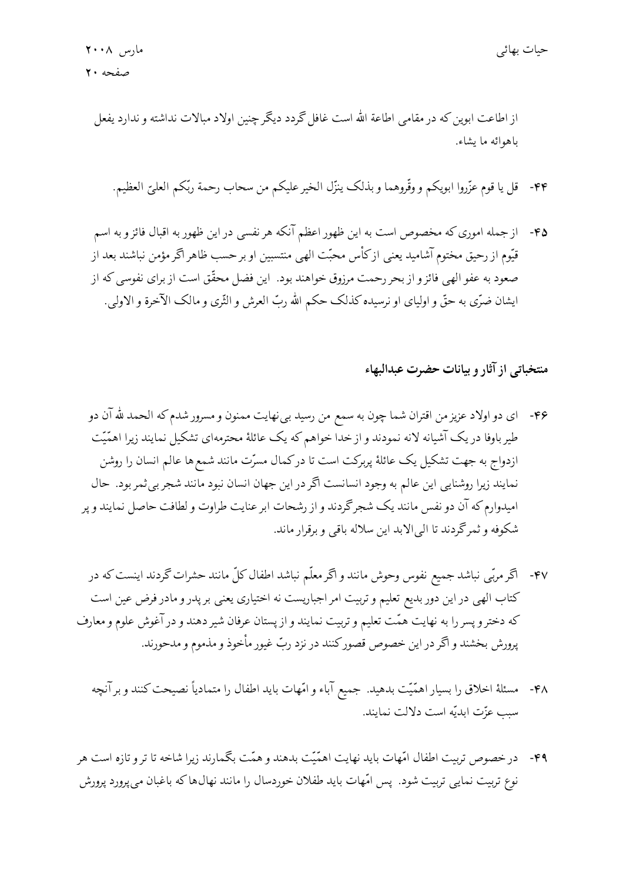از اطاعت ابوین که در مقامی اطاعة الله است غافل گردد دیگر چنین اولاد مبالات نداشته و ندارد یفعل باهوائه ما یشاء.

۴۴- قل یا قوم عزّروا ابویکم و وقّروهما و بذلک ینزّل الخیر علیکم من سحاب رحمة ربّکم العلیّ العظیم.

۴۵- از جمله اموری که مخصوص است به این ظهور اعظم آنکه هر نفسی در این ظهور به اقبال فائز و به اسم قیّوم از رحیق مختوم آشامید یعنی از کأس محبّت الهی منتسبین او بر حسب ظاهر اگر مؤمن نباشند بعد از صعود به عفو الهی فائز و از بحر رحمت مرزوق خواهند بود. این فضل محقّق است از برای نفوسی که از ایشان ضرّی به حقّ و اولیای او نرسیده کذلک حکم الله ربّ العرش و الثّری و مالک الآخرة و الاولی.

## منتخباتی از آثار و بیانات حضرت عبدالبهاء

۴۶- ای دو اولاد عزیز من اقتران شما چون به سمع من رسید بی‌نهایت ممنون و مسرور شدم که الحمد لله آن دو طیر باوفا در یک آشیانه لانه نمودند و از خدا خواهم که یک عائلهٔ محترمه‌ای تشکیل نمایند زیرا اهمّیّت ازدواج به جهت تشکیل یک عائلهٔ پربرکت است تا در کمال مسرّت مانند شمع‌ها عالم انسان را روشن نمایند زیرا روشنایی این عالم به وجود انسانست اگر در این جهان انسان نبود مانند شجر بی‌ثمر بود. حال امیدوارم که آن دو نفس مانند یک شجر گردند و از رشحات ابر عنایت طراوت و لطافت حاصل نمایند و پر شکوفه و ثمر گردند تا الی‌الابد این سلاله باقی و برقرار ماند.

۴۷- اگر مربّی نباشد جمیع نفوس وحوش مانند و اگر معلّم نباشد اطفال کلّ مانند حشرات گردند اینست که در کتاب الهی در این دور بدیع تعلیم و تربیت امر اجباریست نه اختیاری یعنی بر پدر و مادر فرض عین است که دختر و پسر را به نهایت همّت تعلیم و تربیت نمایند و از پستان عرفان شیر دهند و در آغوش علوم و معارف پرورش بخشند و اگر در این خصوص قصور کنند در نزد ربّ غیور مأخوذ و مذموم و مدحورند.

۴۸- مسئلهٔ اخلاق را بسیار اهمّیّت بدهید. جمیع آباء و امّهات باید اطفال را متمادیاً نصیحت کنند و بر آنچه سبب عزّت ابدیّه است دلالت نمایند.

۴۹- در خصوص تربیت اطفال امّهات باید نهایت اهمّیّت بدهند و همّت بگمارند زیرا شاخه تا تر و تازه است هر نوع تربیت نمایی تربیت شود. پس امّهات باید طفلان خوردسال را مانند نهال‌ها که باغبان می‌پرورد پرورش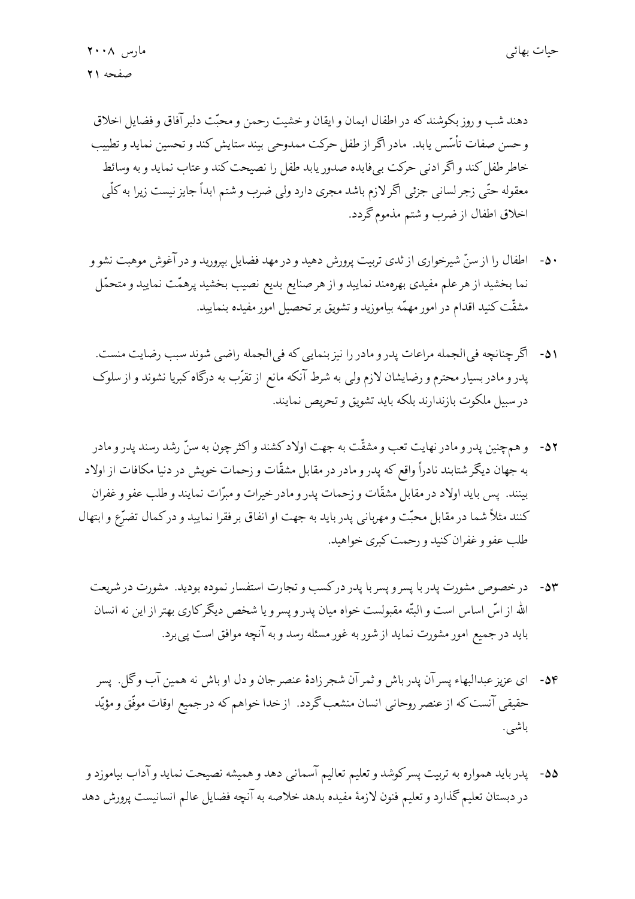دهند شب و روز بکوشند که در اطفال ایمان و ایقان و خشیت رحمن و محبّت دلبر آفاق و فضایل اخلاق و حسن صفات تأسّس یابد. مادر اگر از طفل حرکت ممدوحی بیند ستایش کند و تحسین نماید و تطییب خاطر طفل کند و اگر ادنی حرکت بی‌فایده صدور یابد طفل را نصیحت کند و عتاب نماید و به وسائط معقوله حتّی زجر لسانی جزئی اگر لازم باشد مجری دارد ولی ضرب و شتم ابداً جایز نیست زیرا به کلّی اخلاق اطفال از ضرب و شتم مذموم گردد.

۵۰- اطفال را از سنّ شیرخواری از ثدی تربیت پرورش دهید و در مهد فضایل بپرورید و در آغوش موهبت نشو و نما بخشید از هر علم مفیدی بهره‌مند نمایید و از هر صنایع بدیع نصیب بخشید پرهمّت نمایید و متحمّل مشقّت کنید اقدام در امور مهمّه بیاموزید و تشویق بر تحصیل امور مفیده بنمایید.

۵۱- اگر چنانچه فی‌الجمله مراعات پدر و مادر را نیز بنمایی که فی‌الجمله راضی شوند سبب رضایت منست. پدر و مادر بسیار محترم و رضایشان لازم ولی به شرط آنکه مانع از تقرّب به درگاه کبریا نشوند و از سلوک در سبیل ملکوت بازندارند بلکه باید تشویق و تحریص نمایند.

۵۲- و هم‌چنین پدر و مادر نهایت تعب و مشقّت به جهت اولاد کشند و اکثر چون به سنّ رشد رسند پدر و مادر به جهان دیگر شتابند نادراً واقع که پدر و مادر در مقابل مشقّات و زحمات خویش در دنیا مکافات از اولاد بینند. پس باید اولاد در مقابل مشقّات و زحمات پدر و مادر خیرات و مبرّات نمایند و طلب عفو و غفران کنند مثلاً شما در مقابل محبّت و مهربانی پدر باید به جهت او انفاق بر فقرا نمایید و درکمال تضرّع و ابتهال طلب عفو و غفران کنید و رحمت کبری خواهید.

۵۳- در خصوص مشورت پدر با پسر و پسر با پدر در کسب و تجارت استفسار نموده بودید. مشورت در شریعت الله از اسّ اساس است و البتّه مقبولست خواه میان پدر و پسر و یا شخص دیگر کاری بهتر از این نه انسان باید در جمیع امور مشورت نماید از شور به غور مسئله رسد و به آنچه موافق است پی‌برد.

۵۴- ای عزیز عبدالبهاء پسر آن پدر باش و ثمر آن شجر زادهٔ عنصر جان و دل او باش نه همین آب و گل. پسر حقیقی آنست که از عنصر روحانی انسان منشعب گردد. از خدا خواهم که در جمیع اوقات موفّق و مؤیّد باشی.

۵۵- پدر باید همواره به تربیت پسر کوشد و تعلیم تعالیم آسمانی دهد و همیشه نصیحت نماید و آداب بیاموزد و در دبستان تعلیم گذارد و تعلیم فنون لازمهٔ مفیده بدهد خلاصه به آنچه فضایل عالم انسانیست پرورش دهد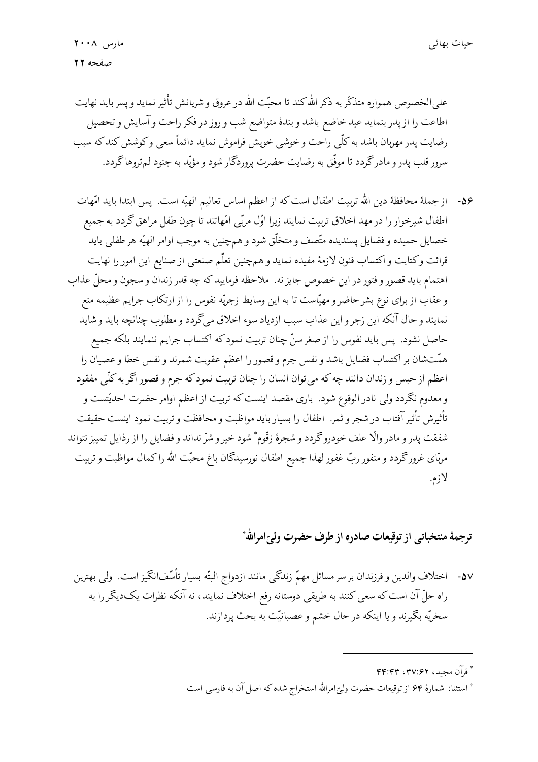علی‌الخصوص همواره متذکّر به ذکر الله کند تا محبّت الله در عروق و شریانش تأثیر نماید و پسر باید نهایت اطاعت را از پدر بنماید عبد خاضع باشد و بندهٔ متواضع شب و روز در فکر راحت و آسایش و تحصیل رضایت پدر مهربان باشد به کلّی راحت و خوشی خویش فراموش نماید دائماً سعی و کوشش کند که سبب سرور قلب پدر و مادر گردد تا موفّق به رضایت حضرت پروردگار شود و مؤیّد به جنود لم‌تروها گردد.

۵۶- از جملهٔ محافظهٔ دین الله تربیت اطفال است که از اعظم اساس تعالیم الهیّه است. پس ابتدا باید امّهات اطفال شیرخوار را در مهد اخلاق تربیت نمایند زیرا اوّل مربّی امّهاتند تا چون طفل مراهق گردد به جمیع خصایل حمیده و فضایل پسندیده متّصف و متخلّق شود و هم‌چنین به موجب اوامر الهیّه هر طفلی باید قرائت و کتابت و اکتساب فنون لازمهٔ مفیده نماید و هم‌چنین تعلّم صنعتی از صنایع این امور را نهایت اهتمام باید قصور و فتور در این خصوص جایز نه. ملاحظه فرمایید که چه قدر زندان و سجون و محلّ عذاب و عقاب از برای نوع بشر حاضر و مهیّاست تا به این وسایط زجریّه نفوس را از ارتکاب جرایم عظیمه منع نمایند و حال آنکه این زجر و این عذاب سبب ازدیاد سوء اخلاق می‌گردد و مطلوب چنانچه باید و شاید حاصل نشود. پس باید نفوس را از صغر سنّ چنان تربیت نمود که اکتساب جرایم ننمایند بلکه جمیع همّت‌شان بر اکتساب فضایل باشد و نفس جرم و قصور را اعظم عقوبت شمرند و نفس خطا و عصیان را اعظم از حبس و زندان دانند چه که می‌توان انسان را چنان تربیت نمود که جرم و قصور اگر به کلّی مفقود و معدوم نگردد ولی نادر الوقوع شود. باری مقصد اینست که تربیت از اعظم اوامر حضرت احدیّتست و تأثیرش تأثیر آفتاب در شجر و ثمر. اطفال را بسیار باید مواظبت و محافظت و تربیت نمود اینست حقیقت شفقت پدر و مادر والّا علف خودرو گردد و شجرهٔ زقّوم* شود خیر و شرّ نداند و فضایل را از رذایل تمییز نتواند مربّای غرور گردد و منفور ربّ غفور لهذا جمیع اطفال نورسیدگان باغ محبّت الله را کمال مواظبت و تربیت لازم.

## ترجمهٔ منتخباتی از توقیعات صادره از طرف حضرت ولیّ‌امرالله†

۵۷- اختلاف والدین و فرزندان بر سر مسائل مهمّ زندگی مانند ازدواج البتّه بسیار تأسّف‌انگیز است. ولی بهترین راه حلّ آن است که سعی کنند به طریقی دوستانه رفع اختلاف نمایند، نه آنکه نظرات یک‌دیگر را به سخریّه بگیرند و یا اینکه در حال خشم و عصبانیّت به بحث پردازند.

---

* قرآن مجید، ۳۷:۶۲، ۴۴:۴۳

† استثنا: شمارهٔ ۶۴ از توقیعات حضرت ولیّ‌امرالله استخراج شده که اصل آن به فارسی است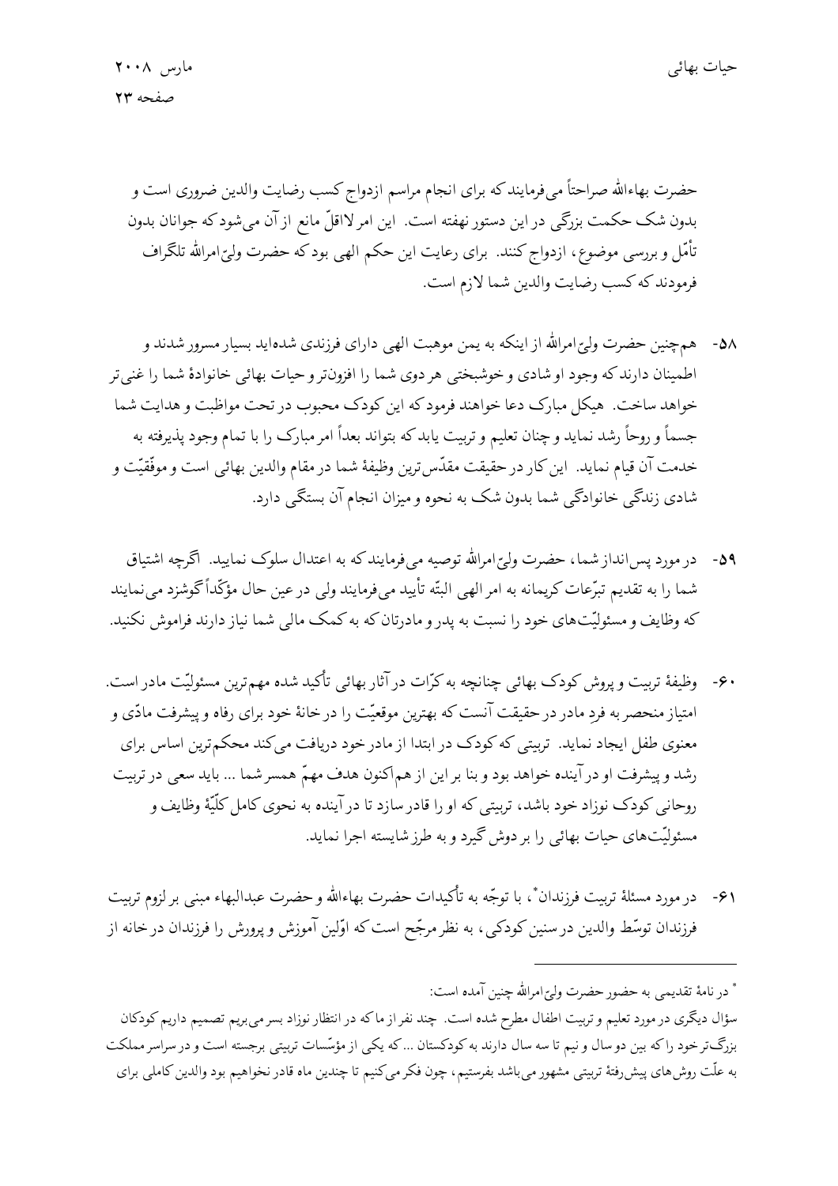حضرت بهاءالله صراحتاً می‌فرمایند که برای انجام مراسم ازدواج کسب رضایت والدین ضروری است و بدون شک حکمت بزرگی در این دستور نهفته است. این امر لااقلّ مانع از آن می‌شود که جوانان بدون تأمّل و بررسی موضوع، ازدواج کنند. برای رعایت این حکم الهی بود که حضرت ولیّ‌امرالله تلگراف فرمودند که کسب رضایت والدین شما لازم است.

۵۸- هم‌چنین حضرت ولیّ‌امرالله از اینکه به یمن موهبت الهی دارای فرزندی شده‌اید بسیار مسرور شدند و اطمینان دارند که وجود او شادی و خوشبختی هر دوی شما را افزون‌تر و حیات بهائی خانوادهٔ شما را غنی‌تر خواهد ساخت. هیکل مبارک دعا خواهند فرمود که این کودک محبوب در تحت مواظبت و هدایت شما جسماً و روحاً رشد نماید و چنان تعلیم و تربیت یابد که بتواند بعداً امر مبارک را با تمام وجود پذیرفته به خدمت آن قیام نماید. این کار در حقیقت مقدّس‌ترین وظیفهٔ شما در مقام والدین بهائی است و موفّقیّت و شادی زندگی خانوادگی شما بدون شک به نحوه و میزان انجام آن بستگی دارد.

۵۹- در مورد پس‌انداز شما، حضرت ولیّ‌امرالله توصیه می‌فرمایند که به اعتدال سلوک نمایید. اگرچه اشتیاق شما را به تقدیم تبرّعات کریمانه به امر الهی البتّه تأیید می‌فرمایند ولی در عین حال مؤکّداً گوشزد می‌نمایند که وظایف و مسئولیّت‌های خود را نسبت به پدر و مادرتان که به کمک مالی شما نیاز دارند فراموش نکنید.

۶۰- وظیفهٔ تربیت و پرورش کودک بهائی چنانچه به کرّات در آثار بهائی تأکید شده مهم‌ترین مسئولیّت مادر است. امتیاز منحصر به فرد مادر در حقیقت آنست که بهترین موقعیّت را در خانهٔ خود برای رفاه و پیشرفت مادّی و معنوی طفل ایجاد نماید. تربیتی که کودک در ابتدا از مادر خود دریافت می‌کند محکم‌ترین اساس برای رشد و پیشرفت او در آینده خواهد بود و بنا بر این از هم‌اکنون هدف مهمّ همسر شما ... باید سعی در تربیت روحانی کودک نوزاد خود باشد، تربیتی که او را قادر سازد تا در آینده به نحوی کامل کلّیّهٔ وظایف و مسئولیّت‌های حیات بهائی را بر دوش گیرد و به طرز شایسته اجرا نماید.

۶۱- در مورد مسئلهٔ تربیت فرزندان*، با توجّه به تأکیدات حضرت بهاءالله و حضرت عبدالبهاء مبنی بر لزوم تربیت فرزندان توسّط والدین در سنین کودکی، به نظر مرجّح است که اوّلین آموزش و پرورش را فرزندان در خانه از

---

* در نامهٔ تقدیمی به حضور حضرت ولیّ‌امرالله چنین آمده است:
سؤال دیگری در مورد تعلیم و تربیت اطفال مطرح شده است. چند نفر از ما که در انتظار نوزاد بسر می‌بریم تصمیم داریم کودکان بزرگ‌تر خود را که بین دو سال و نیم تا سه سال دارند به کودکستان ... که یکی از مؤسّسات تربیتی برجسته است و در سراسر مملکت به علّت روش‌های پیش‌رفتهٔ تربیتی مشهور می‌باشد بفرستیم، چون فکر می‌کنیم تا چندین ماه قادر نخواهیم بود والدین کاملی برای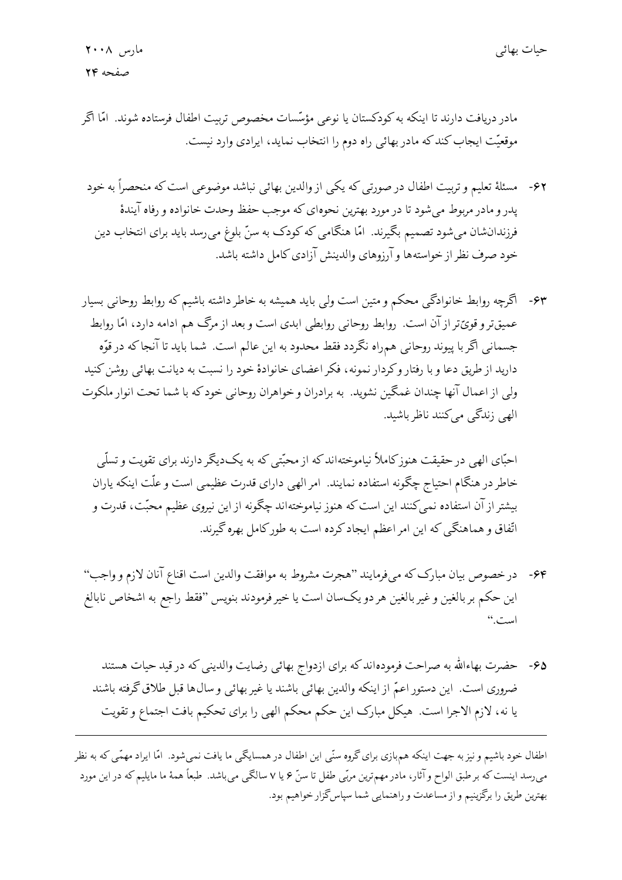مادر دریافت دارند تا اینکه به کودکستان یا نوعی مؤسّسات مخصوص تربیت اطفال فرستاده شوند. امّا اگر موقعیّت ایجاب کند که مادر بهائی راه دوم را انتخاب نماید، ایرادی وارد نیست.

۶۲- مسئلهٔ تعلیم و تربیت اطفال در صورتی که یکی از والدین بهائی نباشد موضوعی است که منحصراً به خود پدر و مادر مربوط می‌شود تا در مورد بهترین نحوه‌ای که موجب حفظ وحدت خانواده و رفاه آیندهٔ فرزندان‌شان می‌شود تصمیم بگیرند. امّا هنگامی که کودک به سنّ بلوغ می‌رسد باید برای انتخاب دین خود صرف نظر از خواسته‌ها و آرزوهای والدینش آزادی کامل داشته باشد.

۶۳- اگرچه روابط خانوادگی محکم و متین است ولی باید همیشه به خاطر داشته باشیم که روابط روحانی بسیار عمیق‌تر و قویّ‌تر از آن است. روابط روحانی روابطی ابدی است و بعد از مرگ هم ادامه دارد، امّا روابط جسمانی اگر با پیوند روحانی هم‌راه نگردد فقط محدود به این عالم است. شما باید تا آنجا که در قوّه دارید از طریق دعا و با رفتار و کردار نمونه، فکر اعضای خانوادهٔ خود را نسبت به دیانت بهائی روشن کنید ولی از اعمال آنها چندان غمگین نشوید. به برادران و خواهران روحانی خود که با شما تحت انوار ملکوت الهی زندگی می‌کنند ناظر باشید.

احبّای الهی در حقیقت هنوز کاملاً نیاموخته‌اند که از محبّتی که به یک‌دیگر دارند برای تقویت و تسلّی خاطر در هنگام احتیاج چگونه استفاده نمایند. امر الهی دارای قدرت عظیمی است و علّت اینکه یاران بیشتر از آن استفاده نمی‌کنند این است که هنوز نیاموخته‌اند چگونه از این نیروی عظیم محبّت، قدرت و اتّفاق و هماهنگی که این امر اعظم ایجاد کرده است به طور کامل بهره گیرند.

۶۴- در خصوص بیان مبارک که می‌فرمایند "هجرت مشروط به موافقت والدین است اقناع آنان لازم و واجب" این حکم بر بالغین و غیر بالغین هر دو یک‌سان است یا خیر فرمودند بنویس "فقط راجع به اشخاص نابالغ است."

۶۵- حضرت بهاءالله به صراحت فرموده‌اند که برای ازدواج بهائی رضایت والدینی که در قید حیات هستند ضروری است. این دستور اعمّ از اینکه والدین بهائی باشند یا غیر بهائی و سال‌ها قبل طلاق گرفته باشند یا نه، لازم الاجرا است. هیکل مبارک این حکم محکم الهی را برای تحکیم بافت اجتماع و تقویت

---

اطفال خود باشیم و نیز به جهت اینکه هم‌بازی برای گروه سنّی این اطفال در همسایگی ما یافت نمی‌شود. امّا ایراد مهمّی که به نظر می‌رسد اینست که بر طبق الواح و آثار، مادر مهم‌ترین مربّی طفل تا سنّ ۶ یا ۷ سالگی می‌باشد. طبعاً همهٔ ما مایلیم که در این مورد بهترین طریق را برگزینیم و از مساعدت و راهنمایی شما سپاس‌گزار خواهیم بود.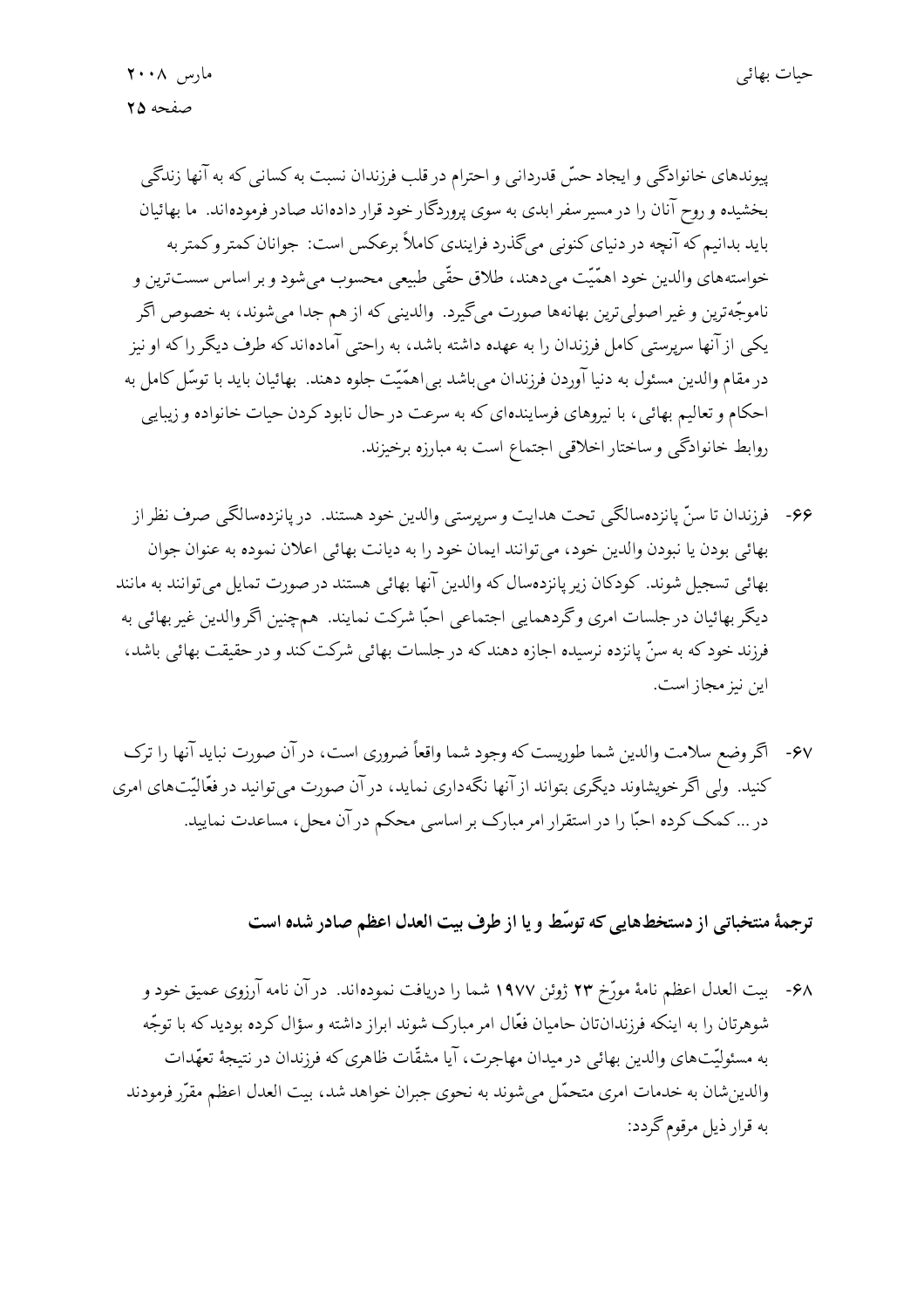پیوندهای خانوادگی و ایجاد حسّ قدردانی و احترام در قلب فرزندان نسبت به کسانی که به آنها زندگی بخشیده و روح آنان را در مسیر سفر ابدی به سوی پروردگار خود قرار داده‌اند صادر فرموده‌اند. ما بهائیان باید بدانیم که آنچه در دنیای کنونی می‌گذرد فرایندی کاملاً برعکس است: جوانان کمتر و کمتر به خواسته‌های والدین خود اهمّیّت می‌دهند، طلاق حقّی طبیعی محسوب می‌شود و بر اساس سست‌ترین و ناموجّه‌ترین و غیر اصولی‌ترین بهانه‌ها صورت می‌گیرد. والدینی که از هم جدا می‌شوند، به خصوص اگر یکی از آنها سرپرستی کامل فرزندان را به عهده داشته باشد، به راحتی آماده‌اند که طرف دیگر را که او نیز در مقام والدین مسئول به دنیا آوردن فرزندان می‌باشد بی‌اهمّیّت جلوه دهند. بهائیان باید با توسّل کامل به احکام و تعالیم بهائی، با نیروهای فرساینده‌ای که به سرعت در حال نابود کردن حیات خانواده و زیبایی روابط خانوادگی و ساختار اخلاقی اجتماع است به مبارزه برخیزند.

۶۶- فرزندان تا سنّ پانزده‌سالگی تحت هدایت و سرپرستی والدین خود هستند. در پانزده‌سالگی صرف نظر از بهائی بودن یا نبودن والدین خود، می‌توانند ایمان خود را به دیانت بهائی اعلان نموده به عنوان جوان بهائی تسجیل شوند. کودکان زیر پانزده‌سال که والدین آنها بهائی هستند در صورت تمایل می‌توانند به مانند دیگر بهائیان در جلسات امری و گردهمایی اجتماعی احبّا شرکت نمایند. همچنین اگر والدین غیر بهائی به فرزند خود که به سنّ پانزده نرسیده اجازه دهند که در جلسات بهائی شرکت کند و در حقیقت بهائی باشد، این نیز مجاز است.

۶۷- اگر وضع سلامت والدین شما طوریست که وجود شما واقعاً ضروری است، در آن صورت نباید آنها را ترک کنید. ولی اگر خویشاوند دیگری بتواند از آنها نگه‌داری نماید، در آن صورت می‌توانید در فعّالیّت‌های امری در ... کمک کرده احبّا را در استقرار امر مبارک بر اساسی محکم در آن محل، مساعدت نمایید.

## ترجمهٔ منتخباتی از دستخط‌هایی که توسّط و یا از طرف بیت العدل اعظم صادر شده است

۶۸- بیت العدل اعظم نامهٔ مورّخ ۲۳ ژوئن ۱۹۷۷ شما را دریافت نموده‌اند. در آن نامه آرزوی عمیق خود و شوهرتان را به اینکه فرزندان‌تان حامیان فعّال امر مبارک شوند ابراز داشته و سؤال کرده بودید که با توجّه به مسئولیّت‌های والدین بهائی در میدان مهاجرت، آیا مشقّات ظاهری که فرزندان در نتیجهٔ تعهّدات والدین‌شان به خدمات امری متحمّل می‌شوند به نحوی جبران خواهد شد، بیت العدل اعظم مقرّر فرمودند به قرار ذیل مرقوم گردد: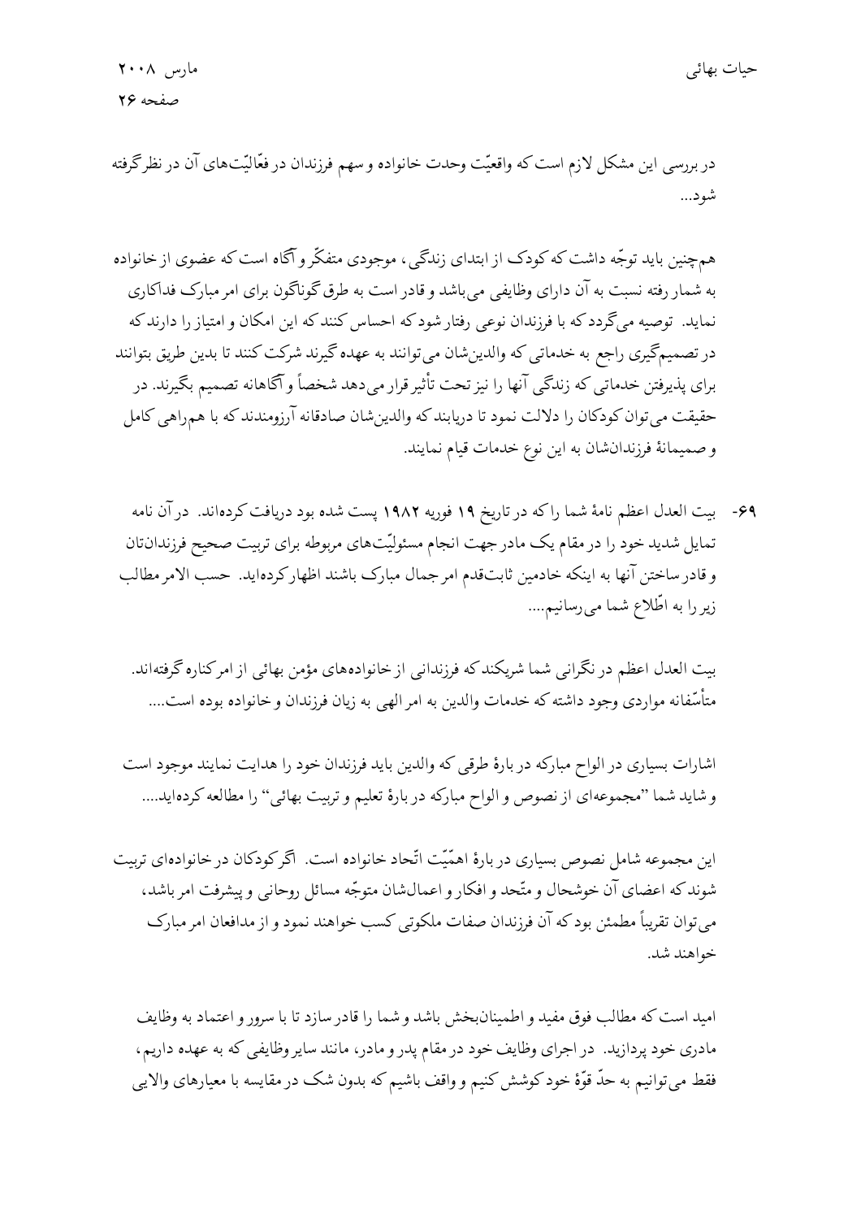در بررسی این مشکل لازم است که واقعیّت وحدت خانواده و سهم فرزندان در فعّالیّت‌های آن در نظر گرفته شود...

هم‌چنین باید توجّه داشت که کودک از ابتدای زندگی، موجودی متفکّر و آگاه است که عضوی از خانواده به شمار رفته نسبت به آن دارای وظایفی می‌باشد و قادر است به طرق گوناگون برای امر مبارک فداکاری نماید. توصیه می‌گردد که با فرزندان نوعی رفتار شود که احساس کنند که این امکان و امتیاز را دارند که در تصمیم‌گیری راجع به خدماتی که والدین‌شان می‌توانند به عهده گیرند شرکت کنند تا بدین طریق بتوانند برای پذیرفتن خدماتی که زندگی آنها را نیز تحت تأثیر قرار می‌دهد شخصاً و آگاهانه تصمیم بگیرند. در حقیقت می‌توان کودکان را دلالت نمود تا دریابند که والدین‌شان صادقانه آرزومندند که با هم‌راهی کامل و صمیمانهٔ فرزندان‌شان به این نوع خدمات قیام نمایند.

۶۹- بیت العدل اعظم نامهٔ شما را که در تاریخ ۱۹ فوریه ۱۹۸۲ پست شده بود دریافت کرده‌اند. در آن نامه تمایل شدید خود را در مقام یک مادر جهت انجام مسئولیّت‌های مربوطه برای تربیت صحیح فرزندان‌تان و قادر ساختن آنها به اینکه خادمین ثابت‌قدم امر جمال مبارک باشند اظهار کرده‌اید. حسب الامر مطالب زیر را به اطّلاع شما می‌رسانیم....

بیت العدل اعظم در نگرانی شما شریکند که فرزندانی از خانواده‌های مؤمن بهائی از امر کناره گرفته‌اند. متأسّفانه مواردی وجود داشته که خدمات والدین به امر الهی به زیان فرزندان و خانواده بوده است....

اشارات بسیاری در الواح مبارکه در بارهٔ طرقی که والدین باید فرزندان خود را هدایت نمایند موجود است و شاید شما "مجموعه‌ای از نصوص و الواح مبارکه در بارهٔ تعلیم و تربیت بهائی" را مطالعه کرده‌اید....

این مجموعه شامل نصوص بسیاری در بارهٔ اهمّیّت اتّحاد خانواده است. اگر کودکان در خانواده‌ای تربیت شوند که اعضای آن خوشحال و متّحد و افکار و اعمال‌شان متوجّه مسائل روحانی و پیشرفت امر باشد، می‌توان تقریباً مطمئن بود که آن فرزندان صفات ملکوتی کسب خواهند نمود و از مدافعان امر مبارک خواهند شد.

امید است که مطالب فوق مفید و اطمینان‌بخش باشد و شما را قادر سازد تا با سرور و اعتماد به وظایف مادری خود پردازید. در اجرای وظایف خود در مقام پدر و مادر، مانند سایر وظایفی که به عهده داریم، فقط می‌توانیم به حدّ قوّهٔ خود کوشش کنیم و واقف باشیم که بدون شک در مقایسه با معیارهای والایی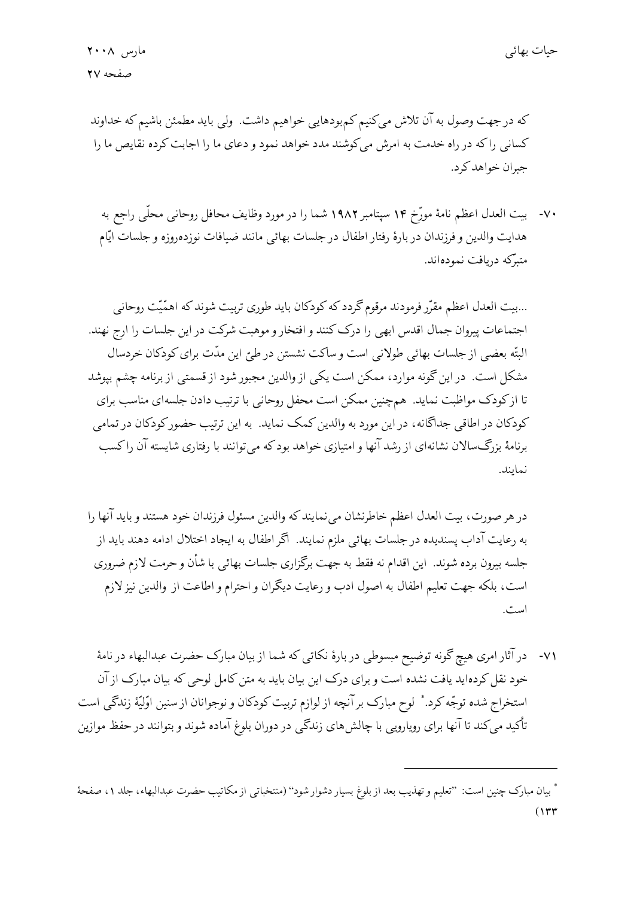که در جهت وصول به آن تلاش می‌کنیم کم‌بودهایی خواهیم داشت. ولی باید مطمئن باشیم که خداوند کسانی را که در راه خدمت به امرش می‌کوشند مدد خواهد نمود و دعای ما را اجابت کرده نقایص ما را جبران خواهد کرد.

۷۰- بیت العدل اعظم نامهٔ مورّخ ۱۴ سپتامبر ۱۹۸۲ شما را در مورد وظایف محافل روحانی محلّی راجع به هدایت والدین و فرزندان در بارهٔ رفتار اطفال در جلسات بهائی مانند ضیافات نوزده‌روزه و جلسات ایّام متبرّکه دریافت نموده‌اند.

...بیت العدل اعظم مقرّر فرمودند مرقوم گردد که کودکان باید طوری تربیت شوند که اهمّیّت روحانی اجتماعات پیروان جمال اقدس ابهی را درک کنند و افتخار و موهبت شرکت در این جلسات را ارج نهند. البتّه بعضی از جلسات بهائی طولانی است و ساکت نشستن در طیّ این مدّت برای کودکان خردسال مشکل است. در این گونه موارد، ممکن است یکی از والدین مجبور شود از قسمتی از برنامه چشم بپوشد تا از کودک مواظبت نماید. هم‌چنین ممکن است محفل روحانی با ترتیب دادن جلسه‌ای مناسب برای کودکان در اطاقی جداگانه، در این مورد به والدین کمک نماید. به این ترتیب حضور کودکان در تمامی برنامهٔ بزرگ‌سالان نشانه‌ای از رشد آنها و امتیازی خواهد بود که می‌توانند با رفتاری شایسته آن را کسب نمایند.

در هر صورت، بیت العدل اعظم خاطرنشان می‌نمایند که والدین مسئول فرزندان خود هستند و باید آنها را به رعایت آداب پسندیده در جلسات بهائی ملزم نمایند. اگر اطفال به ایجاد اختلال ادامه دهند باید از جلسه بیرون برده شوند. این اقدام نه فقط به جهت برگزاری جلسات بهائی با شأن و حرمت لازم ضروری است، بلکه جهت تعلیم اطفال به اصول ادب و رعایت دیگران و احترام و اطاعت از والدین نیز لازم است.

۷۱- در آثار امری هیچ گونه توضیح مبسوطی در بارهٔ نکاتی که شما از بیان مبارک حضرت عبدالبهاء در نامهٔ خود نقل کرده‌اید یافت نشده است و برای درک این بیان باید به متن کامل لوحی که بیان مبارک از آن استخراج شده توجّه کرد.* لوح مبارک بر آنچه از لوازم تربیت کودکان و نوجوانان از سنین اوّلیّهٔ زندگی است تأکید می‌کند تا آنها برای رویارویی با چالش‌های زندگی در دوران بلوغ آماده شوند و بتوانند در حفظ موازین

* بیان مبارک چنین است: "تعلیم و تهذیب بعد از بلوغ بسیار دشوار شود" (منتخباتی از مکاتیب حضرت عبدالبهاء، جلد ۱، صفحهٔ ۱۳۳)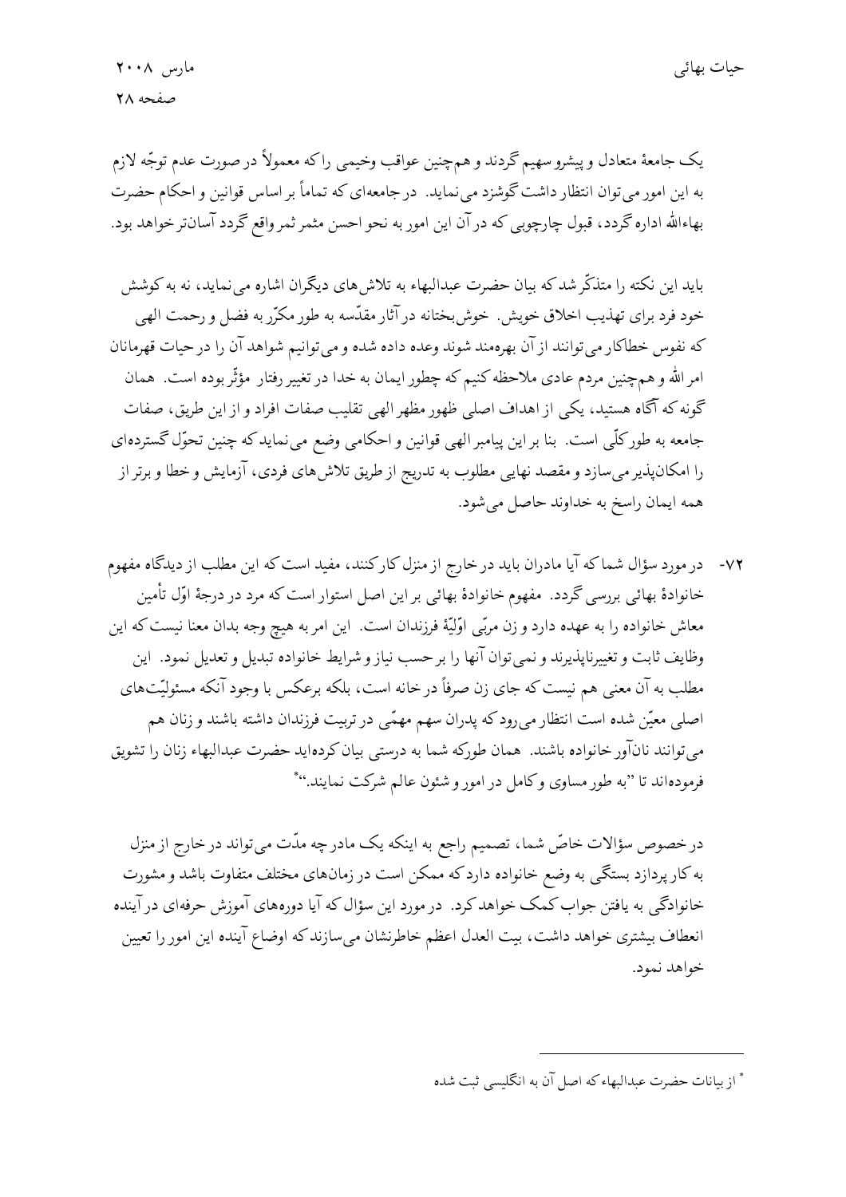یک جامعهٔ متعادل و پیشرو سهیم گردند و هم‌چنین عواقب وخیمی را که معمولاً در صورت عدم توجّه لازم به این امور می‌توان انتظار داشت گوشزد می‌نماید. در جامعه‌ای که تماماً بر اساس قوانین و احکام حضرت بهاءالله اداره گردد، قبول چارچوبی که در آن این امور به نحو احسن مثمر ثمر واقع گردد آسان‌تر خواهد بود.

باید این نکته را متذکّر شد که بیان حضرت عبدالبهاء به تلاش‌های دیگران اشاره می‌نماید، نه به کوشش خود فرد برای تهذیب اخلاق خویش. خوش‌بختانه در آثار مقدّسه به طور مکرّر به فضل و رحمت الهی که نفوس خطاکار می‌توانند از آن بهره‌مند شوند وعده داده شده و می‌توانیم شواهد آن را در حیات قهرمانان امر الله و هم‌چنین مردم عادی ملاحظه کنیم که چطور ایمان به خدا در تغییر رفتار مؤثّر بوده است. همان گونه که آگاه هستید، یکی از اهداف اصلی ظهور مظهر الهی تقلیب صفات افراد و از این طریق، صفات جامعه به طور کلّی است. بنا بر این پیامبر الهی قوانین و احکامی وضع می‌نماید که چنین تحوّل گسترده‌ای را امکان‌پذیر می‌سازد و مقصد نهایی مطلوب به تدریج از طریق تلاش‌های فردی، آزمایش و خطا و برتر از همه ایمان راسخ به خداوند حاصل می‌شود.

۷۲- در مورد سؤال شما که آیا مادران باید در خارج از منزل کار کنند، مفید است که این مطلب از دیدگاه مفهوم خانوادهٔ بهائی بررسی گردد. مفهوم خانوادهٔ بهائی بر این اصل استوار است که مرد در درجهٔ اوّل تأمین معاش خانواده را به عهده دارد و زن مربّی اوّلیّهٔ فرزندان است. این امر به هیچ وجه بدان معنا نیست که این وظایف ثابت و تغییرناپذیرند و نمی‌توان آنها را بر حسب نیاز و شرایط خانواده تبدیل و تعدیل نمود. این مطلب به آن معنی هم نیست که جای زن صرفاً در خانه است، بلکه برعکس با وجود آنکه مسئولیّت‌های اصلی معیّن شده است انتظار می‌رود که پدران سهم مهمّی در تربیت فرزندان داشته باشند و زنان هم می‌توانند نان‌آور خانواده باشند. همان طورکه شما به درستی بیان کرده‌اید حضرت عبدالبهاء زنان را تشویق فرموده‌اند تا "به طور مساوی و کامل در امور و شئون عالم شرکت نمایند."*

در خصوص سؤالات خاصّ شما، تصمیم راجع به اینکه یک مادر چه مدّت می‌تواند در خارج از منزل به کار پردازد بستگی به وضع خانواده دارد که ممکن است در زمان‌های مختلف متفاوت باشد و مشورت خانوادگی به یافتن جواب کمک خواهد کرد. در مورد این سؤال که آیا دوره‌های آموزش حرفه‌ای در آینده انعطاف بیشتری خواهد داشت، بیت العدل اعظم خاطرنشان می‌سازند که اوضاع آینده این امور را تعیین خواهد نمود.

* از بیانات حضرت عبدالبهاء که اصل آن به انگلیسی ثبت شده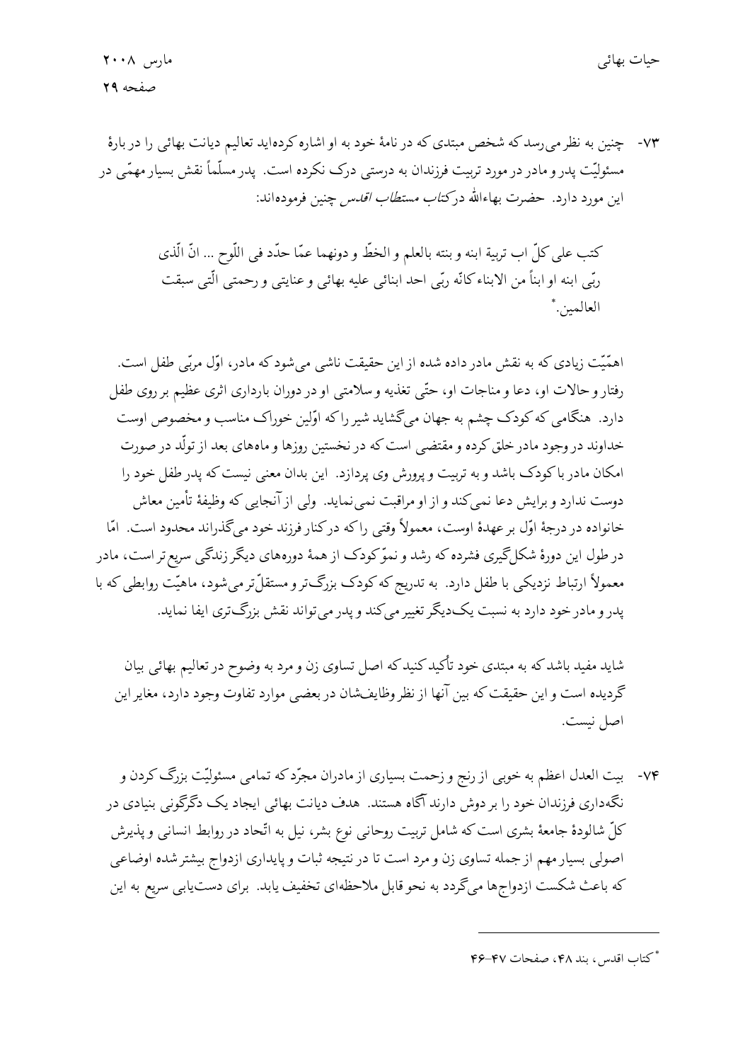۷۳- چنین به نظر می‌رسد که شخص مبتدی که در نامۀ خود به او اشاره کرده‌اید تعالیم دیانت بهائی را دربارۀ مسئولیّت پدر و مادر در مورد تربیت فرزندان به درستی درک نکرده است. پدر مسلّماً نقش بسیار مهمّی در این مورد دارد. حضرت بهاءالله در *کتاب مستطاب اقدس* چنین فرموده‌اند:

> کتب علی کلّ اب تربیة ابنه و بنته بالعلم و الخطّ و دونهما عمّا حدّد فی اللّوح ... انّ الّذی ربّی ابنه او ابناً من الابناء کانّه ربّی احد ابنائی علیه بهائی و عنایتی و رحمتی الّتی سبقت العالمین.*

اهمّیّت زیادی که به نقش مادر داده شده از این حقیقت ناشی می‌شود که مادر، اوّل مربّی طفل است. رفتار و حالات او، دعا و مناجات او، حتّی تغذیه و سلامتی او در دوران بارداری اثری عظیم بر روی طفل دارد. هنگامی که کودک چشم به جهان می‌گشاید شیر را که اوّلین خوراک مناسب و مخصوص اوست خداوند در وجود مادر خلق کرده و مقتضی است که در نخستین روزها و ماه‌های بعد از تولّد در صورت امکان مادر با کودک باشد و به تربیت و پرورش وی پردازد. این بدان معنی نیست که پدر طفل خود را دوست ندارد و برایش دعا نمی‌کند و از او مراقبت نمی‌نماید. ولی از آنجایی که وظیفۀ تأمین معاش خانواده در درجۀ اوّل بر عهدۀ اوست، معمولاً وقتی را که درکنار فرزند خود می‌گذراند محدود است. امّا در طول این دورۀ شکل‌گیری فشرده که رشد و نموّ کودک از همۀ دوره‌های دیگر زندگی سریع‌تر است، مادر معمولاً ارتباط نزدیکی با طفل دارد. به تدریج که کودک بزرگ‌تر و مستقلّ‌تر می‌شود، ماهیّت روابطی که با پدر و مادر خود دارد به نسبت یک‌دیگر تغییر می‌کند و پدر می‌تواند نقش بزرگ‌تری ایفا نماید.

شاید مفید باشد که به مبتدی خود تأکید کنید که اصل تساوی زن و مرد به وضوح در تعالیم بهائی بیان گردیده است و این حقیقت که بین آنها از نظر وظایف‌شان در بعضی موارد تفاوت وجود دارد، مغایر این اصل نیست.

۷۴- بیت العدل اعظم به خوبی از رنج و زحمت بسیاری از مادران مجرّد که تمامی مسئولیّت بزرگ کردن و نگه‌داری فرزندان خود را بر دوش دارند آگاه هستند. هدف دیانت بهائی ایجاد یک دگرگونی بنیادی در کلّ شالودۀ جامعۀ بشری است که شامل تربیت روحانی نوع بشر، نیل به اتّحاد در روابط انسانی و پذیرش اصولی بسیار مهم از جمله تساوی زن و مرد است تا در نتیجه ثبات و پایداری ازدواج بیشتر شده اوضاعی که باعث شکست ازدواج‌ها می‌گردد به نحو قابل ملاحظه‌ای تخفیف یابد. برای دست‌یابی سریع به این

---

* کتاب اقدس، بند ۴۸، صفحات ۴۷-۴۶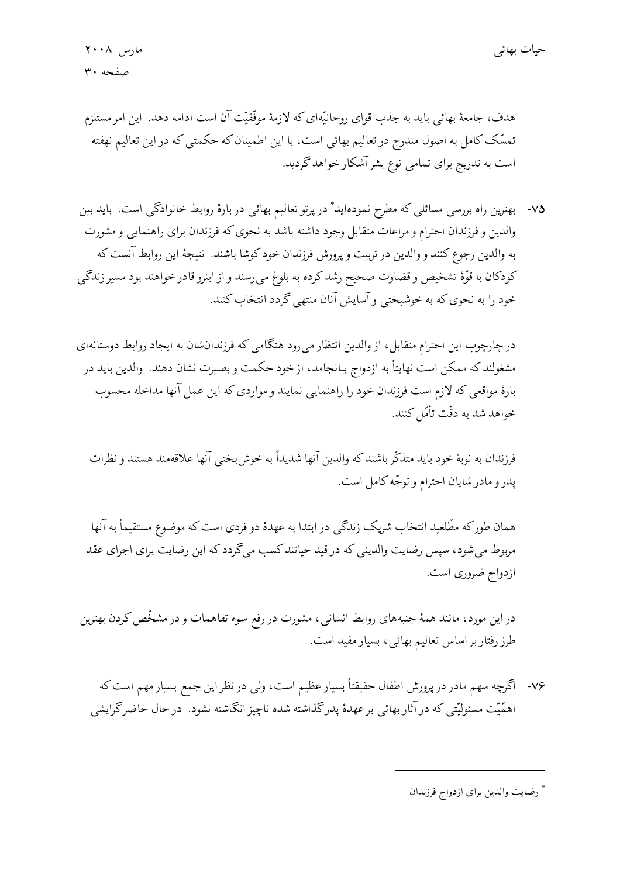هدف، جامعهٔ بهائی باید به جذب قوای روحانیّه‌ای که لازمهٔ موفّقیّت آن است ادامه دهد. این امر مستلزم تمسّک کامل به اصول مندرج در تعالیم بهائی است، با این اطمینان که حکمتی که در این تعالیم نهفته است به تدریج برای تمامی نوع بشر آشکار خواهد گردید.

۷۵- بهترین راه بررسی مسائلی که مطرح نموده‌اید* در پرتو تعالیم بهائی در بارهٔ روابط خانوادگی است. باید بین والدین و فرزندان احترام و مراعات متقابل وجود داشته باشد به نحوی که فرزندان برای راهنمایی و مشورت به والدین رجوع کنند و والدین در تربیت و پرورش فرزندان خود کوشا باشند. نتیجهٔ این روابط آنست که کودکان با قوّهٔ تشخیص و قضاوت صحیح رشد کرده به بلوغ می‌رسند و از اینرو قادر خواهند بود مسیر زندگی خود را به نحوی که به خوشبختی و آسایش آنان منتهی گردد انتخاب کنند.

در چارچوب این احترام متقابل، از والدین انتظار می‌رود هنگامی که فرزندانشان به ایجاد روابط دوستانه‌ای مشغولند که ممکن است نهایتاً به ازدواج بیانجامد، از خود حکمت و بصیرت نشان دهند. والدین باید در بارهٔ مواقعی که لازم است فرزندان خود را راهنمایی نمایند و مواردی که این عمل آنها مداخله محسوب خواهد شد به دقّت تأمّل کنند.

فرزندان به نوبهٔ خود باید متذکّر باشند که والدین آنها شدیداً به خوش‌بختی آنها علاقه‌مند هستند و نظرات پدر و مادر شایان احترام و توجّه کامل است.

همان طور که مطّلعید انتخاب شریک زندگی در ابتدا به عهدهٔ دو فردی است که موضوع مستقیماً به آنها مربوط می‌شود، سپس رضایت والدینی که در قید حیاتند کسب می‌گردد که این رضایت برای اجرای عقد ازدواج ضروری است.

در این مورد، مانند همهٔ جنبه‌های روابط انسانی، مشورت در رفع سوء تفاهمات و در مشخّص کردن بهترین طرز رفتار بر اساس تعالیم بهائی، بسیار مفید است.

۷۶- اگرچه سهم مادر در پرورش اطفال حقیقتاً بسیار عظیم است، ولی در نظر این جمع بسیار مهم است که اهمّیّت مسئولیّتی که در آثار بهائی بر عهدهٔ پدر گذاشته شده ناچیز انگاشته نشود. در حال حاضر گرایشی

---

* رضایت والدین برای ازدواج فرزندان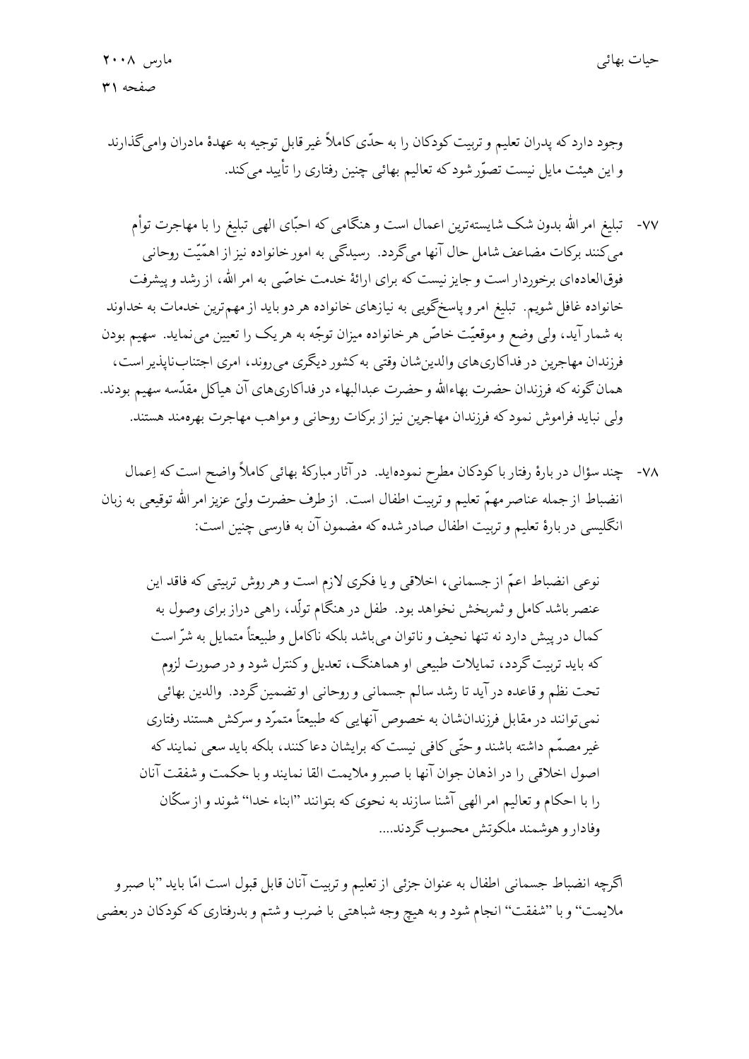وجود دارد که پدران تعلیم و تربیت کودکان را به حدّی کاملاً غیر قابل توجیه به عهدهٔ مادران وامی‌گذارند و این هیئت مایل نیست تصوّر شود که تعالیم بهائی چنین رفتاری را تأیید می‌کند.

۷۷- تبلیغ امر الله بدون شک شایسته‌ترین اعمال است و هنگامی که احبّای الهی تبلیغ را با مهاجرت توأم می‌کنند برکات مضاعف شامل حال آنها می‌گردد. رسیدگی به امور خانواده نیز از اهمّیّت روحانی فوق‌العاده‌ای برخوردار است و جایز نیست که برای ارائهٔ خدمت خاصّی به امر الله، از رشد و پیشرفت خانواده غافل شویم. تبلیغ امر و پاسخ‌گویی به نیازهای خانواده هر دو باید از مهم‌ترین خدمات به خداوند به شمار آید، ولی وضع و موقعیّت خاصّ هر خانواده میزان توجّه به هر یک را تعیین می‌نماید. سهیم بودن فرزندان مهاجرین در فداکاری‌های والدین‌شان وقتی به کشور دیگری می‌روند، امری اجتناب‌ناپذیر است، همان گونه که فرزندان حضرت بهاءالله و حضرت عبدالبهاء در فداکاری‌های آن هیاکل مقدّسه سهیم بودند. ولی نباید فراموش نمود که فرزندان مهاجرین نیز از برکات روحانی و مواهب مهاجرت بهره‌مند هستند.

۷۸- چند سؤال در بارهٔ رفتار با کودکان مطرح نموده‌اید. در آثار مبارکهٔ بهائی کاملاً واضح است که اِعمال انضباط از جمله عناصر مهمّ تعلیم و تربیت اطفال است. از طرف حضرت ولیّ عزیز امر الله توقیعی به زبان انگلیسی در بارهٔ تعلیم و تربیت اطفال صادر شده که مضمون آن به فارسی چنین است:

> نوعی انضباط اعمّ از جسمانی، اخلاقی و یا فکری لازم است و هر روش تربیتی که فاقد این عنصر باشد کامل و ثمربخش نخواهد بود. طفل در هنگام تولّد، راهی دراز برای وصول به کمال در پیش دارد نه تنها نحیف و ناتوان می‌باشد بلکه ناکامل و طبیعتاً متمایل به شرّ است که باید تربیت گردد، تمایلات طبیعی او هماهنگ، تعدیل و کنترل شود و در صورت لزوم تحت نظم و قاعده در آید تا رشد سالم جسمانی و روحانی او تضمین گردد. والدین بهائی نمی‌توانند در مقابل فرزندان‌شان به خصوص آنهایی که طبیعتاً متمرّد و سرکش هستند رفتاری غیر مصمّم داشته باشند و حتّی کافی نیست که برایشان دعا کنند، بلکه باید سعی نمایند که اصول اخلاقی را در اذهان جوان آنها با صبر و ملایمت القا نمایند و با حکمت و شفقت آنان را با احکام و تعالیم امر الهی آشنا سازند به نحوی که بتوانند "ابناء خدا" شوند و از سکّان وفادار و هوشمند ملکوتش محسوب گردند....

اگرچه انضباط جسمانی اطفال به عنوان جزئی از تعلیم و تربیت آنان قابل قبول است امّا باید "با صبر و ملایمت" و با "شفقت" انجام شود و به هیچ وجه شباهتی با ضرب و شتم و بدرفتاری که کودکان در بعضی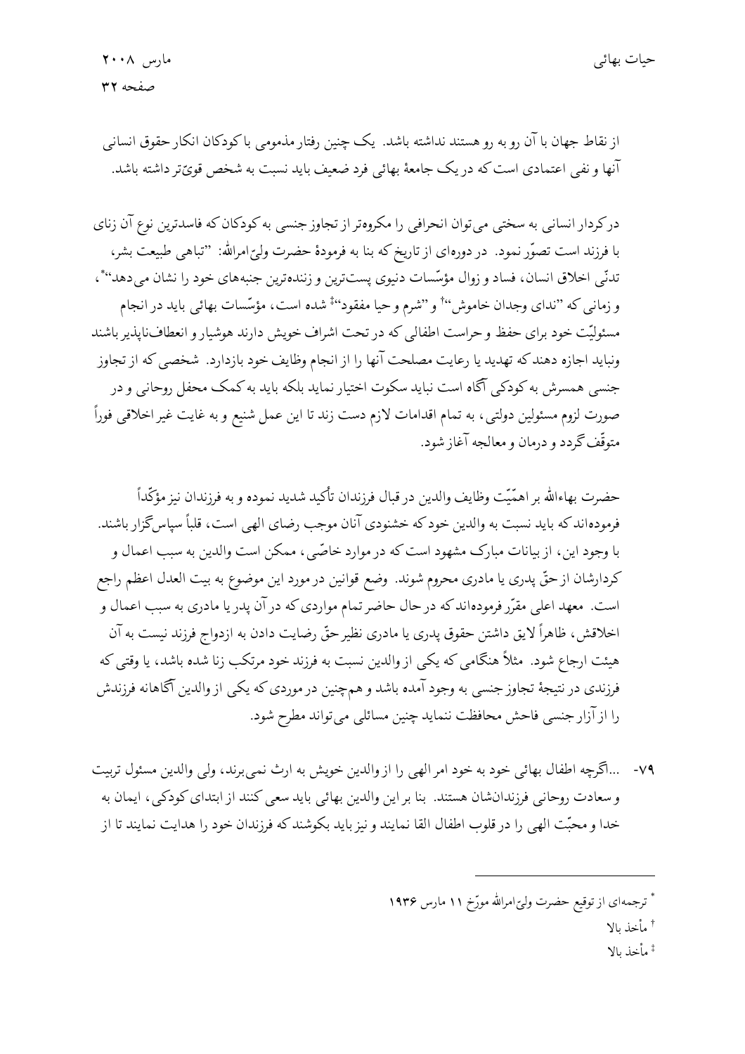از نقاط جهان با آن رو به رو هستند نداشته باشد. یک چنین رفتار مذمومی با کودکان انکار حقوق انسانی آنها و نفی اعتمادی است که در یک جامعهٔ بهائی فرد ضعیف باید نسبت به شخص قویّ‌تر داشته باشد.

در کردار انسانی به سختی می‌توان انحرافی را مکروه‌تر از تجاوز جنسی به کودکان که فاسدترین نوع آن زنای با فرزند است تصوّر نمود. در دوره‌ای از تاریخ که بنا به فرمودهٔ حضرت ولیّ‌امرالله: "تباهی طبیعت بشر، تدنّی اخلاق انسان، فساد و زوال مؤسّسات دنیوی پست‌ترین و زننده‌ترین جنبه‌های خود را نشان می‌دهد"*، و زمانی که "ندای وجدان خاموش"† و "شرم و حیا مفقود"‡ شده است، مؤسّسات بهائی باید در انجام مسئولیّت خود برای حفظ و حراست اطفالی که در تحت اشراف خویش دارند هوشیار و انعطاف‌ناپذیر باشند ونباید اجازه دهند که تهدید یا رعایت مصلحت آنها را از انجام وظایف خود بازدارد. شخصی که از تجاوز جنسی همسرش به کودکی آگاه است نباید سکوت اختیار نماید بلکه باید به کمک محفل روحانی و در صورت لزوم مسئولین دولتی، به تمام اقدامات لازم دست زند تا این عمل شنیع و به غایت غیر اخلاقی فوراً متوقّف گردد و درمان و معالجه آغاز شود.

حضرت بهاءالله بر اهمّیّت وظایف والدین در قبال فرزندان تأکید شدید نموده و به فرزندان نیز مؤکّداً فرموده‌اند که باید نسبت به والدین خود که خشنودی آنان موجب رضای الهی است، قلباً سپاس‌گزار باشند. با وجود این، از بیانات مبارک مشهود است که در موارد خاصّی، ممکن است والدین به سبب اعمال و کردارشان از حقّ پدری یا مادری محروم شوند. وضع قوانین در مورد این موضوع به بیت العدل اعظم راجع است. معهد اعلی مقرّر فرموده‌اند که در حال حاضر تمام مواردی که در آن پدر یا مادری به سبب اعمال و اخلاقش، ظاهراً لایق داشتن حقوق پدری یا مادری نظیر حقّ رضایت دادن به ازدواج فرزند نیست به آن هیئت ارجاع شود. مثلاً هنگامی که یکی از والدین نسبت به فرزند خود مرتکب زنا شده باشد، یا وقتی که فرزندی در نتیجهٔ تجاوز جنسی به وجود آمده باشد و هم‌چنین در موردی که یکی از والدین آگاهانه فرزندش را از آزار جنسی فاحش محافظت ننماید چنین مسائلی می‌تواند مطرح شود.

۷۹- ...اگرچه اطفال بهائی خود به خود امر الهی را از والدین خویش به ارث نمی‌برند، ولی والدین مسئول تربیت و سعادت روحانی فرزندان‌شان هستند. بنا بر این والدین بهائی باید سعی کنند از ابتدای کودکی، ایمان به خدا و محبّت الهی را در قلوب اطفال القا نمایند و نیز باید بکوشند که فرزندان خود را هدایت نمایند تا از

---

* ترجمه‌ای از توقیع حضرت ولیّ‌امرالله مورّخ ۱۱ مارس ۱۹۳۶

† مأخذ بالا

‡ مأخذ بالا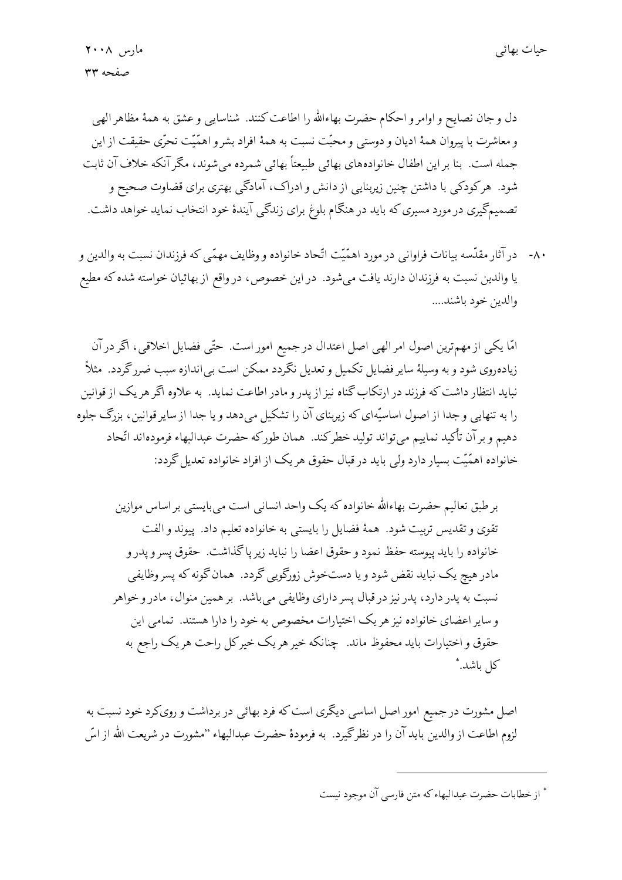دل و جان نصایح و اوامر و احکام حضرت بهاءالله را اطاعت کنند. شناسایی و عشق به همهٔ مظاهر الهی و معاشرت با پیروان همهٔ ادیان و دوستی و محبّت نسبت به همهٔ افراد بشر و اهمّیّت تحرّی حقیقت از این جمله است. بنا بر این اطفال خانواده‌های بهائی طبیعتاً بهائی شمرده می‌شوند، مگر آنکه خلاف آن ثابت شود. هر کودکی با داشتن چنین زیربنایی از دانش و ادراک، آمادگی بهتری برای قضاوت صحیح و تصمیم‌گیری در مورد مسیری که باید در هنگام بلوغ برای زندگی آیندهٔ خود انتخاب نماید خواهد داشت.

۸۰- در آثار مقدّسه بیانات فراوانی در مورد اهمّیّت اتّحاد خانواده و وظایف مهمّی که فرزندان نسبت به والدین و یا والدین نسبت به فرزندان دارند یافت می‌شود. در این خصوص، در واقع از بهائیان خواسته شده که مطیع والدین خود باشند....

امّا یکی از مهم‌ترین اصول امر الهی اصل اعتدال در جمیع امور است. حتّی فضایل اخلاقی، اگر در آن زیاده‌روی شود و به وسیلهٔ سایر فضایل تکمیل و تعدیل نگردد ممکن است بی‌اندازه سبب ضرر گردد. مثلاً نباید انتظار داشت که فرزند در ارتکاب گناه نیز از پدر و مادر اطاعت نماید. به علاوه اگر هر یک از قوانین را به تنهایی و جدا از اصول اساسیّه‌ای که زیربنای آن را تشکیل می‌دهد و یا جدا از سایر قوانین، بزرگ جلوه دهیم و بر آن تأکید نماییم می‌تواند تولید خطر کند. همان طور که حضرت عبدالبهاء فرموده‌اند اتّحاد خانواده اهمّیّت بسیار دارد ولی باید در قبال حقوق هر یک از افراد خانواده تعدیل گردد:

> بر طبق تعالیم حضرت بهاءالله خانواده که یک واحد انسانی است می‌بایستی بر اساس موازین تقوی و تقدیس تربیت شود. همهٔ فضایل را بایستی به خانواده تعلیم داد. پیوند و الفت خانواده را باید پیوسته حفظ نمود و حقوق اعضا را نباید زیر پا گذاشت. حقوق پسر و پدر و مادر هیچ یک نباید نقض شود و یا دستخوش زورگویی گردد. همان گونه که پسر وظایفی نسبت به پدر دارد، پدر نیز در قبال پسر دارای وظایفی می‌باشد. بر همین منوال، مادر و خواهر و سایر اعضای خانواده نیز هر یک اختیارات مخصوص به خود را دارا هستند. تمامی این حقوق و اختیارات باید محفوظ ماند. چنانکه خیر هر یک خیر کل راحت هر یک راجع به کل باشد.*

اصل مشورت در جمیع امور اصل اساسی دیگری است که فرد بهائی در برداشت و روی‌کرد خود نسبت به لزوم اطاعت از والدین باید آن را در نظر گیرد. به فرمودهٔ حضرت عبدالبهاء "مشورت در شریعت الله از اسّ

---

* از خطابات حضرت عبدالبهاء که متن فارسی آن موجود نیست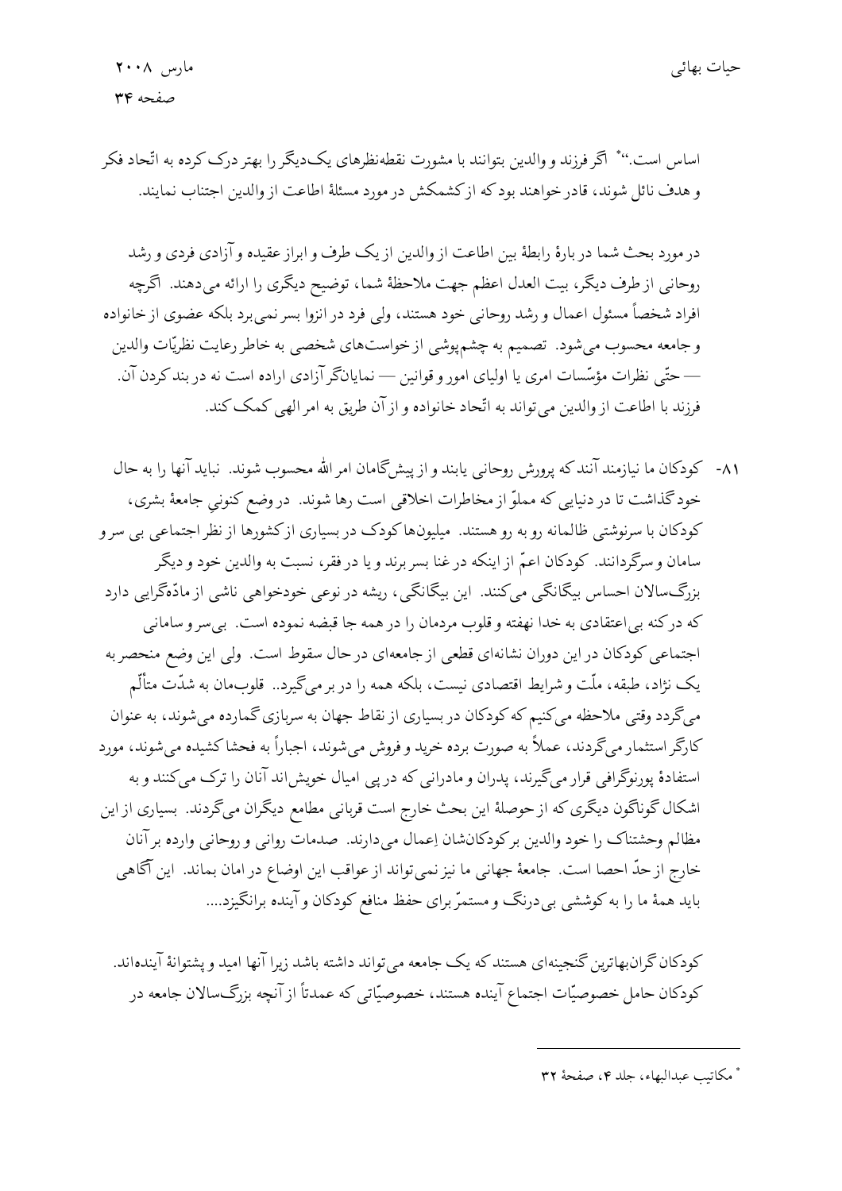اساس است."* اگر فرزند و والدین بتوانند با مشورت نقطه‌نظرهای یک‌دیگر را بهتر درک کرده به اتّحاد فکر و هدف نائل شوند، قادر خواهند بود که از کشمکش در مورد مسئلهٔ اطاعت از والدین اجتناب نمایند.

در مورد بحث شما در بارهٔ رابطهٔ بین اطاعت از والدین از یک طرف و ابراز عقیده و آزادی فردی و رشد روحانی از طرف دیگر، بیت العدل اعظم جهت ملاحظهٔ شما، توضیح دیگری را ارائه می‌دهند. اگرچه افراد شخصاً مسئول اعمال و رشد روحانی خود هستند، ولی فرد در انزوا بسر نمی‌برد بلکه عضوی از خانواده و جامعه محسوب می‌شود. تصمیم به چشم‌پوشی از خواست‌های شخصی به خاطر رعایت نظریّات والدین — حتّی نظرات مؤسّسات امری یا اولیای امور و قوانین — نمایانگر آزادی اراده است نه در بند کردن آن. فرزند با اطاعت از والدین می‌تواند به اتّحاد خانواده و از آن طریق به امر الهی کمک کند.

۸۱- کودکان ما نیازمند آنند که پرورش روحانی یابند و از پیش‌گامان امر الله محسوب شوند. نباید آنها را به حال خود گذاشت تا در دنیایی که مملوّ از مخاطرات اخلاقی است رها شوند. در وضع کنونی جامعهٔ بشری، کودکان با سرنوشتی ظالمانه رو به رو هستند. میلیون‌ها کودک در بسیاری از کشورها از نظر اجتماعی بی سر و سامان و سرگردانند. کودکان اعمّ از اینکه در غنا بسر برند و یا در فقر، نسبت به والدین خود و دیگر بزرگ‌سالان احساس بیگانگی می‌کنند. این بیگانگی، ریشه در نوعی خودخواهی ناشی از مادّه‌گرایی دارد که درکنه بی‌اعتقادی به خدا نهفته و قلوب مردمان را در همه جا قبضه نموده است. بی‌سر و سامانی اجتماعی کودکان در این دوران نشانه‌ای قطعی از جامعه‌ای در حال سقوط است. ولی این وضع منحصر به یک نژاد، طبقه، ملّت و شرایط اقتصادی نیست، بلکه همه را در بر می‌گیرد.. قلوب‌مان به شدّت متألّم می‌گردد وقتی ملاحظه می‌کنیم که کودکان در بسیاری از نقاط جهان به سربازی گمارده می‌شوند، به عنوان کارگر استثمار می‌گردند، عملاً به صورت برده خرید و فروش می‌شوند، اجباراً به فحشا کشیده می‌شوند، مورد استفادهٔ پورنوگرافی قرار می‌گیرند، پدران و مادرانی که در پی امیال خویش‌اند آنان را ترک می‌کنند و به اشکال گوناگون دیگری که از حوصلهٔ این بحث خارج است قربانی مطامع دیگران می‌گردند. بسیاری از این مظالم وحشتناک را خود والدین بر کودکان‌شان اِعمال می‌دارند. صدمات روانی و روحانی وارده بر آنان خارج از حدّ احصا است. جامعهٔ جهانی ما نیز نمی‌تواند از عواقب این اوضاع در امان بماند. این آگاهی باید همهٔ ما را به کوششی بی‌درنگ و مستمرّ برای حفظ منافع کودکان و آینده برانگیزد....

کودکان گران‌بهاترین گنجینه‌ای هستند که یک جامعه می‌تواند داشته باشد زیرا آنها امید و پشتوانهٔ آینده‌اند. کودکان حامل خصوصیّات اجتماع آینده هستند، خصوصیّاتی که عمدتاً از آنچه بزرگ‌سالان جامعه در

---

* مکاتیب عبدالبهاء، جلد ۴، صفحهٔ ۳۲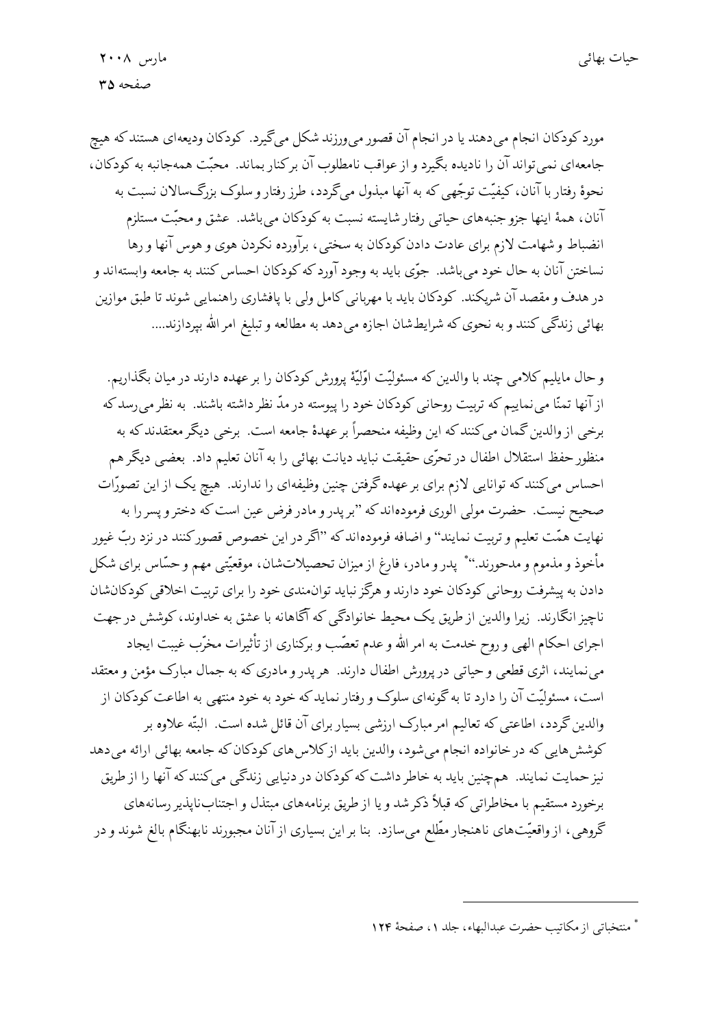مورد کودکان انجام می‌دهند یا در انجام آن قصور می‌ورزند شکل می‌گیرد. کودکان ودیعه‌ای هستند که هیچ جامعه‌ای نمی‌تواند آن را نادیده بگیرد و از عواقب نامطلوب آن برکنار بماند. محبّت همه‌جانبه به کودکان، نحوهٔ رفتار با آنان، کیفیّت توجّهی که به آنها مبذول می‌گردد، طرز رفتار و سلوک بزرگ‌سالان نسبت به آنان، همهٔ اینها جزو جنبه‌های حیاتی رفتار شایسته نسبت به کودکان می‌باشد. عشق و محبّت مستلزم انضباط و شهامت لازم برای عادت دادن کودکان به سختی، برآورده نکردن هوی و هوس آنها و رها نساختن آنان به حال خود می‌باشد. جوّی باید به وجود آورد که کودکان احساس کنند به جامعه وابسته‌اند و در هدف و مقصد آن شریکند. کودکان باید با مهربانی کامل ولی با پافشاری راهنمایی شوند تا طبق موازین بهائی زندگی کنند و به نحوی که شرایط‌شان اجازه می‌دهد به مطالعه و تبلیغ امر الله بپردازند....

و حال مایلیم کلامی چند با والدین که مسئولیّت اوّلیّهٔ پرورش کودکان را بر عهده دارند در میان بگذاریم. از آنها تمنّا می‌نماییم که تربیت روحانی کودکان خود را پیوسته در مدّ نظر داشته باشند. به نظر می‌رسد که برخی از والدین گمان می‌کنند که این وظیفه منحصراً بر عهدهٔ جامعه است. برخی دیگر معتقدند که به منظور حفظ استقلال اطفال در تحرّی حقیقت نباید دیانت بهائی را به آنان تعلیم داد. بعضی دیگر هم احساس می‌کنند که توانایی لازم برای بر عهده گرفتن چنین وظیفه‌ای را ندارند. هیچ یک از این تصوّرات صحیح نیست. حضرت مولی الوری فرموده‌اند که "بر پدر و مادر فرض عین است که دختر و پسر را به نهایت همّت تعلیم و تربیت نمایند" و اضافه فرموده‌اند که "اگر در این خصوص قصور کنند در نزد ربّ غیور مأخوذ و مذموم و مدحورند."* پدر و مادر، فارغ از میزان تحصیلات‌شان، موقعیّتی مهم و حسّاس برای شکل دادن به پیشرفت روحانی کودکان خود دارند و هرگز نباید توان‌مندی خود را برای تربیت اخلاقی کودکان‌شان ناچیز انگارند. زیرا والدین از طریق یک محیط خانوادگی که آگاهانه با عشق به خداوند، کوشش در جهت اجرای احکام الهی و روح خدمت به امر الله و عدم تعصّب و برکناری از تأثیرات مخرّب غیبت ایجاد می‌نمایند، اثری قطعی و حیاتی در پرورش اطفال دارند. هر پدر و مادری که به جمال مبارک مؤمن و معتقد است، مسئولیّت آن را دارد تا به گونه‌ای سلوک و رفتار نماید که خود به خود منتهی به اطاعت کودکان از والدین گردد، اطاعتی که تعالیم امر مبارک ارزشی بسیار برای آن قائل شده است. البتّه علاوه بر کوشش‌هایی که در خانواده انجام می‌شود، والدین باید از کلاس‌های کودکان که جامعه بهائی ارائه می‌دهد نیز حمایت نمایند. هم‌چنین باید به خاطر داشت که کودکان در دنیایی زندگی می‌کنند که آنها را از طریق برخورد مستقیم با مخاطراتی که قبلاً ذکر شد و یا از طریق برنامه‌های مبتذل و اجتناب‌ناپذیر رسانه‌های گروهی، از واقعیّت‌های ناهنجار مطّلع می‌سازد. بنا بر این بسیاری از آنان مجبورند نابهنگام بالغ شوند و در

* منتخباتی از مکاتیب حضرت عبدالبهاء، جلد ۱، صفحهٔ ۱۲۴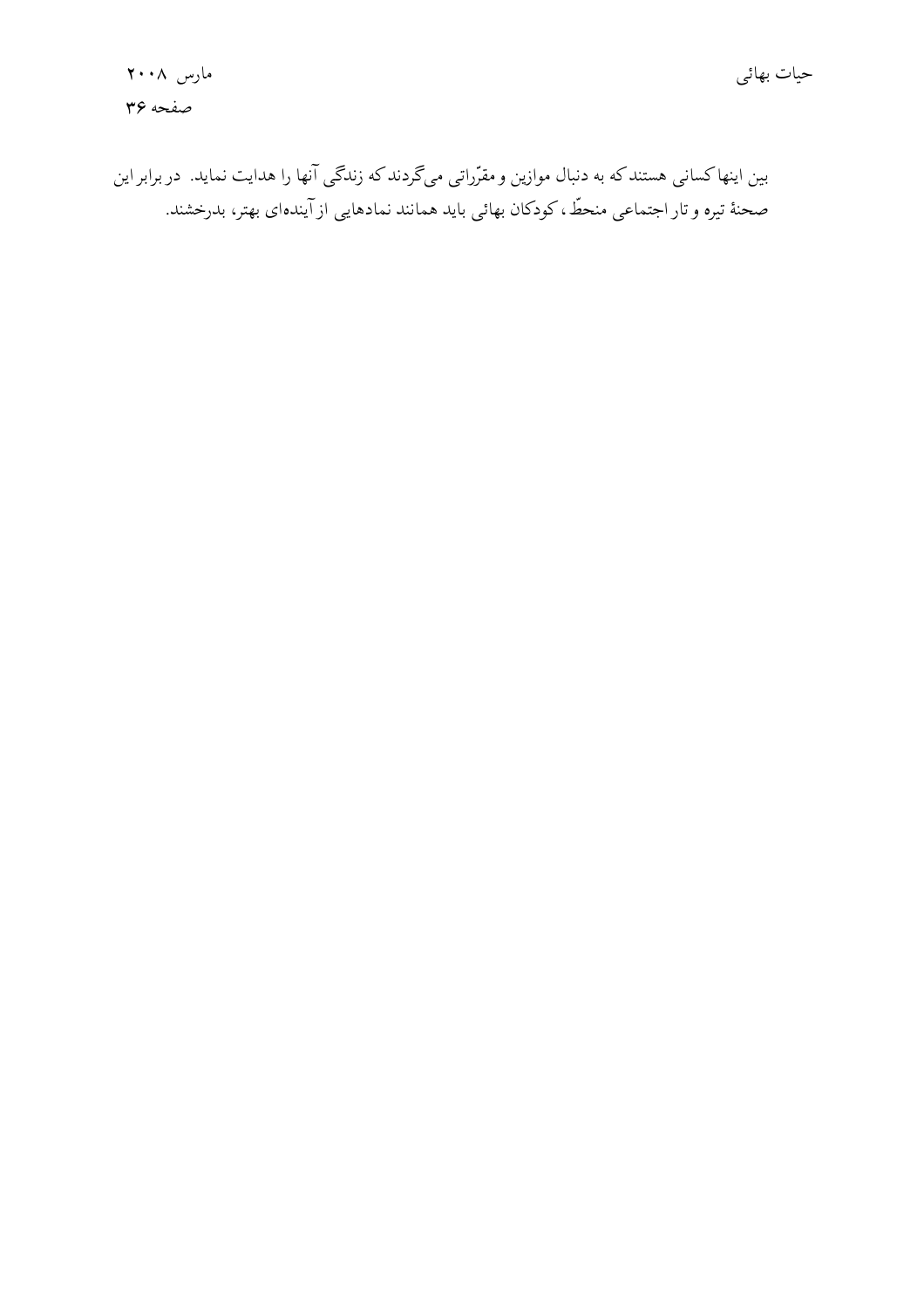بین اینها کسانی هستند که به دنبال موازین و مقرّراتی می‌گردند که زندگی آنها را هدایت نماید. در برابر این صحنهٔ تیره و تار اجتماعی منحطّ، کودکان بهائی باید همانند نمادهایی از آینده‌ای بهتر، بدرخشند.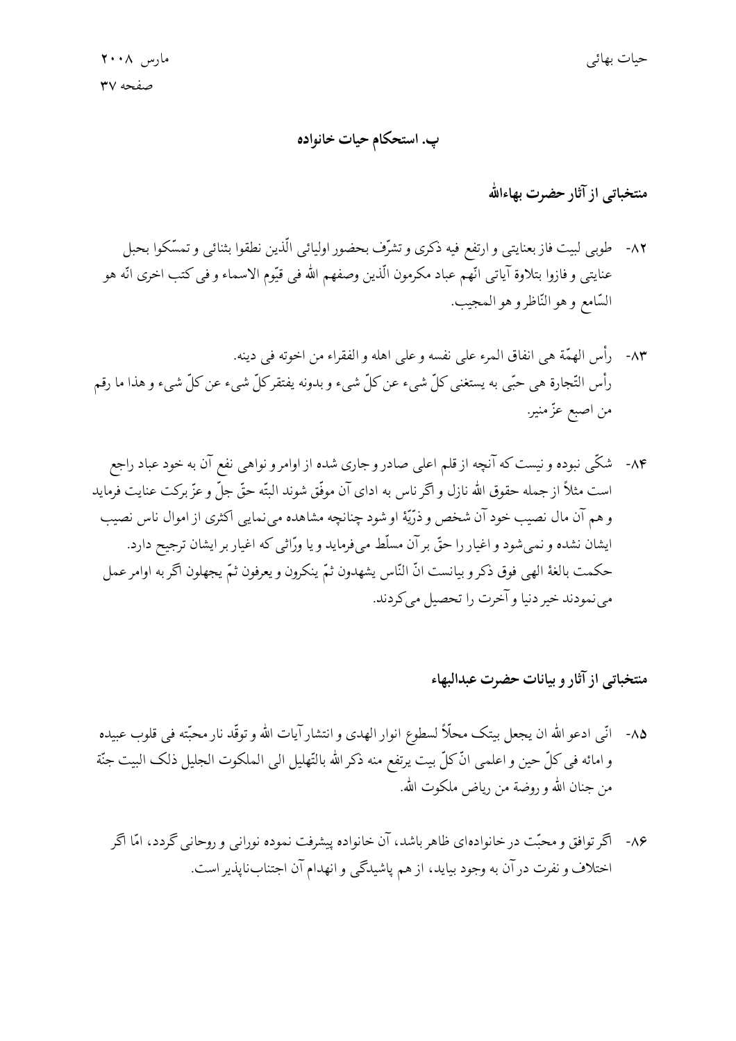## پ. استحکام حیات خانواده

### منتخباتی از آثار حضرت بهاءالله

۸۲- طوبی لبیت فاز بعنایتی و ارتفع فیه ذکری و تشرّف بحضور اولیائی الّذین نطقوا بثنائی و تمسّکوا بحبل عنایتی و فازوا بتلاوة آیاتی انّهم عباد مکرمون الّذین وصفهم الله فی قیّوم الاسماء و فی کتب اخری انّه هو السّامع و هو النّاظر و هو المجیب.

۸۳- رأس الهمّة هی انفاق المرء علی نفسه و علی اهله و الفقراء من اخوته فی دینه.
رأس التّجارة هی حبّی به یستغنی کلّ شیء عن کلّ شیء و بدونه یفتقر کلّ شیء عن کلّ شیء و هذا ما رقم من اصبع عزّ منیر.

۸۴- شکّی نبوده و نیست که آنچه از قلم اعلی صادر و جاری شده از اوامر و نواهی نفع آن به خود عباد راجع است مثلاً از جمله حقوق الله نازل و اگر ناس به ادای آن موفّق شوند البتّه حقّ جلّ و عزّ برکت عنایت فرماید و هم آن مال نصیب خود آن شخص و ذرّیّهٔ او شود چنانچه مشاهده می‌نمایی اکثری از اموال ناس نصیب ایشان نشده و نمی‌شود و اغیار را حقّ بر آن مسلّط می‌فرماید و یا ورّاثی که اغیار بر ایشان ترجیح دارد. حکمت بالغهٔ الهی فوق ذکر و بیانست انّ النّاس یشهدون ثمّ ینکرون و یعرفون ثمّ یجهلون اگر به اوامر عمل می‌نمودند خیر دنیا و آخرت را تحصیل می‌کردند.

### منتخباتی از آثار و بیانات حضرت عبدالبهاء

۸۵- انّی ادعو الله ان یجعل بیتک محلّاً لسطوع انوار الهدی و انتشار آیات الله و توقّد نار محبّته فی قلوب عبیده و امائه فی کلّ حین و اعلمی انّ کلّ بیت یرتفع منه ذکر الله بالتّهلیل الی الملکوت الجلیل ذلک البیت جنّة من جنان الله و روضة من ریاض ملکوت الله.

۸۶- اگر توافق و محبّت در خانواده‌ای ظاهر باشد، آن خانواده پیشرفت نموده نورانی و روحانی گردد، امّا اگر اختلاف و نفرت در آن به وجود بیاید، از هم پاشیدگی و انهدام آن اجتناب‌ناپذیر است.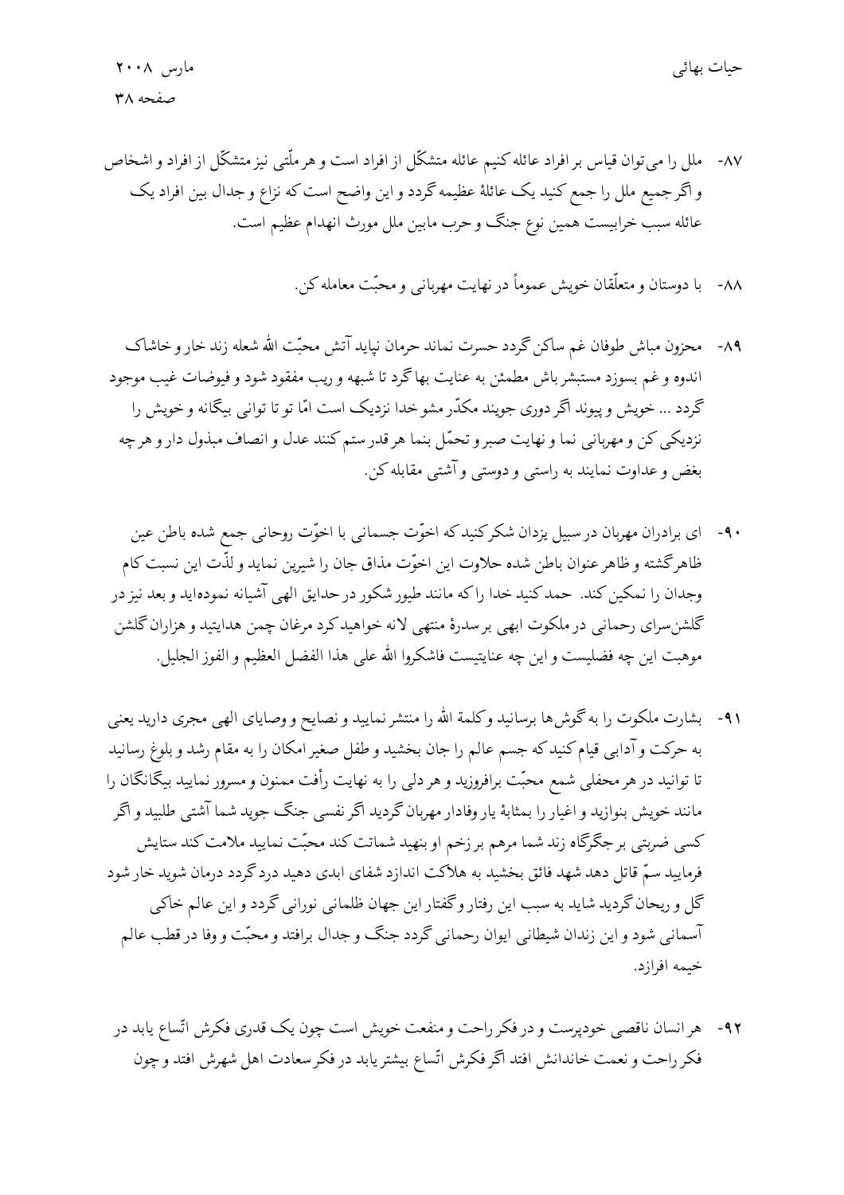۸۷- ملل را می‌توان قیاس بر افراد عائله کنیم عائله متشکّل از افراد است و هر ملّتی نیز متشکّل از افراد و اشخاص و اگر جمیع ملل را جمع کنید یک عائلۀ عظیمه گردد و این واضح است که نزاع و جدال بین افراد یک عائله سبب خرابیست همین نوع جنگ و حرب مابین ملل مورث انهدام عظیم است.

۸۸- با دوستان و متعلّقان خویش عموماً در نهایت مهربانی و محبّت معامله کن.

۸۹- محزون مباش طوفان غم ساکن گردد حسرت نماند حرمان نپاید آتش محبّت الله شعله زند خار و خاشاک اندوه و غم بسوزد مستبشر باش مطمئن به عنایت بها گرد تا شبهه و ریب مفقود شود و فیوضات غیب موجود گردد ... خویش و پیوند اگر دوری جویند مکدّر مشو خدا نزدیک است امّا تو تا توانی بیگانه و خویش را نزدیکی کن و مهربانی نما و نهایت صبر و تحمّل بنما هر قدر ستم کنند عدل و انصاف مبذول دار و هر چه بغض و عداوت نمایند به راستی و دوستی و آشتی مقابله کن.

۹۰- ای برادران مهربان در سبیل یزدان شکر کنید که اخوّت جسمانی با اخوّت روحانی جمع شده باطن عین ظاهر گشته و ظاهر عنوان باطن شده حلاوت این اخوّت مذاق جان را شیرین نماید و لذّت این نسبت کام وجدان را نمکین کند. حمد کنید خدا را که مانند طیور شکور در حدایق الهی آشیانه نموده‌اید و بعد نیز در گلشن‌سرای رحمانی در ملکوت ابهی بر سدرۀ منتهی لانه خواهید کرد مرغان چمن هدایتید و هزاران گلشن موهبت این چه فضلیست و این چه عنایتیست فاشکروا الله علی هذا الفضل العظیم و الفوز الجلیل.

۹۱- بشارت ملکوت را به گوش‌ها برسانید و کلمة الله را منتشر نمایید و نصایح و وصایای الهی مجری دارید یعنی به حرکت و آدابی قیام کنید که جسم عالم را جان بخشید و طفل صغیر امکان را به مقام رشد و بلوغ رسانید تا توانید در هر محفلی شمع محبّت برافروزید و هر دلی را به نهایت رأفت ممنون و مسرور نمایید بیگانگان را مانند خویش بنوازید و اغیار را بمثابۀ یار وفادار مهربان گردید اگر نفسی جنگ جوید شما آشتی طلبید و اگر کسی ضربتی بر جگرگاه زند شما مرهم بر زخم او بنهید شماتت کند محبّت نمایید ملامت کند ستایش فرمایید سمّ قاتل دهد شهد فائق بخشید به هلاکت اندازد شفای ابدی دهید درد گردد درمان شوید خار شود گل و ریحان گردید شاید به سبب این رفتار و گفتار این جهان ظلمانی نورانی گردد و این عالم خاکی آسمانی شود و این زندان شیطانی ایوان رحمانی گردد جنگ و جدال برافتد و محبّت و وفا در قطب عالم خیمه افرازد.

۹۲- هر انسان ناقصی خودپرست و در فکر راحت و منفعت خویش است چون یک قدری فکرش اتّساع یابد در فکر راحت و نعمت خاندانش افتد اگر فکرش اتّساع بیشتر یابد در فکر سعادت اهل شهرش افتد و چون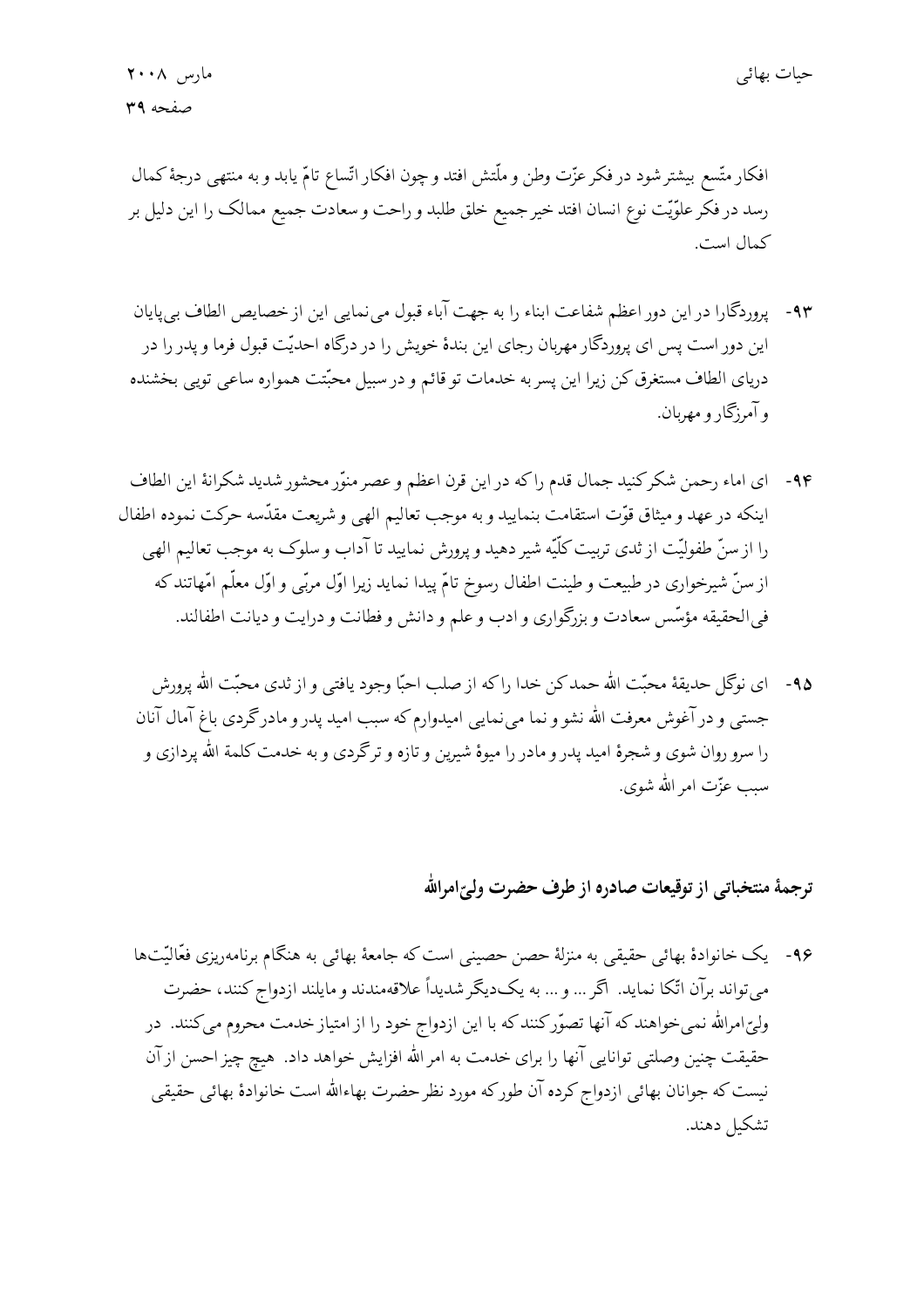افکار متّسع بیشتر شود در فکر عزّت وطن و ملّتش افتد و چون افکار اتّساع تامّ یابد و به منتهی درجهٔ کمال رسد در فکر علوّیّت نوع انسان افتد خیر جمیع خلق طلبد و راحت و سعادت جمیع ممالک را این دلیل بر کمال است.

۹۳- پروردگارا در این دور اعظم شفاعت ابناء را به جهت آباء قبول می نمایی این از خصایص الطاف بی‌پایان این دور است پس ای پروردگار مهربان رجای این بندهٔ خویش را در درگاه احدیّت قبول فرما و پدر را در دریای الطاف مستغرق کن زیرا این پسر به خدمات تو قائم و در سبیل محبّتت همواره ساعی تویی بخشنده و آمرزگار و مهربان.

۹۴- ای اماء رحمن شکر کنید جمال قدم را که در این قرن اعظم و عصر منوّر محشور شدید شکرانهٔ این الطاف اینکه در عهد و میثاق قوّت استقامت بنمایید و به موجب تعالیم الهی و شریعت مقدّسه حرکت نموده اطفال را از سنّ طفولیّت از ثدی تربیت کلّیّه شیر دهید و پرورش نمایید تا آداب و سلوک به موجب تعالیم الهی از سنّ شیرخواری در طبیعت و طینت اطفال رسوخ تامّ پیدا نماید زیرا اوّل مربّی و اوّل معلّم امّهاتند که فی‌الحقیقه مؤسّس سعادت و بزرگواری و ادب و علم و دانش و فطانت و درایت و دیانت اطفالند.

۹۵- ای نوگل حدیقهٔ محبّت الله حمد کن خدا را که از صلب احبّا وجود یافتی و از ثدی محبّت الله پرورش جستی و در آغوش معرفت الله نشو و نما می نمایی امیدوارم که سبب امید پدر و مادر گردی باغ آمال آنان را سرو روان شوی و شجرهٔ امید پدر و مادر را میوهٔ شیرین و تازه و تر گردی و به خدمت کلمة الله پردازی و سبب عزّت امر الله شوی.

## ترجمهٔ منتخباتی از توقیعات صادره از طرف حضرت ولیّ‌امرالله

۹۶- یک خانوادهٔ بهائی حقیقی به منزلهٔ حصن حصینی است که جامعهٔ بهائی به هنگام برنامه‌ریزی فعّالیّت‌ها می‌تواند برآن اتّکا نماید. اگر ... و ... به یک‌دیگر شدیداً علاقه‌مندند و مایلند ازدواج کنند، حضرت ولیّ‌امرالله نمی‌خواهند که آنها تصوّر کنند که با این ازدواج خود را از امتیاز خدمت محروم می‌کنند. در حقیقت چنین وصلتی توانایی آنها را برای خدمت به امر الله افزایش خواهد داد. هیچ چیز احسن از آن نیست که جوانان بهائی ازدواج کرده آن طور که مورد نظر حضرت بهاءالله است خانوادهٔ بهائی حقیقی تشکیل دهند.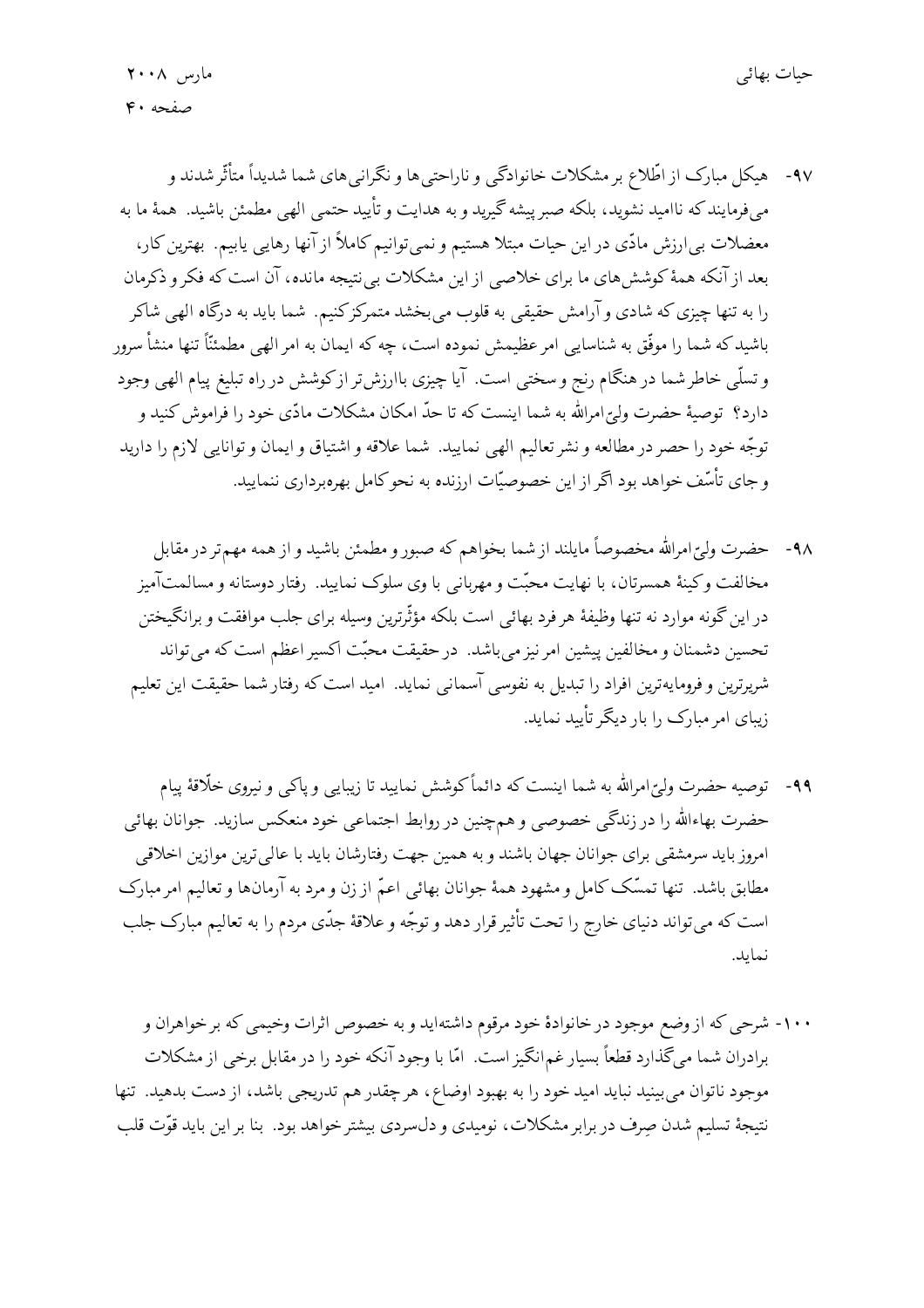۹۷- هیکل مبارک از اطّلاع بر مشکلات خانوادگی و ناراحتی‌ها و نگرانی‌های شما شدیداً متأثّر شدند و می‌فرمایند که ناامید نشوید، بلکه صبر پیشه گیرید و به هدایت و تأیید حتمی الهی مطمئن باشید. همهٔ ما به معضلات بی‌ارزش مادّی در این حیات مبتلا هستیم و نمی‌توانیم کاملاً از آنها رهایی یابیم. بهترین کار، بعد از آنکه همهٔ کوشش‌های ما برای خلاصی از این مشکلات بی‌نتیجه مانده، آن است که فکر و ذکرمان را به تنها چیزی که شادی و آرامش حقیقی به قلوب می‌بخشد متمرکز کنیم. شما باید به درگاه الهی شاکر باشید که شما را موفّق به شناسایی امر عظیمش نموده است، چه که ایمان به امر الهی مطمئنّاً تنها منشأ سرور و تسلّی خاطر شما در هنگام رنج و سختی است. آیا چیزی باارزش‌تر از کوشش در راه تبلیغ پیام الهی وجود دارد؟ توصیهٔ حضرت ولیّ‌امرالله به شما اینست که تا حدّ امکان مشکلات مادّی خود را فراموش کنید و توجّه خود را حصر در مطالعه و نشر تعالیم الهی نمایید. شما علاقه و اشتیاق و ایمان و توانایی لازم را دارید و جای تأسّف خواهد بود اگر از این خصوصیّات ارزنده به نحو کامل بهره‌برداری ننمایید.

۹۸- حضرت ولیّ‌امرالله مخصوصاً مایلند از شما بخواهم که صبور و مطمئن باشید و از همه مهم‌تر در مقابل مخالفت و کینهٔ همسرتان، با نهایت محبّت و مهربانی با وی سلوک نمایید. رفتار دوستانه و مسالمت‌آمیز در این گونه موارد نه تنها وظیفهٔ هر فرد بهائی است بلکه مؤثّرترین وسیله برای جلب موافقت و برانگیختن تحسین دشمنان و مخالفین پیشین امر نیز می‌باشد. در حقیقت محبّت اکسیر اعظم است که می‌تواند شریرترین و فرومایه‌ترین افراد را تبدیل به نفوسی آسمانی نماید. امید است که رفتار شما حقیقت این تعلیم زیبای امر مبارک را بار دیگر تأیید نماید.

۹۹- توصیه حضرت ولیّ‌امرالله به شما اینست که دائماً کوشش نمایید تا زیبایی و پاکی و نیروی خلّاقهٔ پیام حضرت بهاءالله را در زندگی خصوصی و هم‌چنین در روابط اجتماعی خود منعکس سازید. جوانان بهائی امروز باید سرمشقی برای جوانان جهان باشند و به همین جهت رفتارشان باید با عالی‌ترین موازین اخلاقی مطابق باشد. تنها تمسّک کامل و مشهود همهٔ جوانان بهائی اعمّ از زن و مرد به آرمان‌ها و تعالیم امر مبارک است که می‌تواند دنیای خارج را تحت تأثیر قرار دهد و توجّه و علاقهٔ جدّی مردم را به تعالیم مبارک جلب نماید.

۱۰۰- شرحی که از وضع موجود در خانوادهٔ خود مرقوم داشته‌اید و به خصوص اثرات وخیمی که بر خواهران و برادران شما می‌گذارد قطعاً بسیار غم‌انگیز است. امّا با وجود آنکه خود را در مقابل برخی از مشکلات موجود ناتوان می‌بینید نباید امید خود را به بهبود اوضاع، هر چقدر هم تدریجی باشد، از دست بدهید. تنها نتیجهٔ تسلیم شدن صِرف در برابر مشکلات، نومیدی و دل‌سردی بیشتر خواهد بود. بنا بر این باید قوّت قلب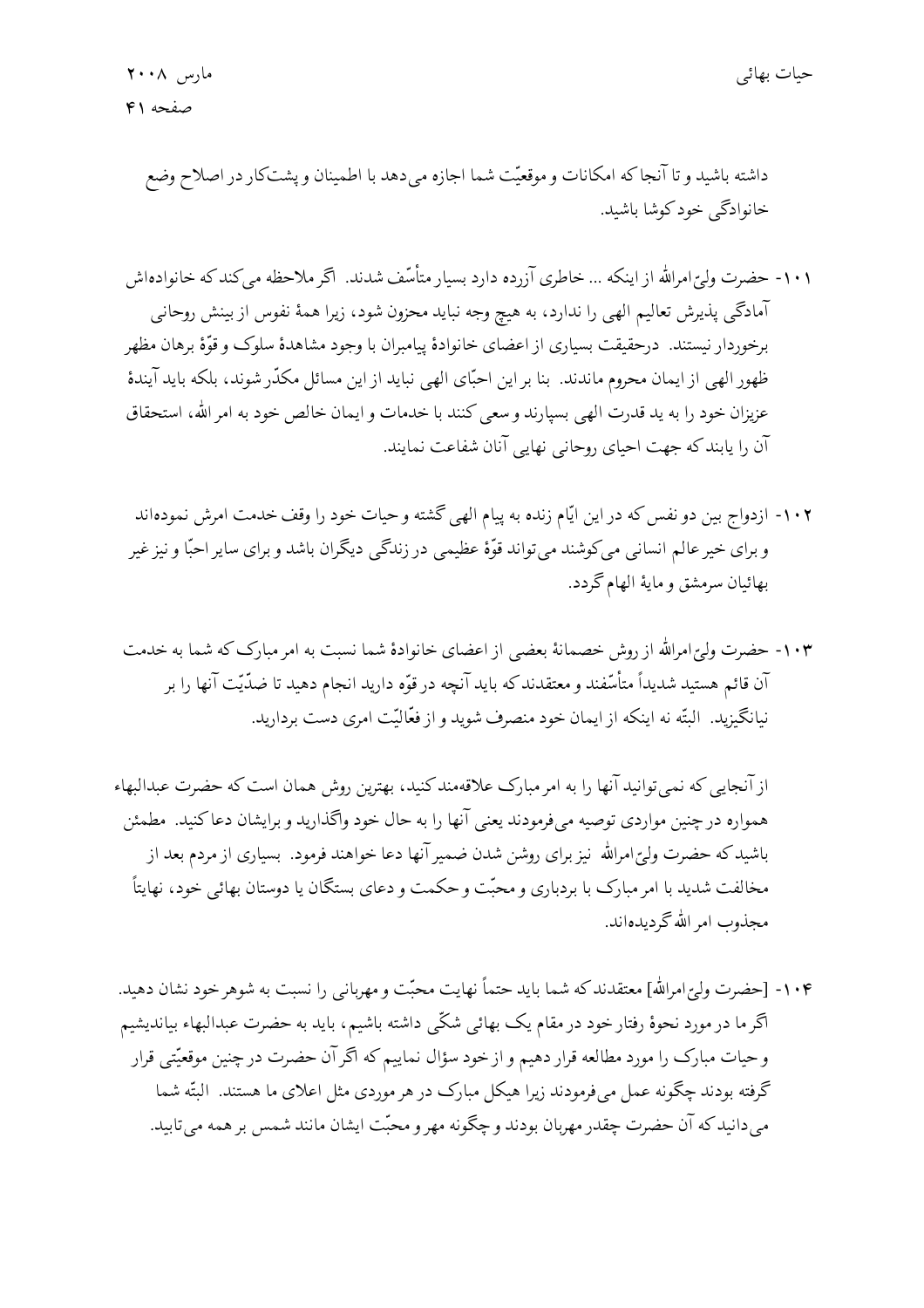داشته باشید و تا آنجا که امکانات و موقعیّت شما اجازه می‌دهد با اطمینان و پشت‌کار در اصلاح وضع خانوادگی خود کوشا باشید.

۱۰۱- حضرت ولیّ امرالله از اینکه ... خاطری آزرده دارد بسیار متأسّف شدند. اگر ملاحظه می‌کند که خانواده‌اش آمادگی پذیرش تعالیم الهی را ندارد، به هیچ وجه نباید محزون شود، زیرا همهٔ نفوس از بینش روحانی برخوردار نیستند. درحقیقت بسیاری از اعضای خانوادهٔ پیامبران با وجود مشاهدهٔ سلوک و قوّهٔ برهان مظهر ظهور الهی از ایمان محروم ماندند. بنا بر این احبّای الهی نباید از این مسائل مکدّر شوند، بلکه باید آیندهٔ عزیزان خود را به ید قدرت الهی بسپارند و سعی کنند با خدمات و ایمان خالص خود به امر الله، استحقاق آن را یابند که جهت احیای روحانی نهایی آنان شفاعت نمایند.

۱۰۲- ازدواج بین دو نفس که در این ایّام زنده به پیام الهی گشته و حیات خود را وقف خدمت امرش نموده‌اند و برای خیر عالم انسانی می‌کوشند می‌تواند قوّهٔ عظیمی در زندگی دیگران باشد و برای سایر احبّا و نیز غیر بهائیان سرمشق و مایهٔ الهام گردد.

۱۰۳- حضرت ولیّ امرالله از روش خصمانهٔ بعضی از اعضای خانوادهٔ شما نسبت به امر مبارک که شما به خدمت آن قائم هستید شدیداً متأسّفند و معتقدند که باید آنچه در قوّه دارید انجام دهید تا ضدّیّت آنها را بر نیانگیزید. البتّه نه اینکه از ایمان خود منصرف شوید و از فعّالیّت امری دست بردارید.

از آنجایی که نمی‌توانید آنها را به امر مبارک علاقه‌مند کنید، بهترین روش همان است که حضرت عبدالبهاء همواره در چنین مواردی توصیه می‌فرمودند یعنی آنها را به حال خود واگذارید و برایشان دعا کنید. مطمئن باشید که حضرت ولیّ امرالله نیز برای روشن شدن ضمیر آنها دعا خواهند فرمود. بسیاری از مردم بعد از مخالفت شدید با امر مبارک با بردباری و محبّت و حکمت و دعای بستگان یا دوستان بهائی خود، نهایتاً مجذوب امر الله گردیده‌اند.

۱۰۴- [حضرت ولیّ امرالله] معتقدند که شما باید حتماً نهایت محبّت و مهربانی را نسبت به شوهر خود نشان دهید. اگر ما در مورد نحوهٔ رفتار خود در مقام یک بهائی شکّی داشته باشیم، باید به حضرت عبدالبهاء بیاندیشیم و حیات مبارک را مورد مطالعه قرار دهیم و از خود سؤال نماییم که اگر آن حضرت در چنین موقعیّتی قرار گرفته بودند چگونه عمل می‌فرمودند زیرا هیکل مبارک در هر موردی مثل اعلای ما هستند. البتّه شما می‌دانید که آن حضرت چقدر مهربان بودند و چگونه مهر و محبّت ایشان مانند شمس بر همه می‌تابید.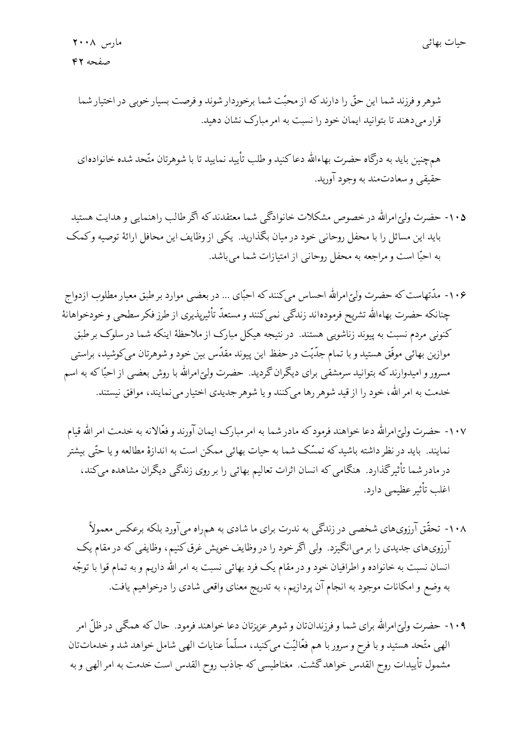شوهر و فرزند شما این حقّ را دارند که از محبّت شما برخوردار شوند و فرصت بسیار خوبی در اختیار شما قرار می‌دهند تا بتوانید ایمان خود را نسبت به امر مبارک نشان دهید.

هم‌چنین باید به درگاه حضرت بهاءالله دعا کنید و طلب تأیید نمایید تا با شوهرتان متّحد شده خانواده‌ای حقیقی و سعادت‌مند به وجود آورید.

۱۰۵- حضرت ولیّ‌امرالله در خصوص مشکلات خانوادگی شما معتقدند که اگر طالب راهنمایی و هدایت هستید باید این مسائل را با محفل روحانی خود در میان بگذارید. یکی از وظایف این محافل ارائهٔ توصیه و کمک به احبّا است و مراجعه به محفل روحانی از امتیازات شما می‌باشد.

۱۰۶- مدّتهاست که حضرت ولیّ‌امرالله احساس می‌کنند که احبّای ... در بعضی موارد بر طبق معیار مطلوب ازدواج چنانکه حضرت بهاءالله تشریح فرموده‌اند زندگی نمی‌کنند و مستعدّ تأثیرپذیری از طرز فکر سطحی و خودخواهانهٔ کنونی مردم نسبت به پیوند زناشویی هستند. در نتیجه هیکل مبارک از ملاحظهٔ اینکه شما در سلوک بر طبق موازین بهائی موفّق هستید و با تمام جدّیّت در حفظ این پیوند مقدّس بین خود و شوهرتان می‌کوشید، براستی مسرور و امیدوارند که بتوانید سرمشقی برای دیگران گردید. حضرت ولیّ‌امرالله با روش بعضی از احبّا که به اسم خدمت به امر الله، خود را از قید شوهر رها می‌کنند و یا شوهر جدیدی اختیار می‌نمایند، موافق نیستند.

۱۰۷- حضرت ولیّ‌امرالله دعا خواهند فرمود که مادر شما به امر مبارک ایمان آورند و فعّالانه به خدمت امر الله قیام نمایند. باید در نظر داشته باشید که تمسّک شما به حیات بهائی ممکن است به اندازهٔ مطالعه و یا حتّی بیشتر در مادر شما تأثیر گذارد. هنگامی که انسان اثرات تعالیم بهائی را بر روی زندگی دیگران مشاهده می‌کند، اغلب تأثیر عظیمی دارد.

۱۰۸- تحقّق آرزوهای شخصی در زندگی به ندرت برای ما شادی به هم‌راه می‌آورد بلکه برعکس معمولاً آرزوهای جدیدی را بر می‌انگیزد. ولی اگر خود را در وظایف خویش غرق کنیم، وظایفی که در مقام یک انسان نسبت به خانواده و اطرافیان خود و در مقام یک فرد بهائی نسبت به امر الله داریم و به تمام قوا با توجّه به وضع و امکانات موجود به انجام آن پردازیم، به تدریج معنای واقعی شادی را درخواهیم یافت.

۱۰۹- حضرت ولیّ‌امرالله برای شما و فرزندان‌تان و شوهر عزیزتان دعا خواهند فرمود. حال که همگی در ظلّ امر الهی متّحد هستید و با فرح و سرور با هم فعّالیّت می‌کنید، مسلّماً عنایات الهی شامل خواهد شد و خدمات‌تان مشمول تأییدات روح القدس خواهد گشت. مغناطیسی که جاذب روح القدس است خدمت به امر الهی و به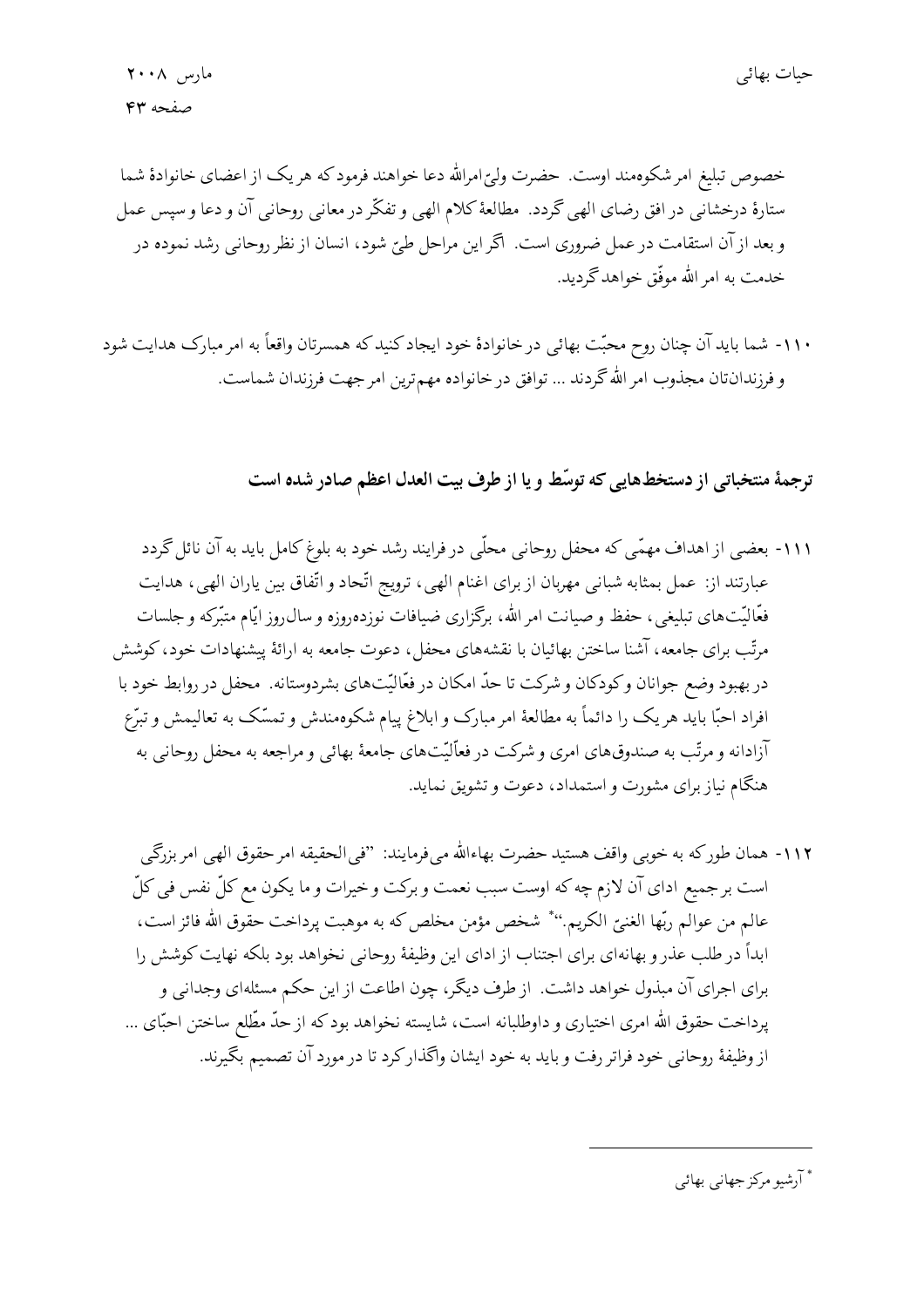خصوص تبلیغ امر شکوه‌مند اوست. حضرت ولیّ‌امرالله دعا خواهند فرمود که هر یک از اعضای خانوادهٔ شما ستارهٔ درخشانی در افق رضای الهی گردد. مطالعهٔ کلام الهی و تفکّر در معانی روحانی آن و دعا و سپس عمل و بعد از آن استقامت در عمل ضروری است. اگر این مراحل طیّ شود، انسان از نظر روحانی رشد نموده در خدمت به امر الله موفّق خواهد گردید.

۱۱۰- شما باید آن چنان روح محبّت بهائی در خانوادهٔ خود ایجاد کنید که همسرتان واقعاً به امر مبارک هدایت شود و فرزندان‌تان مجذوب امر الله گردند ... توافق در خانواده مهم‌ترین امر جهت فرزندان شماست.

### ترجمهٔ منتخباتی از دستخط‌هایی که توسّط و یا از طرف بیت العدل اعظم صادر شده است

۱۱۱- بعضی از اهداف مهمّی که محفل روحانی محلّی در فرایند رشد خود به بلوغ کامل باید به آن نائل گردد عبارتند از: عمل بمثابه شبانی مهربان از برای اغنام الهی، ترویج اتّحاد و اتّفاق بین یاران الهی، هدایت فعّالیّت‌های تبلیغی، حفظ و صیانت امر الله، برگزاری ضیافات نوزده‌روزه و سال‌روز ایّام متبرّکه و جلسات مرتّب برای جامعه، آشنا ساختن بهائیان با نقشه‌های محفل، دعوت جامعه به ارائهٔ پیشنهادات خود، کوشش در بهبود وضع جوانان و کودکان و شرکت تا حدّ امکان در فعّالیّت‌های بشردوستانه. محفل در روابط خود با افراد احبّا باید هر یک را دائماً به مطالعهٔ امر مبارک و ابلاغ پیام شکوه‌مندش و تمسّک به تعالیمش و تبرّع آزادانه و مرتّب به صندوق‌های امری و شرکت در فعالیّت‌های جامعهٔ بهائی و مراجعه به محفل روحانی به هنگام نیاز برای مشورت و استمداد، دعوت و تشویق نماید.

۱۱۲- همان طور که به خوبی واقف هستید حضرت بهاءالله می‌فرمایند: "فی الحقیقه امر حقوق الهی امر بزرگی است بر جمیع ادای آن لازم چه که اوست سبب نعمت و برکت و خیرات و ما یکون مع کلّ نفس فی کلّ عالم من عوالم ربّها الغنیّ الکریم."* شخص مؤمن مخلص که به موهبت پرداخت حقوق الله فائز است، ابداً در طلب عذر و بهانه‌ای برای اجتناب از ادای این وظیفهٔ روحانی نخواهد بود بلکه نهایت کوشش را برای اجرای آن مبذول خواهد داشت. از طرف دیگر، چون اطاعت از این حکم مسئله‌ای وجدانی و پرداخت حقوق الله امری اختیاری و داوطلبانه است، شایسته نخواهد بود که از حدّ مطّلع ساختن احبّای ... از وظیفهٔ روحانی خود فراتر رفت و باید به خود ایشان واگذار کرد تا در مورد آن تصمیم بگیرند.

---

* آرشیو مرکز جهانی بهائی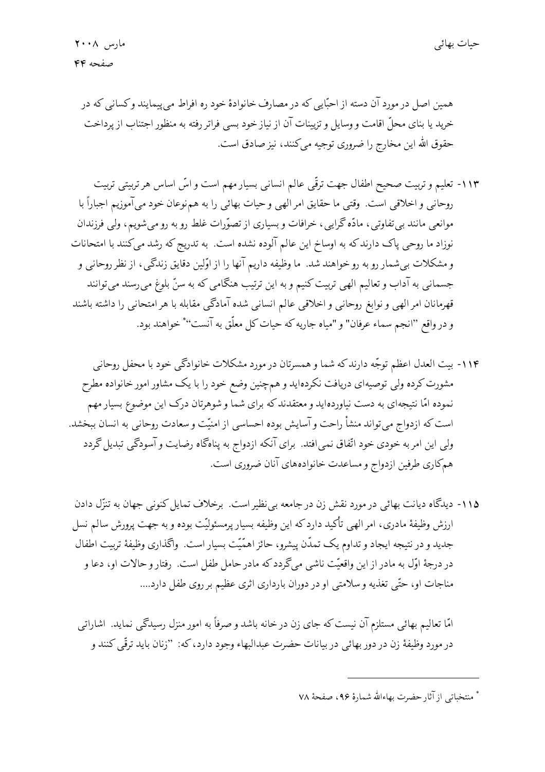همین اصل در مورد آن دسته از احبّایی که در مصارف خانوادهٔ خود ره افراط می‌پیمایند و کسانی که در خرید یا بنای محلّ اقامت و وسایل و تزیینات آن از نیاز خود بسی فراتر رفته به منظور اجتناب از پرداخت حقوق الله این مخارج را ضروری توجیه می‌کنند، نیز صادق است.

۱۱۳- تعلیم و تربیت صحیح اطفال جهت ترقّی عالم انسانی بسیار مهم است و اسّ اساس هر تربیتی تربیت روحانی و اخلاقی است. وقتی ما حقایق امر الهی و حیات بهائی را به هم‌نوعان خود می‌آموزیم اجباراً با موانعی مانند بی‌تفاوتی، مادّه‌گرایی، خرافات و بسیاری از تصوّرات غلط رو به رو می‌شویم، ولی فرزندان نوزاد ما روحی پاک دارند که به اوساخ این عالم آلوده نشده است. به تدریج که رشد می‌کنند با امتحانات و مشکلات بی‌شمار رو به رو خواهند شد. ما وظیفه داریم آنها را از اوّلین دقایق زندگی، از نظر روحانی و جسمانی به آداب و تعالیم الهی تربیت کنیم و به این ترتیب هنگامی که به سنّ بلوغ می‌رسند می‌توانند قهرمانان امر الهی و نوابغ روحانی و اخلاقی عالم انسانی شده آمادگی مقابله با هر امتحانی را داشته باشند و در واقع "انجم سماء عرفان" و "میاه جاریه که حیات کل معلّق به آنست"* خواهند بود.

۱۱۴- بیت العدل اعظم توجّه دارند که شما و همسرتان در مورد مشکلات خانوادگی خود با محفل روحانی مشورت کرده ولی توصیه‌ای دریافت نکرده‌اید و همچنین وضع خود را با یک مشاور امور خانواده مطرح نموده امّا نتیجه‌ای به دست نیاورده‌اید و معتقدند که برای شما و شوهرتان درک این موضوع بسیار مهم است که ازدواج می‌تواند منشأ راحت و آسایش بوده احساسی از امنیّت و سعادت روحانی به انسان ببخشد. ولی این امر به خودی خود اتّفاق نمی‌افتد. برای آنکه ازدواج به پناهگاه رضایت و آسودگی تبدیل گردد هم‌کاری طرفین ازدواج و مساعدت خانواده‌های آنان ضروری است.

۱۱۵- دیدگاه دیانت بهائی در مورد نقش زن در جامعه بی‌نظیر است. برخلاف تمایل کنونی جهان به تنزّل دادن ارزش وظیفهٔ مادری، امر الهی تأکید دارد که این وظیفه بسیار پرمسئولیّت بوده و به جهت پرورش سالم نسل جدید و در نتیجه ایجاد و تداوم یک تمدّن پیشرو، حائز اهمّیّت بسیار است. واگذاری وظیفهٔ تربیت اطفال در درجهٔ اوّل به مادر از این واقعیّت ناشی می‌گردد که مادر حامل طفل است. رفتار و حالات او، دعا و مناجات او، حتّی تغذیه و سلامتی او در دوران بارداری اثری عظیم بر روی طفل دارد....

امّا تعالیم بهائی مستلزم آن نیست که جای زن در خانه باشد و صرفاً به امور منزل رسیدگی نماید. اشاراتی در مورد وظیفهٔ زن در دور بهائی در بیانات حضرت عبدالبهاء وجود دارد، که: "زنان باید ترقّی کنند و

---

* منتخباتی از آثار حضرت بهاءالله شمارهٔ ۹۶، صفحهٔ ۷۸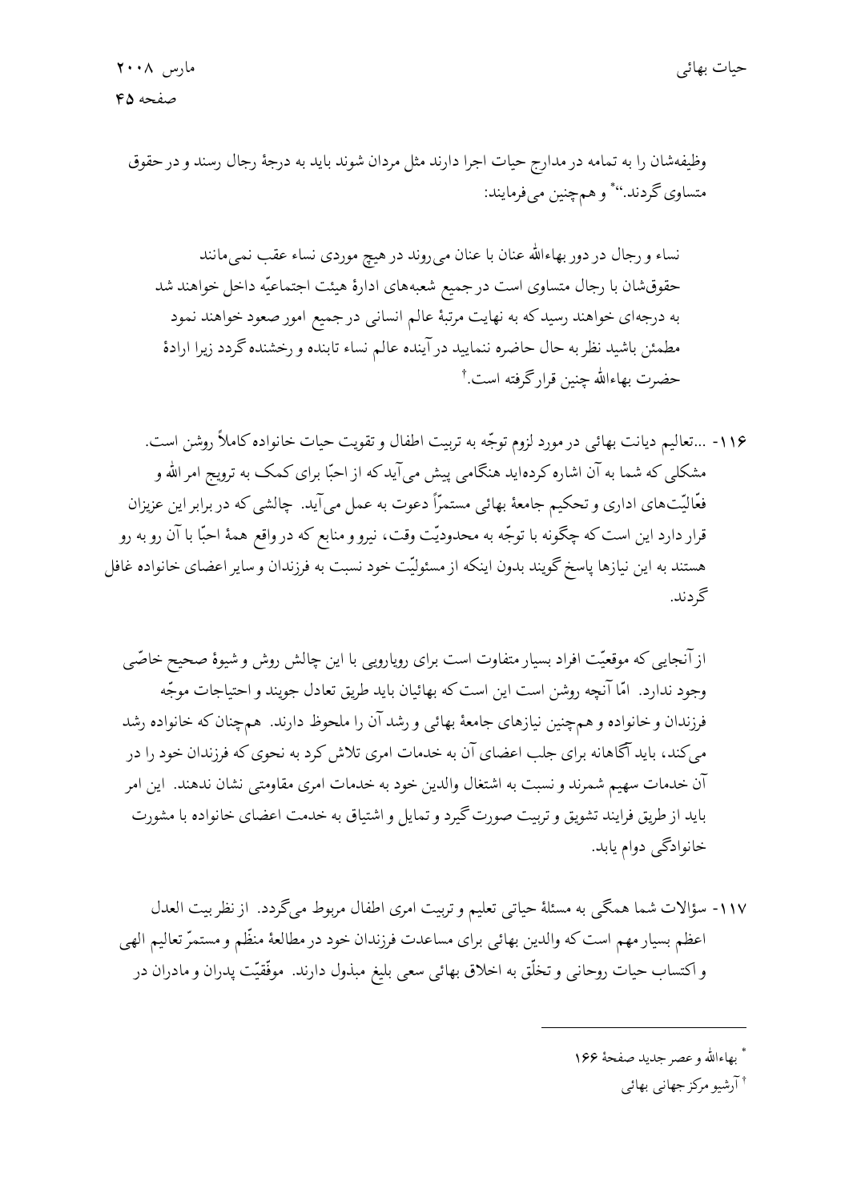وظیفه‌شان را به تمامه در مدارج حیات اجرا دارند مثل مردان شوند باید به درجهٔ رجال رسند و در حقوق متساوی گردند."[*] و هم‌چنین می‌فرمایند:

> نساء و رجال در دور بهاءالله عنان با عنان می‌روند در هیچ موردی نساء عقب نمی‌مانند حقوق‌شان با رجال متساوی است در جمیع شعبه‌های ادارهٔ هیئت اجتماعیّه داخل خواهند شد به درجه‌ای خواهند رسید که به نهایت مرتبهٔ عالم انسانی در جمیع امور صعود خواهند نمود مطمئن باشید نظر به حال حاضره ننمایید در آینده عالم نساء تابنده و رخشنده گردد زیرا ارادهٔ حضرت بهاءالله چنین قرار گرفته است.[†]

۱۱۶- ...تعالیم دیانت بهائی در مورد لزوم توجّه به تربیت اطفال و تقویت حیات خانواده کاملاً روشن است. مشکلی که شما به آن اشاره کرده‌اید هنگامی پیش می‌آید که از احبّا برای کمک به ترویج امر الله و فعّالیّت‌های اداری و تحکیم جامعهٔ بهائی مستمرّاً دعوت به عمل می‌آید. چالشی که در برابر این عزیزان قرار دارد این است که چگونه با توجّه به محدودیّت وقت، نیرو و منابع که در واقع همهٔ احبّا با آن رو به رو هستند به این نیازها پاسخ گویند بدون اینکه از مسئولیّت خود نسبت به فرزندان و سایر اعضای خانواده غافل گردند.

از آنجایی که موقعیّت افراد بسیار متفاوت است برای رویارویی با این چالش روش و شیوهٔ صحیح خاصّی وجود ندارد. امّا آنچه روشن است این است که بهائیان باید طریق تعادل جویند و احتیاجات موجّه فرزندان و خانواده و هم‌چنین نیازهای جامعهٔ بهائی و رشد آن را ملحوظ دارند. هم‌چنان که خانواده رشد می‌کند، باید آگاهانه برای جلب اعضای آن به خدمات امری تلاش کرد به نحوی که فرزندان خود را در آن خدمات سهیم شمرند و نسبت به اشتغال والدین خود به خدمات امری مقاومتی نشان ندهند. این امر باید از طریق فرایند تشویق و تربیت صورت گیرد و تمایل و اشتیاق به خدمت اعضای خانواده با مشورت خانوادگی دوام یابد.

۱۱۷- سؤالات شما همگی به مسئلهٔ حیاتی تعلیم و تربیت امری اطفال مربوط می‌گردد. از نظر بیت العدل اعظم بسیار مهم است که والدین بهائی برای مساعدت فرزندان خود در مطالعهٔ منظّم و مستمرّ تعالیم الهی و اکتساب حیات روحانی و تخلّق به اخلاق بهائی سعی بلیغ مبذول دارند. موفّقیّت پدران و مادران در

---

[*] بهاءالله و عصر جدید صفحهٔ ۱۶۶

[†] آرشیو مرکز جهانی بهائی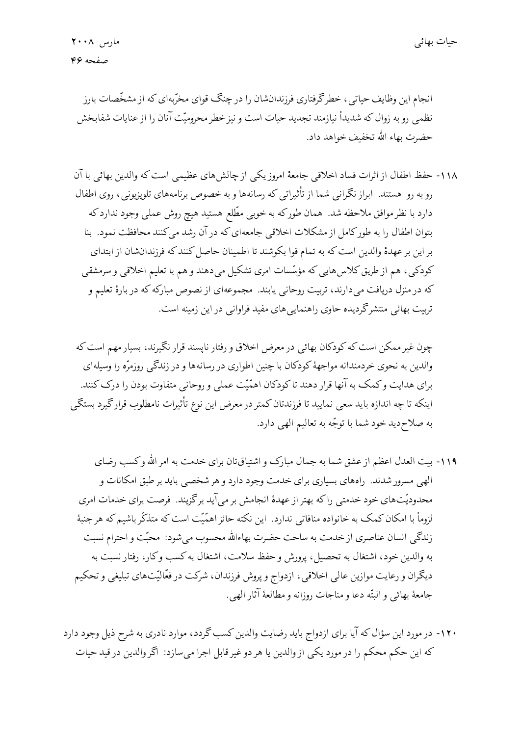انجام این وظایف حیاتی، خطر گرفتاری فرزندانشان را در چنگ قوای مخرّبه‌ای که از مشخّصات بارز نظمی رو به زوال که شدیداً نیازمند تجدید حیات است و نیز خطر محرومیّت آنان را از عنایات شفابخش حضرت بهاء الله تخفیف خواهد داد.

۱۱۸- حفظ اطفال از اثرات فساد اخلاقی جامعهٔ امروز یکی از چالش‌های عظیمی است که والدین بهائی با آن رو به رو هستند. ابراز نگرانی شما از تأثیراتی که رسانه‌ها و به خصوص برنامه‌های تلویزیونی، روی اطفال دارد با نظر موافق ملاحظه شد. همان طور که به خوبی مطّلع هستید هیچ روش عملی وجود ندارد که بتوان اطفال را به طور کامل از مشکلات اخلاقی جامعه‌ای که در آن رشد می‌کنند محافظت نمود. بنا بر این بر عهدهٔ والدین است که به تمام قوا بکوشند تا اطمینان حاصل کنند که فرزندانشان از ابتدای کودکی، هم از طریق کلاس‌هایی که مؤسّسات امری تشکیل می‌دهند و هم با تعلیم اخلاقی و سرمشقی که در منزل دریافت می‌دارند، تربیت روحانی یابند. مجموعه‌ای از نصوص مبارکه که در بارهٔ تعلیم و تربیت بهائی منتشر گردیده حاوی راهنمایی‌های مفید فراوانی در این زمینه است.

چون غیر ممکن است که کودکان بهائی در معرض اخلاق و رفتار ناپسند قرار نگیرند، بسیار مهم است که والدین به نحوی خردمندانه مواجههٔ کودکان با چنین اطواری در رسانه‌ها و در زندگی روزمرّه را وسیله‌ای برای هدایت و کمک به آنها قرار دهند تا کودکان اهمّیّت عملی و روحانی متفاوت بودن را درک کنند. اینکه تا چه اندازه باید سعی نمایید تا فرزندتان کمتر در معرض این نوع تأثیرات نامطلوب قرار گیرد بستگی به صلاح‌دید خود شما با توجّه به تعالیم الهی دارد.

۱۱۹- بیت العدل اعظم از عشق شما به جمال مبارک و اشتیاق‌تان برای خدمت به امر الله و کسب رضای الهی مسرور شدند. راه‌های بسیاری برای خدمت وجود دارد و هر شخصی باید بر طبق امکانات و محدودیّت‌های خود خدمتی را که بهتر از عهدهٔ انجامش بر می‌آید برگزینند. فرصت برای خدمات امری لزوماً با امکان کمک به خانواده منافاتی ندارد. این نکته حائز اهمّیّت است که متذکّر باشیم که هر جنبهٔ زندگی انسان عناصری از خدمت به ساحت حضرت بهاءالله محسوب می‌شود: محبّت و احترام نسبت به والدین خود، اشتغال به تحصیل، پرورش و حفظ سلامت، اشتغال به کسب و کار، رفتار نسبت به دیگران و رعایت موازین عالی اخلاقی، ازدواج و پروش فرزندان، شرکت در فعّالیّت‌های تبلیغی و تحکیم جامعهٔ بهائی و البتّه دعا و مناجات روزانه و مطالعهٔ آثار الهی.

۱۲۰- در مورد این سؤال که آیا برای ازدواج باید رضایت والدین کسب گردد، موارد نادری به شرح ذیل وجود دارد که این حکم محکم را در مورد یکی از والدین یا هر دو غیر قابل اجرا می‌سازد: اگر والدین در قید حیات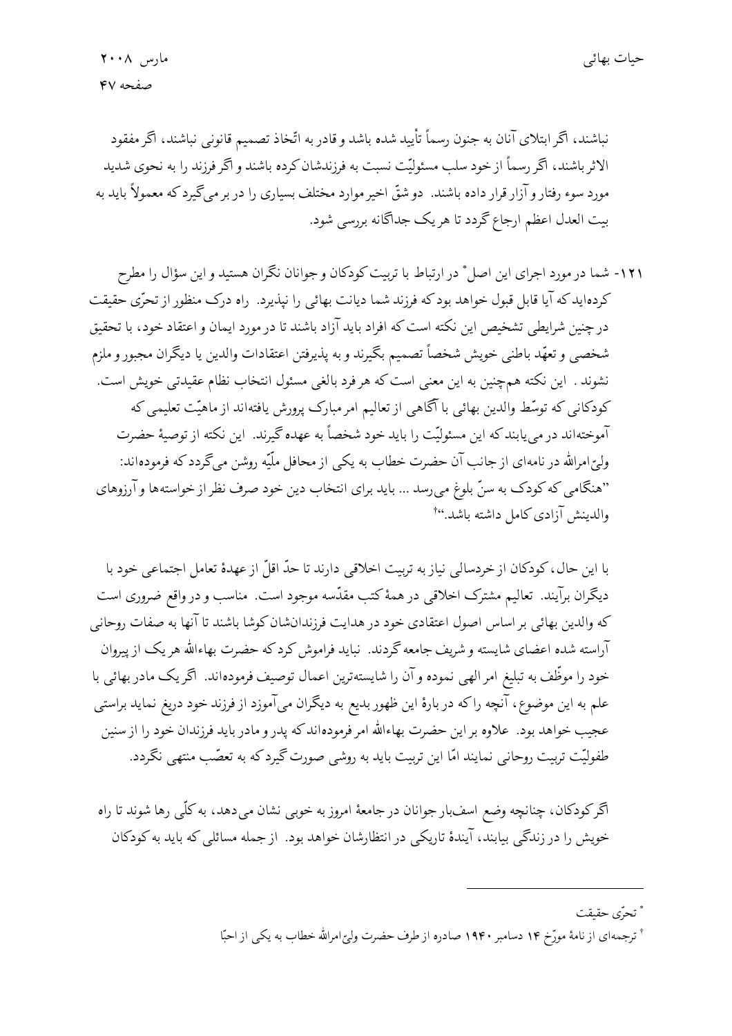نباشند، اگر ابتلای آنان به جنون رسماً تأیید شده باشد و قادر به اتّخاذ تصمیم قانونی نباشند، اگر مفقود الاثر باشند، اگر رسماً از خود سلب مسئولیّت نسبت به فرزندشان کرده باشند و اگر فرزند را به نحوی شدید مورد سوء رفتار و آزار قرار داده باشند. دو شقّ اخیر موارد مختلف بسیاری را در بر می‌گیرد که معمولاً باید به بیت العدل اعظم ارجاع گردد تا هر یک جداگانه بررسی شود.

۱۲۱- شما در مورد اجرای این اصل* در ارتباط با تربیت کودکان و جوانان نگران هستید و این سؤال را مطرح کرده‌اید که آیا قابل قبول خواهد بود که فرزند شما دیانت بهائی را نپذیرد. راه درک منظور از تحرّی حقیقت در چنین شرایطی تشخیص این نکته است که افراد باید آزاد باشند تا در مورد ایمان و اعتقاد خود، با تحقیق شخصی و تعهّد باطنی خویش شخصاً تصمیم بگیرند و به پذیرفتن اعتقادات والدین یا دیگران مجبور و ملزم نشوند. این نکته هم‌چنین به این معنی است که هر فرد بالغی مسئول انتخاب نظام عقیدتی خویش است. کودکانی که توسّط والدین بهائی با آگاهی از تعالیم امر مبارک پرورش یافته‌اند از ماهیّت تعلیمی که آموخته‌اند در می‌یابند که این مسئولیّت را باید خود شخصاً به عهده گیرند. این نکته از توصیهٔ حضرت ولیّ‌امرالله در نامه‌ای از جانب آن حضرت خطاب به یکی از محافل ملّیّه روشن می‌گردد که فرموده‌اند: "هنگامی که کودک به سنّ بلوغ می‌رسد ... باید برای انتخاب دین خود صرف نظر از خواسته‌ها و آرزوهای والدینش آزادی کامل داشته باشد."†

با این حال، کودکان از خردسالی نیاز به تربیت اخلاقی دارند تا حدّ اقلّ از عهدهٔ تعامل اجتماعی خود با دیگران برآیند. تعالیم مشترک اخلاقی در همهٔ کتب مقدّسه موجود است. مناسب و در واقع ضروری است که والدین بهائی بر اساس اصول اعتقادی خود در هدایت فرزندانشان کوشا باشند تا آنها به صفات روحانی آراسته شده اعضای شایسته و شریف جامعه گردند. نباید فراموش کرد که حضرت بهاءالله هر یک از پیروان خود را موظّف به تبلیغ امر الهی نموده و آن را شایسته‌ترین اعمال توصیف فرموده‌اند. اگر یک مادر بهائی با علم به این موضوع، آنچه را که در بارهٔ این ظهور بدیع به دیگران می‌آموزد از فرزند خود دریغ نماید براستی عجیب خواهد بود. علاوه بر این حضرت بهاءالله امر فرموده‌اند که پدر و مادر باید فرزندان خود را از سنین طفولیّت تربیت روحانی نمایند امّا این تربیت باید به روشی صورت گیرد که به تعصّب منتهی نگردد.

اگر کودکان، چنانچه وضع اسف‌بار جوانان در جامعهٔ امروز به خوبی نشان می‌دهد، به کلّی رها شوند تا راه خویش را در زندگی بیابند، آیندهٔ تاریکی در انتظارشان خواهد بود. از جمله مسائلی که باید به کودکان

---

* تحرّی حقیقت

† ترجمه‌ای از نامهٔ مورّخ ۱۴ دسامبر ۱۹۴۰ صادره از طرف حضرت ولیّ‌امرالله خطاب به یکی از احبّا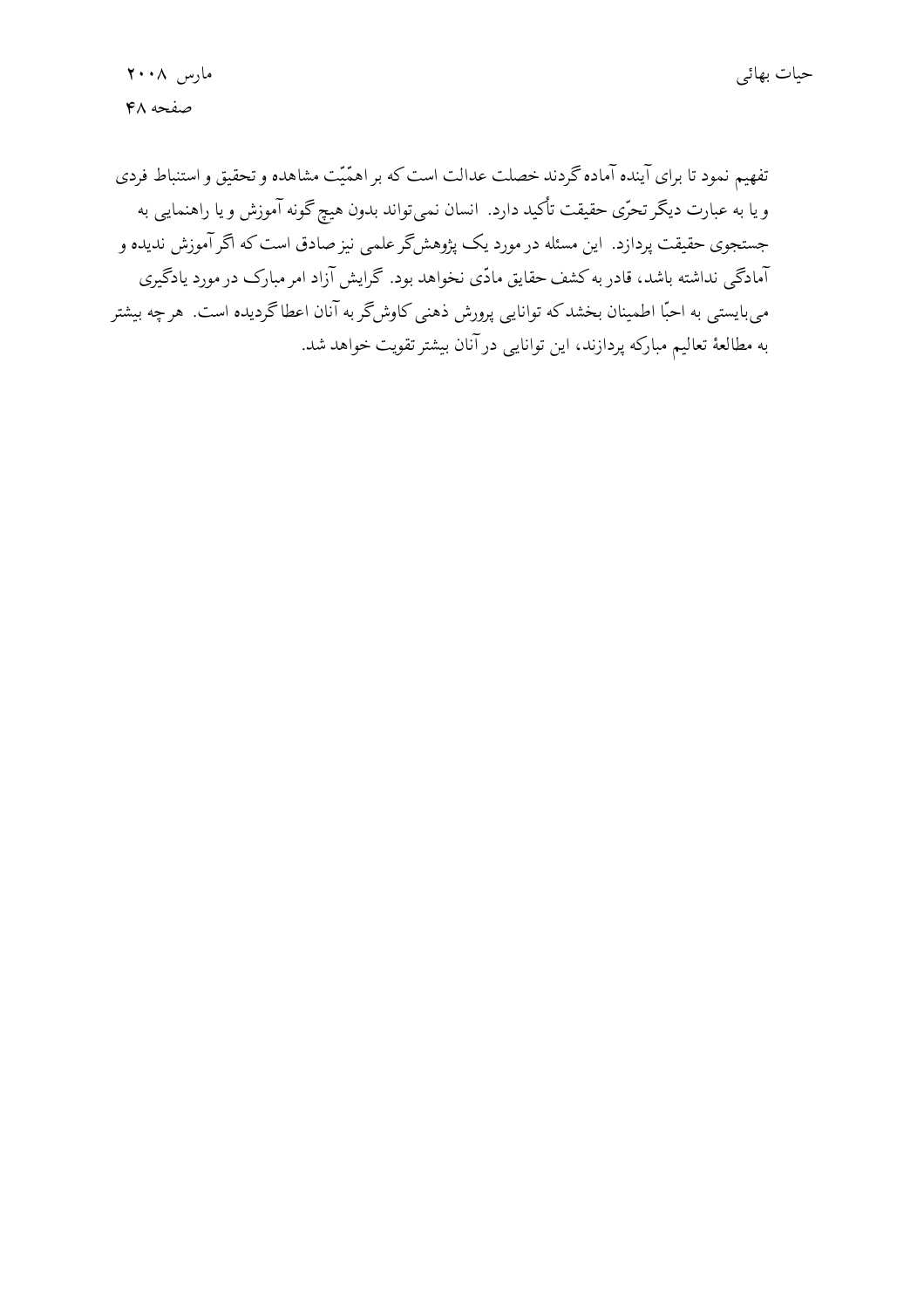تفهیم نمود تا برای آینده آماده گردند خصلت عدالت است که بر اهمّیّت مشاهده و تحقیق و استنباط فردی و یا به عبارت دیگر تحرّی حقیقت تأکید دارد. انسان نمی‌تواند بدون هیچ گونه آموزش و یا راهنمایی به جستجوی حقیقت پردازد. این مسئله در مورد یک پژوهش‌گر علمی نیز صادق است که اگر آموزش ندیده و آمادگی نداشته باشد، قادر به کشف حقایق مادّی نخواهد بود. گرایش آزاد امر مبارک در مورد یادگیری می‌بایستی به احبّا اطمینان بخشد که توانایی پرورش ذهنی کاوش‌گر به آنان اعطا گردیده است. هر چه بیشتر به مطالعهٔ تعالیم مبارکه پردازند، این توانایی در آنان بیشتر تقویت خواهد شد.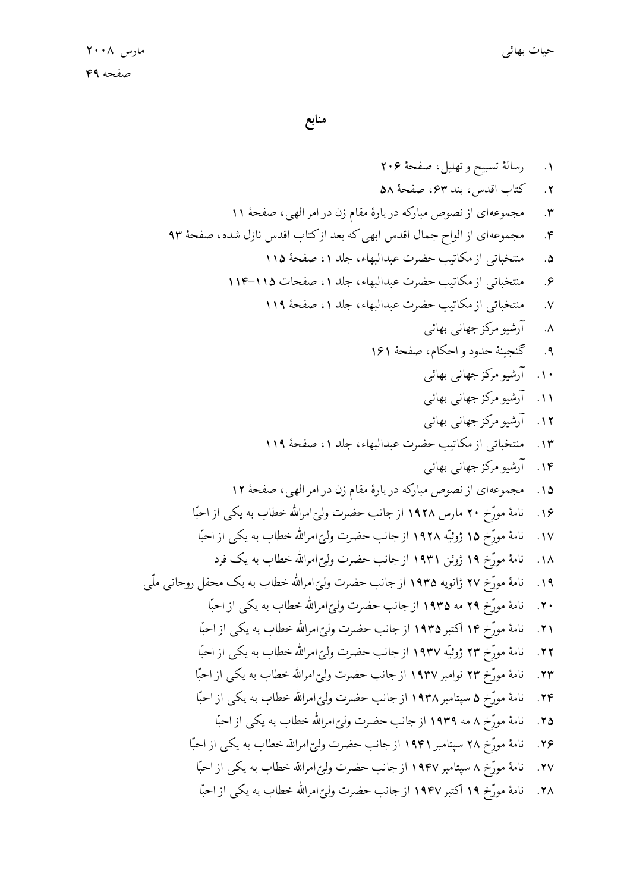## منابع

۱. رسالهٔ تسبیح و تهلیل، صفحهٔ ۲۰۶
۲. کتاب اقدس، بند ۶۳، صفحهٔ ۵۸
۳. مجموعه‌ای از نصوص مبارکه در بارهٔ مقام زن در امر الهی، صفحهٔ ۱۱
۴. مجموعه‌ای از الواح جمال اقدس ابهی که بعد از کتاب اقدس نازل شده، صفحهٔ ۹۳
۵. منتخباتی از مکاتیب حضرت عبدالبهاء، جلد ۱، صفحهٔ ۱۱۵
۶. منتخباتی از مکاتیب حضرت عبدالبهاء، جلد ۱، صفحات ۱۱۵-۱۱۴
۷. منتخباتی از مکاتیب حضرت عبدالبهاء، جلد ۱، صفحهٔ ۱۱۹
۸. آرشیو مرکز جهانی بهائی
۹. گنجینهٔ حدود و احکام، صفحهٔ ۱۶۱
۱۰. آرشیو مرکز جهانی بهائی
۱۱. آرشیو مرکز جهانی بهائی
۱۲. آرشیو مرکز جهانی بهائی
۱۳. منتخباتی از مکاتیب حضرت عبدالبهاء، جلد ۱، صفحهٔ ۱۱۹
۱۴. آرشیو مرکز جهانی بهائی
۱۵. مجموعه‌ای از نصوص مبارکه در بارهٔ مقام زن در امر الهی، صفحهٔ ۱۲
۱۶. نامهٔ مورّخ ۲۰ مارس ۱۹۲۸ از جانب حضرت ولیّ‌امرالله خطاب به یکی از احبّا
۱۷. نامهٔ مورّخ ۱۵ ژوئیّه ۱۹۲۸ از جانب حضرت ولیّ‌امرالله خطاب به یکی از احبّا
۱۸. نامهٔ مورّخ ۱۹ ژوئن ۱۹۳۱ از جانب حضرت ولیّ‌امرالله خطاب به یک فرد
۱۹. نامهٔ مورّخ ۲۷ ژانویه ۱۹۳۵ از جانب حضرت ولیّ‌امرالله خطاب به یک محفل روحانی ملّی
۲۰. نامهٔ مورّخ ۲۹ مه ۱۹۳۵ از جانب حضرت ولیّ‌امرالله خطاب به یکی از احبّا
۲۱. نامهٔ مورّخ ۱۴ اکتبر ۱۹۳۵ از جانب حضرت ولیّ‌امرالله خطاب به یکی از احبّا
۲۲. نامهٔ مورّخ ۲۳ ژوئیّه ۱۹۳۷ از جانب حضرت ولیّ‌امرالله خطاب به یکی از احبّا
۲۳. نامهٔ مورّخ ۲۳ نوامبر ۱۹۳۷ از جانب حضرت ولیّ‌امرالله خطاب به یکی از احبّا
۲۴. نامهٔ مورّخ ۵ سپتامبر ۱۹۳۸ از جانب حضرت ولیّ‌امرالله خطاب به یکی از احبّا
۲۵. نامهٔ مورّخ ۸ مه ۱۹۳۹ از جانب حضرت ولیّ‌امرالله خطاب به یکی از احبّا
۲۶. نامهٔ مورّخ ۲۸ سپتامبر ۱۹۴۱ از جانب حضرت ولیّ‌امرالله خطاب به یکی از احبّا
۲۷. نامهٔ مورّخ ۸ سپتامبر ۱۹۴۷ از جانب حضرت ولیّ‌امرالله خطاب به یکی از احبّا
۲۸. نامهٔ مورّخ ۱۹ اکتبر ۱۹۴۷ از جانب حضرت ولیّ‌امرالله خطاب به یکی از احبّا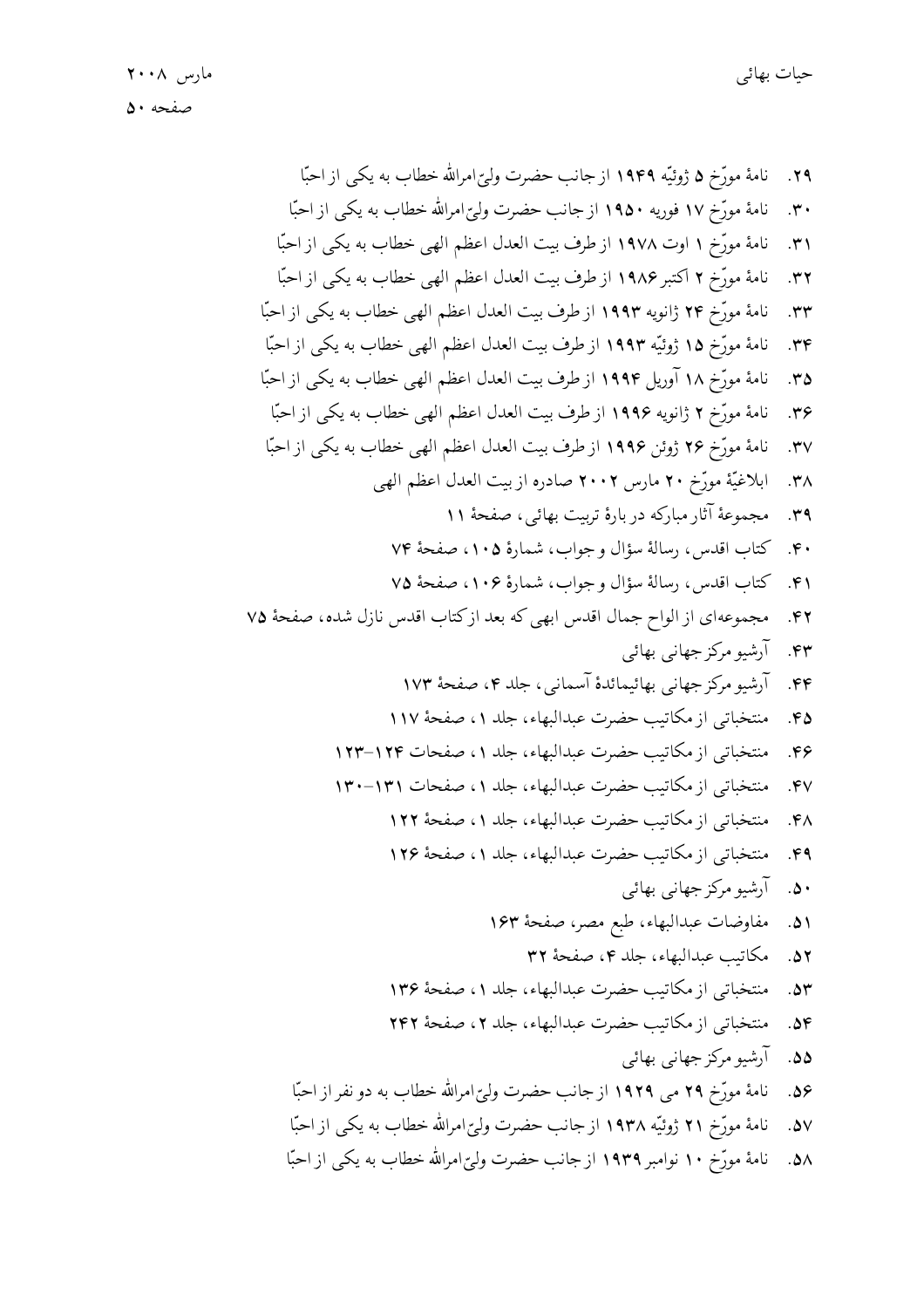۲۹. نامهٔ مورّخ ۵ ژوئیّه ۱۹۴۹ از جانب حضرت ولیّ‌امرالله خطاب به یکی از احبّا
۳۰. نامهٔ مورّخ ۱۷ فوریه ۱۹۵۰ از جانب حضرت ولیّ‌امرالله خطاب به یکی از احبّا
۳۱. نامهٔ مورّخ ۱ اوت ۱۹۷۸ از طرف بیت العدل اعظم الهی خطاب به یکی از احبّا
۳۲. نامهٔ مورّخ ۲ اکتبر ۱۹۸۶ از طرف بیت العدل اعظم الهی خطاب به یکی از احبّا
۳۳. نامهٔ مورّخ ۲۴ ژانویه ۱۹۹۳ از طرف بیت العدل اعظم الهی خطاب به یکی از احبّا
۳۴. نامهٔ مورّخ ۱۵ ژوئیّه ۱۹۹۳ از طرف بیت العدل اعظم الهی خطاب به یکی از احبّا
۳۵. نامهٔ مورّخ ۱۸ آوریل ۱۹۹۴ از طرف بیت العدل اعظم الهی خطاب به یکی از احبّا
۳۶. نامهٔ مورّخ ۲ ژانویه ۱۹۹۶ از طرف بیت العدل اعظم الهی خطاب به یکی از احبّا
۳۷. نامهٔ مورّخ ۲۶ ژوئن ۱۹۹۶ از طرف بیت العدل اعظم الهی خطاب به یکی از احبّا
۳۸. ابلاغیّهٔ مورّخ ۲۰ مارس ۲۰۰۲ صادره از بیت العدل اعظم الهی
۳۹. مجموعهٔ آثار مبارکه در بارهٔ تربیت بهائی، صفحهٔ ۱۱
۴۰. کتاب اقدس، رسالهٔ سؤال و جواب، شمارهٔ ۱۰۵، صفحهٔ ۷۴
۴۱. کتاب اقدس، رسالهٔ سؤال و جواب، شمارهٔ ۱۰۶، صفحهٔ ۷۵
۴۲. مجموعه‌ای از الواح جمال اقدس ابهی که بعد از کتاب اقدس نازل شده، صفحهٔ ۷۵
۴۳. آرشیو مرکز جهانی بهائی
۴۴. آرشیو مرکز جهانی بهائیمائدهٔ آسمانی، جلد ۴، صفحهٔ ۱۷۳
۴۵. منتخباتی از مکاتیب حضرت عبدالبهاء، جلد ۱، صفحهٔ ۱۱۷
۴۶. منتخباتی از مکاتیب حضرت عبدالبهاء، جلد ۱، صفحات ۱۲۴–۱۲۳
۴۷. منتخباتی از مکاتیب حضرت عبدالبهاء، جلد ۱، صفحات ۱۳۱–۱۳۰
۴۸. منتخباتی از مکاتیب حضرت عبدالبهاء، جلد ۱، صفحهٔ ۱۲۲
۴۹. منتخباتی از مکاتیب حضرت عبدالبهاء، جلد ۱، صفحهٔ ۱۲۶
۵۰. آرشیو مرکز جهانی بهائی
۵۱. مفاوضات عبدالبهاء، طبع مصر، صفحهٔ ۱۶۳
۵۲. مکاتیب عبدالبهاء، جلد ۴، صفحهٔ ۳۲
۵۳. منتخباتی از مکاتیب حضرت عبدالبهاء، جلد ۱، صفحهٔ ۱۳۶
۵۴. منتخباتی از مکاتیب حضرت عبدالبهاء، جلد ۲، صفحهٔ ۲۴۲
۵۵. آرشیو مرکز جهانی بهائی
۵۶. نامهٔ مورّخ ۲۹ می ۱۹۲۹ از جانب حضرت ولیّ‌امرالله خطاب به دو نفر از احبّا
۵۷. نامهٔ مورّخ ۲۱ ژوئیّه ۱۹۳۸ از جانب حضرت ولیّ‌امرالله خطاب به یکی از احبّا
۵۸. نامهٔ مورّخ ۱۰ نوامبر ۱۹۳۹ از جانب حضرت ولیّ‌امرالله خطاب به یکی از احبّا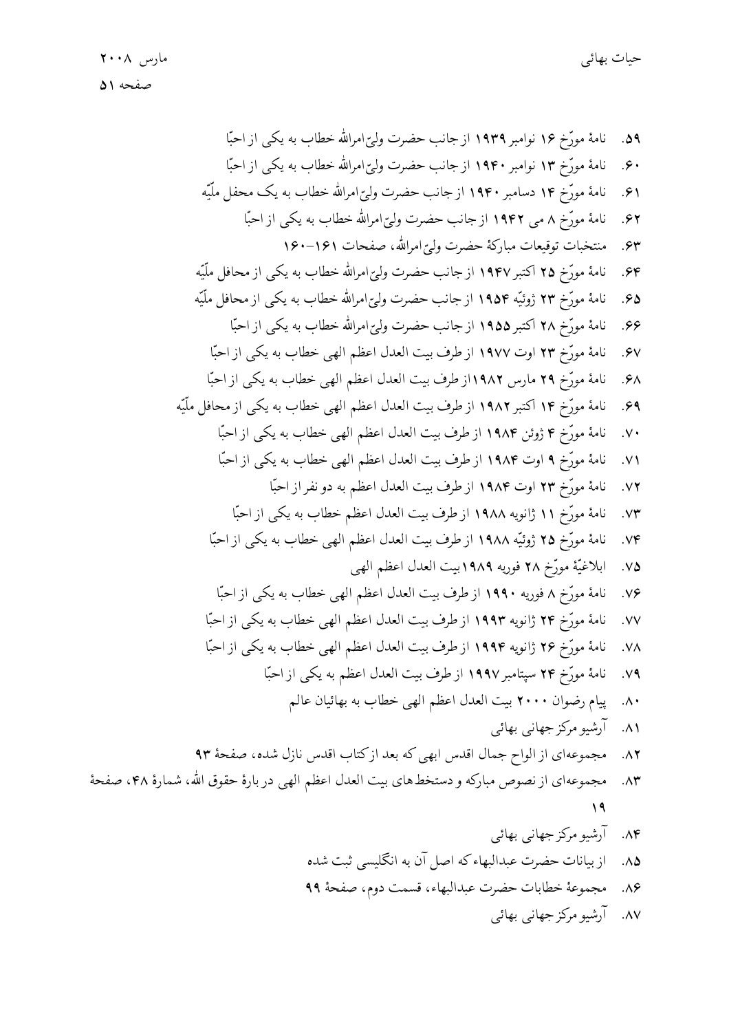۵۹. نامهٔ مورّخ ۱۶ نوامبر ۱۹۳۹ از جانب حضرت ولیّ امرالله خطاب به یکی از احبّا

۶۰. نامهٔ مورّخ ۱۳ نوامبر ۱۹۴۰ از جانب حضرت ولیّ امرالله خطاب به یکی از احبّا

۶۱. نامهٔ مورّخ ۱۴ دسامبر ۱۹۴۰ از جانب حضرت ولیّ امرالله خطاب به یک محفل ملّیه

۶۲. نامهٔ مورّخ ۸ می ۱۹۴۲ از جانب حضرت ولیّ امرالله خطاب به یکی از احبّا

۶۳. منتخبات توقیعات مبارکهٔ حضرت ولیّ امرالله، صفحات ۱۶۱-۱۶۰

۶۴. نامهٔ مورّخ ۲۵ اکتبر ۱۹۴۷ از جانب حضرت ولیّ امرالله خطاب به یکی از محافل ملّیه

۶۵. نامهٔ مورّخ ۲۳ ژوئیّه ۱۹۵۴ از جانب حضرت ولیّ امرالله خطاب به یکی از محافل ملّیه

۶۶. نامهٔ مورّخ ۲۸ اکتبر ۱۹۵۵ از جانب حضرت ولیّ امرالله خطاب به یکی از احبّا

۶۷. نامهٔ مورّخ ۲۳ اوت ۱۹۷۷ از طرف بیت العدل اعظم الهی خطاب به یکی از احبّا

۶۸. نامهٔ مورّخ ۲۹ مارس ۱۹۸۲از طرف بیت العدل اعظم الهی خطاب به یکی از احبّا

۶۹. نامهٔ مورّخ ۱۴ اکتبر ۱۹۸۲ از طرف بیت العدل اعظم الهی خطاب به یکی از محافل ملّیه

۷۰. نامهٔ مورّخ ۴ ژوئن ۱۹۸۴ از طرف بیت العدل اعظم الهی خطاب به یکی از احبّا

۷۱. نامهٔ مورّخ ۹ اوت ۱۹۸۴ از طرف بیت العدل اعظم الهی خطاب به یکی از احبّا

۷۲. نامهٔ مورّخ ۲۳ اوت ۱۹۸۴ از طرف بیت العدل اعظم به دو نفر از احبّا

۷۳. نامهٔ مورّخ ۱۱ ژانویه ۱۹۸۸ از طرف بیت العدل اعظم خطاب به یکی از احبّا

۷۴. نامهٔ مورّخ ۲۵ ژوئیّه ۱۹۸۸ از طرف بیت العدل اعظم الهی خطاب به یکی از احبّا

۷۵. ابلاغیّهٔ مورّخ ۲۸ فوریه ۱۹۸۹بیت العدل اعظم الهی

۷۶. نامهٔ مورّخ ۸ فوریه ۱۹۹۰ از طرف بیت العدل اعظم الهی خطاب به یکی از احبّا

۷۷. نامهٔ مورّخ ۲۴ ژانویه ۱۹۹۳ از طرف بیت العدل اعظم الهی خطاب به یکی از احبّا

۷۸. نامهٔ مورّخ ۲۶ ژانویه ۱۹۹۴ از طرف بیت العدل اعظم الهی خطاب به یکی از احبّا

۷۹. نامهٔ مورّخ ۲۴ سپتامبر ۱۹۹۷ از طرف بیت العدل اعظم به یکی از احبّا

۸۰. پیام رضوان ۲۰۰۰ بیت العدل اعظم الهی خطاب به بهائیان عالم

۸۱. آرشیو مرکز جهانی بهائی

۸۲. مجموعه‌ای از الواح جمال اقدس ابهی که بعد از کتاب اقدس نازل شده، صفحهٔ ۹۳

۸۳. مجموعه‌ای از نصوص مبارکه و دستخط‌های بیت العدل اعظم الهی در بارهٔ حقوق الله، شمارهٔ ۴۸، صفحهٔ ۱۹

۸۴. آرشیو مرکز جهانی بهائی

۸۵. از بیانات حضرت عبدالبهاء که اصل آن به انگلیسی ثبت شده

۸۶. مجموعهٔ خطابات حضرت عبدالبهاء، قسمت دوم، صفحهٔ ۹۹

۸۷. آرشیو مرکز جهانی بهائی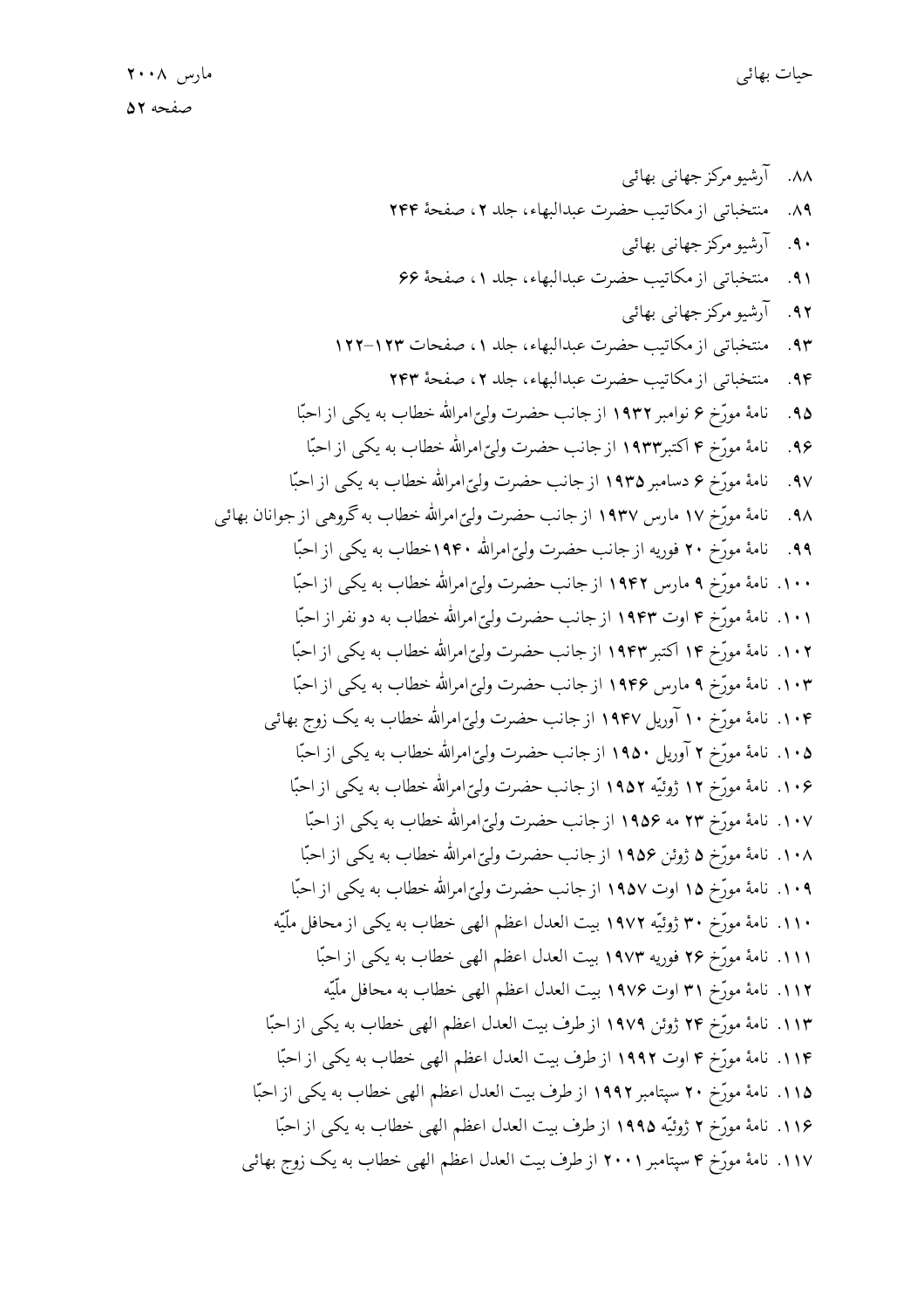۸۸. آرشیو مرکز جهانی بهائی

۸۹. منتخباتی از مکاتیب حضرت عبدالبهاء، جلد ۲، صفحهٔ ۲۴۴

۹۰. آرشیو مرکز جهانی بهائی

۹۱. منتخباتی از مکاتیب حضرت عبدالبهاء، جلد ۱، صفحهٔ ۶۶

۹۲. آرشیو مرکز جهانی بهائی

۹۳. منتخباتی از مکاتیب حضرت عبدالبهاء، جلد ۱، صفحات ۱۲۳-۱۲۲

۹۴. منتخباتی از مکاتیب حضرت عبدالبهاء، جلد ۲، صفحهٔ ۲۴۳

۹۵. نامهٔ مورّخ ۶ نوامبر ۱۹۳۲ از جانب حضرت ولیّ‌امرالله خطاب به یکی از احبّا

۹۶. نامهٔ مورّخ ۴ اکتبر ۱۹۳۳ از جانب حضرت ولیّ‌امرالله خطاب به یکی از احبّا

۹۷. نامهٔ مورّخ ۶ دسامبر ۱۹۳۵ از جانب حضرت ولیّ‌امرالله خطاب به یکی از احبّا

۹۸. نامهٔ مورّخ ۱۷ مارس ۱۹۳۷ از جانب حضرت ولیّ‌امرالله خطاب به گروهی از جوانان بهائی

۹۹. نامهٔ مورّخ ۲۰ فوریه از جانب حضرت ولیّ‌امرالله ۱۹۴۰ خطاب به یکی از احبّا

۱۰۰. نامهٔ مورّخ ۹ مارس ۱۹۴۲ از جانب حضرت ولیّ‌امرالله خطاب به یکی از احبّا

۱۰۱. نامهٔ مورّخ ۴ اوت ۱۹۴۳ از جانب حضرت ولیّ‌امرالله خطاب به دو نفر از احبّا

۱۰۲. نامهٔ مورّخ ۱۴ اکتبر ۱۹۴۳ از جانب حضرت ولیّ‌امرالله خطاب به یکی از احبّا

۱۰۳. نامهٔ مورّخ ۹ مارس ۱۹۴۶ از جانب حضرت ولیّ‌امرالله خطاب به یکی از احبّا

۱۰۴. نامهٔ مورّخ ۱۰ آوریل ۱۹۴۷ از جانب حضرت ولیّ‌امرالله خطاب به یک زوج بهائی

۱۰۵. نامهٔ مورّخ ۲ آوریل ۱۹۵۰ از جانب حضرت ولیّ‌امرالله خطاب به یکی از احبّا

۱۰۶. نامهٔ مورّخ ۱۲ ژوئیّه ۱۹۵۲ از جانب حضرت ولیّ‌امرالله خطاب به یکی از احبّا

۱۰۷. نامهٔ مورّخ ۲۳ مه ۱۹۵۶ از جانب حضرت ولیّ‌امرالله خطاب به یکی از احبّا

۱۰۸. نامهٔ مورّخ ۵ ژوئن ۱۹۵۶ از جانب حضرت ولیّ‌امرالله خطاب به یکی از احبّا

۱۰۹. نامهٔ مورّخ ۱۵ اوت ۱۹۵۷ از جانب حضرت ولیّ‌امرالله خطاب به یکی از احبّا

۱۱۰. نامهٔ مورّخ ۳۰ ژوئیّه ۱۹۷۲ بیت العدل اعظم الهی خطاب به یکی از محافل ملّیّه

۱۱۱. نامهٔ مورّخ ۲۶ فوریه ۱۹۷۳ بیت العدل اعظم الهی خطاب به یکی از احبّا

۱۱۲. نامهٔ مورّخ ۳۱ اوت ۱۹۷۶ بیت العدل اعظم الهی خطاب به محافل ملّیّه

۱۱۳. نامهٔ مورّخ ۲۴ ژوئن ۱۹۷۹ از طرف بیت العدل اعظم الهی خطاب به یکی از احبّا

۱۱۴. نامهٔ مورّخ ۴ اوت ۱۹۹۲ از طرف بیت العدل اعظم الهی خطاب به یکی از احبّا

۱۱۵. نامهٔ مورّخ ۲۰ سپتامبر ۱۹۹۲ از طرف بیت العدل اعظم الهی خطاب به یکی از احبّا

۱۱۶. نامهٔ مورّخ ۲ ژوئیّه ۱۹۹۵ از طرف بیت العدل اعظم الهی خطاب به یکی از احبّا

۱۱۷. نامهٔ مورّخ ۴ سپتامبر ۲۰۰۱ از طرف بیت العدل اعظم الهی خطاب به یک زوج بهائی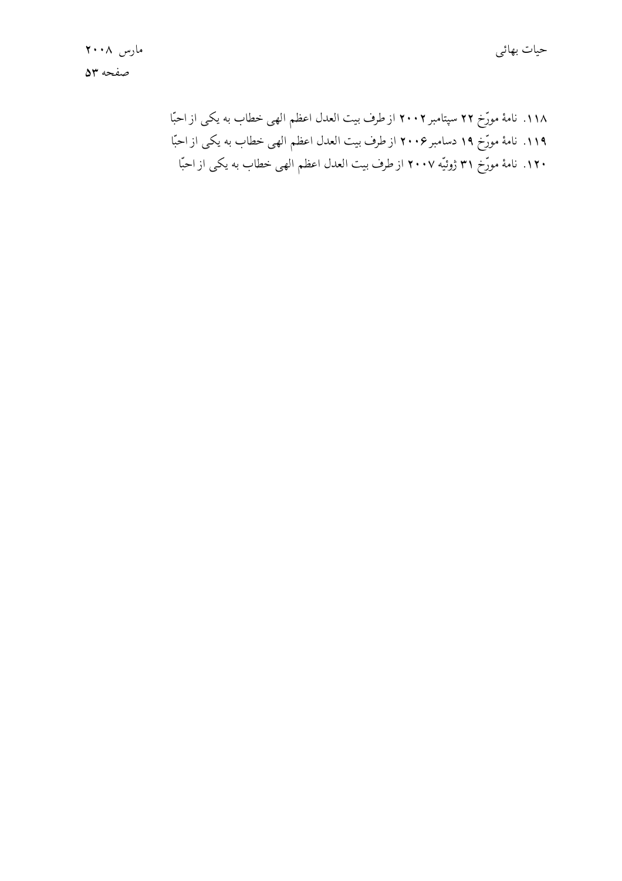۱۱۸. نامهٔ مورّخ **۲۲** سپتامبر **۲۰۰۲** از طرف بیت العدل اعظم الهی خطاب به یکی از احبّا

۱۱۹. نامهٔ مورّخ **۱۹** دسامبر **۲۰۰۶** از طرف بیت العدل اعظم الهی خطاب به یکی از احبّا

۱۲۰. نامهٔ مورّخ **۳۱** ژوئیّه **۲۰۰۷** از طرف بیت العدل اعظم الهی خطاب به یکی از احبّا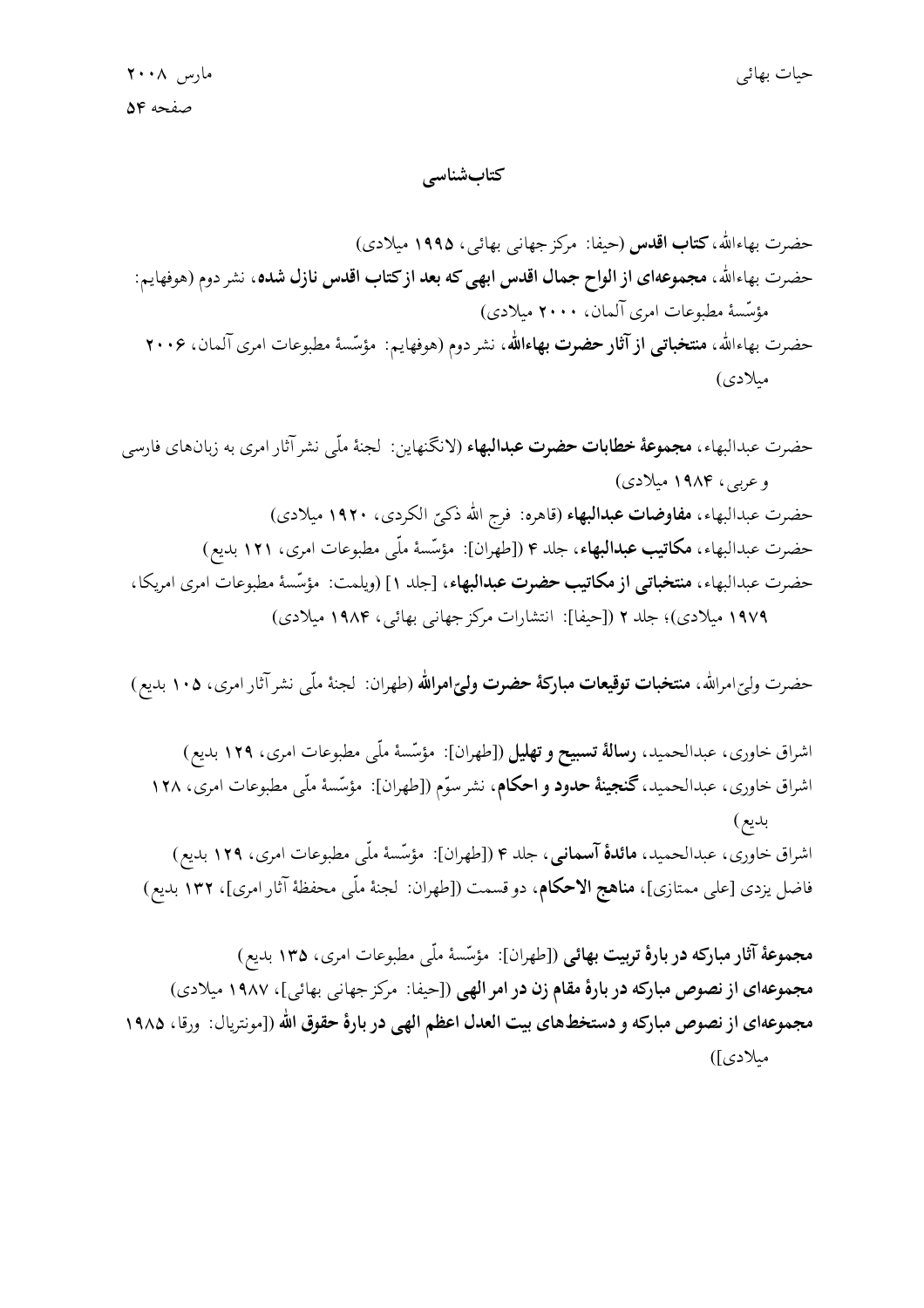## کتاب‌شناسی

حضرت بهاءالله، **کتاب اقدس** (حیفا: مرکز جهانی بهائی، ۱۹۹۵ میلادی)

حضرت بهاءالله، **مجموعه‌ای از الواح جمال اقدس ابهی که بعد از کتاب اقدس نازل شده**، نشر دوم (هوفهایم: مؤسّسهٔ مطبوعات امری آلمان، ۲۰۰۰ میلادی)

حضرت بهاءالله، **منتخباتی از آثار حضرت بهاءالله**، نشر دوم (هوفهایم: مؤسّسهٔ مطبوعات امری آلمان، ۲۰۰۶ میلادی)

حضرت عبدالبهاء، **مجموعهٔ خطابات حضرت عبدالبهاء** (لانگنهاین: لجنهٔ ملّی نشر آثار امری به زبان‌های فارسی و عربی، ۱۹۸۴ میلادی)

حضرت عبدالبهاء، **مفاوضات عبدالبهاء** (قاهره: فرج الله ذکیّ الکردی، ۱۹۲۰ میلادی)

حضرت عبدالبهاء، **مکاتیب عبدالبهاء**، جلد ۴ ([طهران]: مؤسّسهٔ ملّی مطبوعات امری، ۱۲۱ بدیع)

حضرت عبدالبهاء، **منتخباتی از مکاتیب حضرت عبدالبهاء**، [جلد ۱] (ویلمت: مؤسّسهٔ مطبوعات امری امریکا، ۱۹۷۹ میلادی)؛ جلد ۲ ([حیفا]: انتشارات مرکز جهانی بهائی، ۱۹۸۴ میلادی)

حضرت ولیّ امرالله، **منتخبات توقیعات مبارکهٔ حضرت ولیّ امرالله** (طهران: لجنهٔ ملّی نشر آثار امری، ۱۰۵ بدیع)

اشراق خاوری، عبدالحمید، **رسالهٔ تسبیح و تهلیل** ([طهران]: مؤسّسهٔ ملّی مطبوعات امری، ۱۲۹ بدیع)

اشراق خاوری، عبدالحمید، **گنجینهٔ حدود و احکام**، نشر سوّم ([طهران]: مؤسّسهٔ ملّی مطبوعات امری، ۱۲۸ بدیع)

اشراق خاوری، عبدالحمید، **مائدهٔ آسمانی**، جلد ۴ ([طهران]: مؤسّسهٔ ملّی مطبوعات امری، ۱۲۹ بدیع)

فاضل یزدی [علی ممتازی]، **مناهج الاحکام**، دو قسمت ([طهران: لجنهٔ ملّی محفظهٔ آثار امری]، ۱۳۲ بدیع)

**مجموعهٔ آثار مبارکه در بارهٔ تربیت بهائی** ([طهران]: مؤسّسهٔ ملّی مطبوعات امری، ۱۳۵ بدیع)

**مجموعه‌ای از نصوص مبارکه در بارهٔ مقام زن در امر الهی** ([حیفا: مرکز جهانی بهائی]، ۱۹۸۷ میلادی)

**مجموعه‌ای از نصوص مبارکه و دستخط‌های بیت العدل اعظم الهی در بارهٔ حقوق الله** ([مونتریال: ورقا، ۱۹۸۵ میلادی])